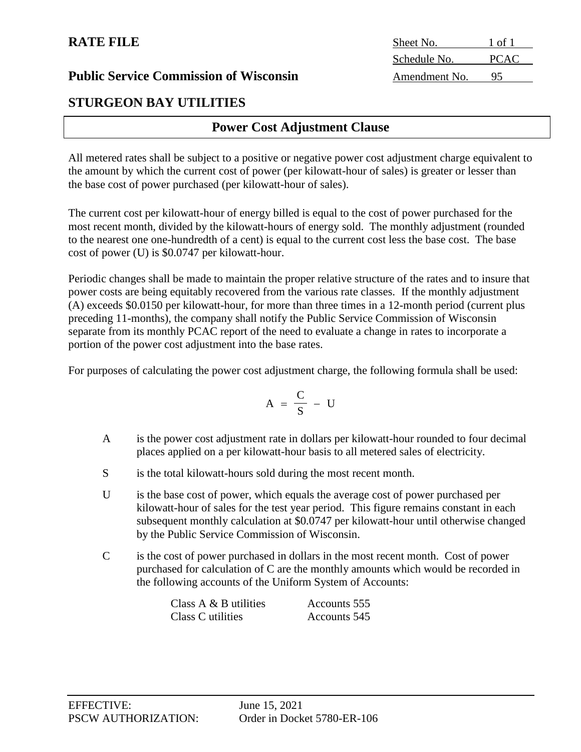**RATE FILE**

| Sheet No. | 1 of 1 |
|---|---|
| Schedule No. | PCAC |
| Amendment No. | 95 |

**Public Service Commission of Wisconsin**

**STURGEON BAY UTILITIES**

## Power Cost Adjustment Clause

All metered rates shall be subject to a positive or negative power cost adjustment charge equivalent to the amount by which the current cost of power (per kilowatt-hour of sales) is greater or lesser than the base cost of power purchased (per kilowatt-hour of sales).

The current cost per kilowatt-hour of energy billed is equal to the cost of power purchased for the most recent month, divided by the kilowatt-hours of energy sold. The monthly adjustment (rounded to the nearest one one-hundredth of a cent) is equal to the current cost less the base cost. The base cost of power (U) is $0.0747 per kilowatt-hour.

Periodic changes shall be made to maintain the proper relative structure of the rates and to insure that power costs are being equitably recovered from the various rate classes. If the monthly adjustment (A) exceeds $0.0150 per kilowatt-hour, for more than three times in a 12-month period (current plus preceding 11-months), the company shall notify the Public Service Commission of Wisconsin separate from its monthly PCAC report of the need to evaluate a change in rates to incorporate a portion of the power cost adjustment into the base rates.

For purposes of calculating the power cost adjustment charge, the following formula shall be used:

$$A = \frac{C}{S} - U$$

- A is the power cost adjustment rate in dollars per kilowatt-hour rounded to four decimal places applied on a per kilowatt-hour basis to all metered sales of electricity.
- S is the total kilowatt-hours sold during the most recent month.
- U is the base cost of power, which equals the average cost of power purchased per kilowatt-hour of sales for the test year period. This figure remains constant in each subsequent monthly calculation at $0.0747 per kilowatt-hour until otherwise changed by the Public Service Commission of Wisconsin.
- C is the cost of power purchased in dollars in the most recent month. Cost of power purchased for calculation of C are the monthly amounts which would be recorded in the following accounts of the Uniform System of Accounts:

| | |
|---|---|
| Class A & B utilities | Accounts 555 |
| Class C utilities | Accounts 545 |

EFFECTIVE: June 15, 2021
PSCW AUTHORIZATION: Order in Docket 5780-ER-106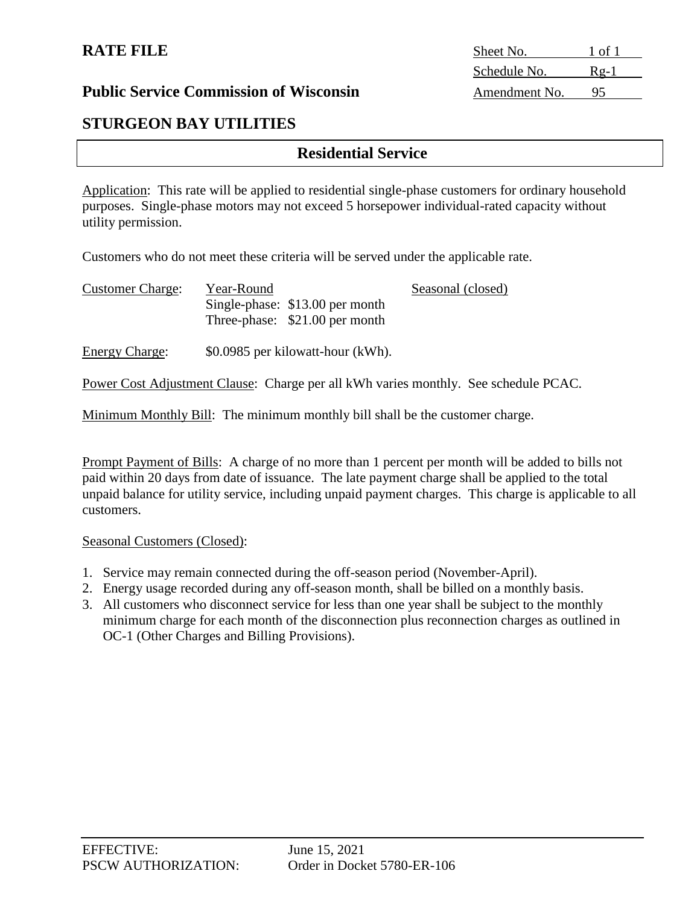**RATE FILE**

| Sheet No. | 1 of 1 |
|---|---|
| Schedule No. | Rg-1 |
| Amendment No. | 95 |

**Public Service Commission of Wisconsin**

## STURGEON BAY UTILITIES

## Residential Service

Application: This rate will be applied to residential single-phase customers for ordinary household purposes. Single-phase motors may not exceed 5 horsepower individual-rated capacity without utility permission.

Customers who do not meet these criteria will be served under the applicable rate.

| Customer Charge: | Year-Round | Seasonal (closed) |
|---|---|---|
| | Single-phase: $13.00 per month | |
| | Three-phase: $21.00 per month | |

Energy Charge: $0.0985 per kilowatt-hour (kWh).

Power Cost Adjustment Clause: Charge per all kWh varies monthly. See schedule PCAC.

Minimum Monthly Bill: The minimum monthly bill shall be the customer charge.

Prompt Payment of Bills: A charge of no more than 1 percent per month will be added to bills not paid within 20 days from date of issuance. The late payment charge shall be applied to the total unpaid balance for utility service, including unpaid payment charges. This charge is applicable to all customers.

Seasonal Customers (Closed):

1. Service may remain connected during the off-season period (November-April).
2. Energy usage recorded during any off-season month, shall be billed on a monthly basis.
3. All customers who disconnect service for less than one year shall be subject to the monthly minimum charge for each month of the disconnection plus reconnection charges as outlined in OC-1 (Other Charges and Billing Provisions).

EFFECTIVE: June 15, 2021
PSCW AUTHORIZATION: Order in Docket 5780-ER-106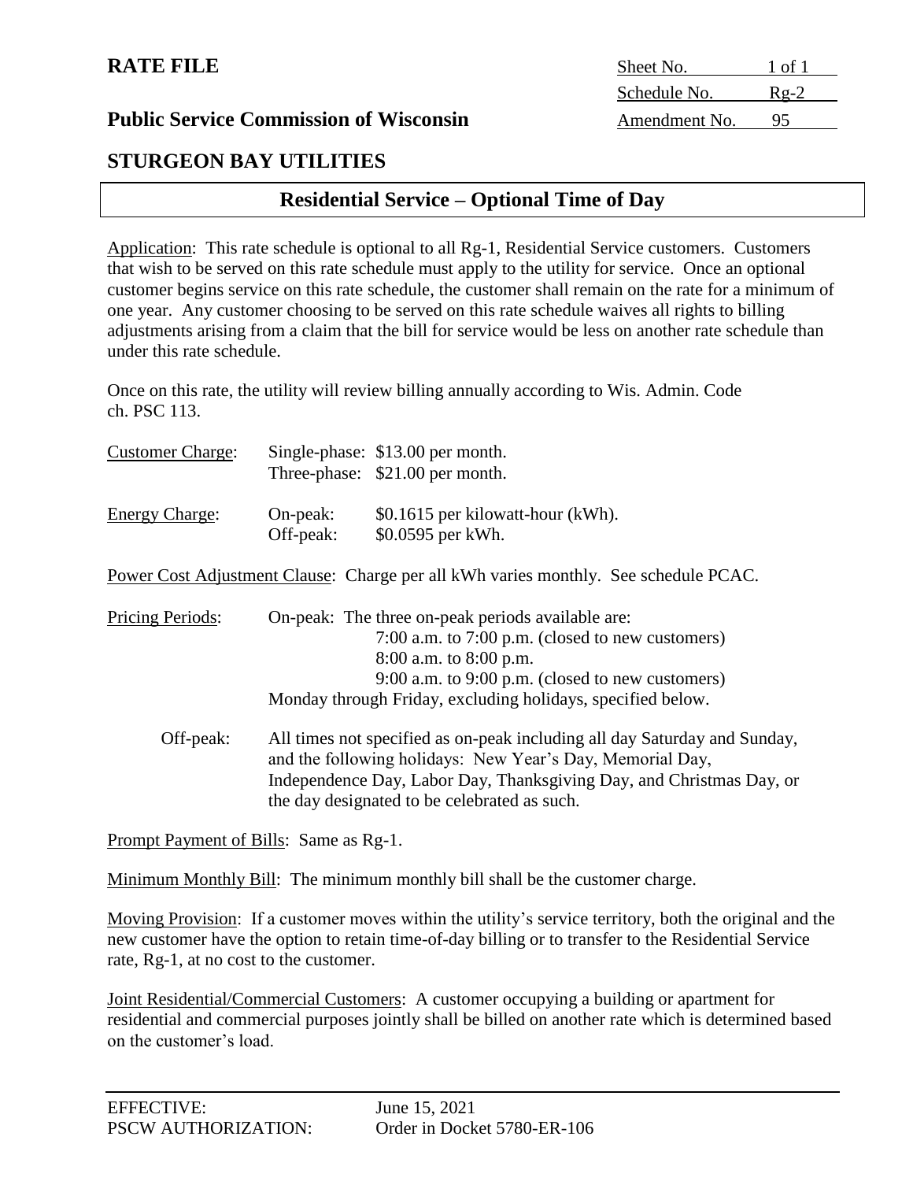**RATE FILE**

| Sheet No. | 1 of 1 |
| --- | --- |
| Schedule No. | Rg-2 |
| Amendment No. | 95 |

**Public Service Commission of Wisconsin**

## STURGEON BAY UTILITIES

## Residential Service – Optional Time of Day

Application: This rate schedule is optional to all Rg-1, Residential Service customers. Customers that wish to be served on this rate schedule must apply to the utility for service. Once an optional customer begins service on this rate schedule, the customer shall remain on the rate for a minimum of one year. Any customer choosing to be served on this rate schedule waives all rights to billing adjustments arising from a claim that the bill for service would be less on another rate schedule than under this rate schedule.

Once on this rate, the utility will review billing annually according to Wis. Admin. Code ch. PSC 113.

Customer Charge: Single-phase: $13.00 per month.
Three-phase: $21.00 per month.

Energy Charge: On-peak: $0.1615 per kilowatt-hour (kWh).
Off-peak: $0.0595 per kWh.

Power Cost Adjustment Clause: Charge per all kWh varies monthly. See schedule PCAC.

Pricing Periods: On-peak: The three on-peak periods available are:
7:00 a.m. to 7:00 p.m. (closed to new customers)
8:00 a.m. to 8:00 p.m.
9:00 a.m. to 9:00 p.m. (closed to new customers)
Monday through Friday, excluding holidays, specified below.

Off-peak: All times not specified as on-peak including all day Saturday and Sunday, and the following holidays: New Year's Day, Memorial Day, Independence Day, Labor Day, Thanksgiving Day, and Christmas Day, or the day designated to be celebrated as such.

Prompt Payment of Bills: Same as Rg-1.

Minimum Monthly Bill: The minimum monthly bill shall be the customer charge.

Moving Provision: If a customer moves within the utility's service territory, both the original and the new customer have the option to retain time-of-day billing or to transfer to the Residential Service rate, Rg-1, at no cost to the customer.

Joint Residential/Commercial Customers: A customer occupying a building or apartment for residential and commercial purposes jointly shall be billed on another rate which is determined based on the customer's load.

EFFECTIVE: June 15, 2021
PSCW AUTHORIZATION: Order in Docket 5780-ER-106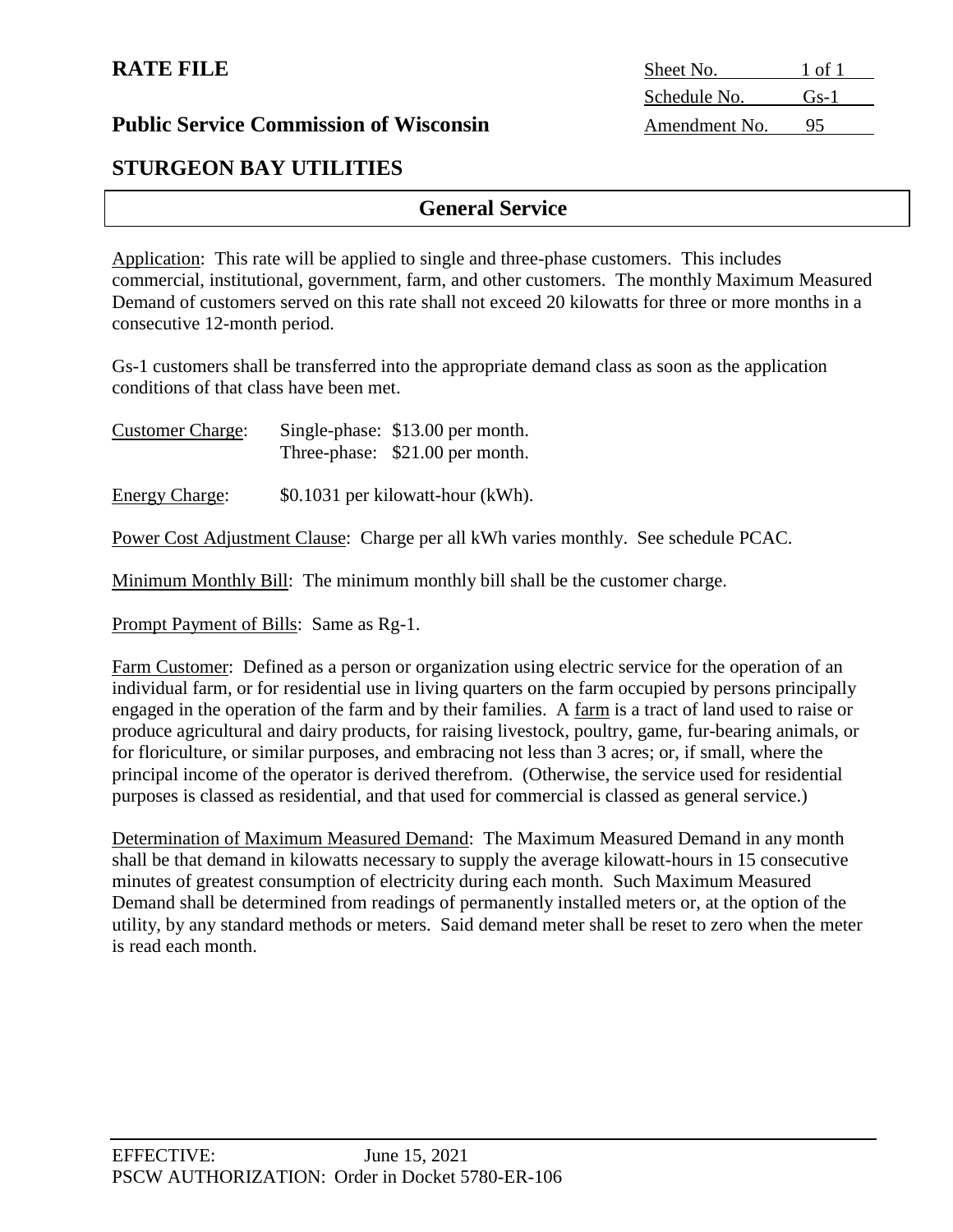**RATE FILE**

**Public Service Commission of Wisconsin**

| Sheet No. | 1 of 1 |
|---|---|
| Schedule No. | Gs-1 |
| Amendment No. | 95 |

## STURGEON BAY UTILITIES

## General Service

Application: This rate will be applied to single and three-phase customers. This includes commercial, institutional, government, farm, and other customers. The monthly Maximum Measured Demand of customers served on this rate shall not exceed 20 kilowatts for three or more months in a consecutive 12-month period.

Gs-1 customers shall be transferred into the appropriate demand class as soon as the application conditions of that class have been met.

Customer Charge: Single-phase: $13.00 per month.
Three-phase: $21.00 per month.

Energy Charge: $0.1031 per kilowatt-hour (kWh).

Power Cost Adjustment Clause: Charge per all kWh varies monthly. See schedule PCAC.

Minimum Monthly Bill: The minimum monthly bill shall be the customer charge.

Prompt Payment of Bills: Same as Rg-1.

Farm Customer: Defined as a person or organization using electric service for the operation of an individual farm, or for residential use in living quarters on the farm occupied by persons principally engaged in the operation of the farm and by their families. A farm is a tract of land used to raise or produce agricultural and dairy products, for raising livestock, poultry, game, fur-bearing animals, or for floriculture, or similar purposes, and embracing not less than 3 acres; or, if small, where the principal income of the operator is derived therefrom. (Otherwise, the service used for residential purposes is classed as residential, and that used for commercial is classed as general service.)

Determination of Maximum Measured Demand: The Maximum Measured Demand in any month shall be that demand in kilowatts necessary to supply the average kilowatt-hours in 15 consecutive minutes of greatest consumption of electricity during each month. Such Maximum Measured Demand shall be determined from readings of permanently installed meters or, at the option of the utility, by any standard methods or meters. Said demand meter shall be reset to zero when the meter is read each month.

EFFECTIVE: June 15, 2021
PSCW AUTHORIZATION: Order in Docket 5780-ER-106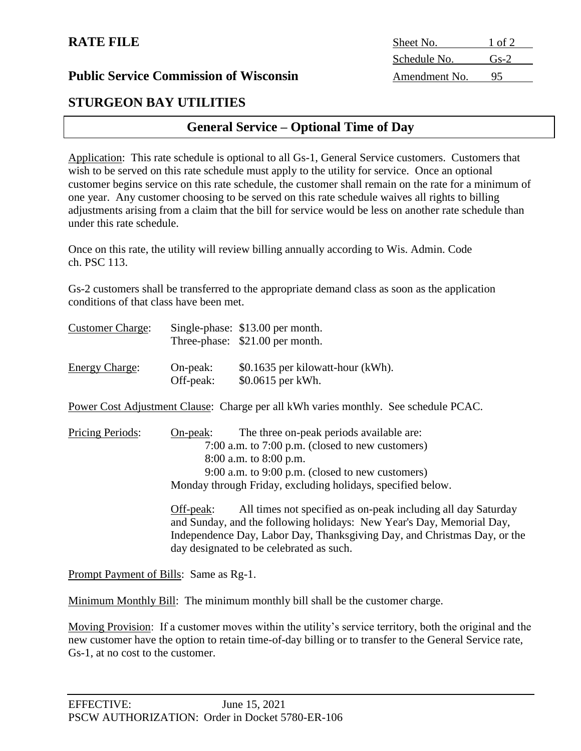**RATE FILE**

| Sheet No. | 1 of 2 |
| --- | --- |
| Schedule No. | Gs-2 |
| Amendment No. | 95 |

**Public Service Commission of Wisconsin**

## STURGEON BAY UTILITIES

## General Service – Optional Time of Day

Application: This rate schedule is optional to all Gs-1, General Service customers. Customers that wish to be served on this rate schedule must apply to the utility for service. Once an optional customer begins service on this rate schedule, the customer shall remain on the rate for a minimum of one year. Any customer choosing to be served on this rate schedule waives all rights to billing adjustments arising from a claim that the bill for service would be less on another rate schedule than under this rate schedule.

Once on this rate, the utility will review billing annually according to Wis. Admin. Code ch. PSC 113.

Gs-2 customers shall be transferred to the appropriate demand class as soon as the application conditions of that class have been met.

Customer Charge: Single-phase: $13.00 per month.
Three-phase: $21.00 per month.

Energy Charge: On-peak: $0.1635 per kilowatt-hour (kWh).
Off-peak: $0.0615 per kWh.

Power Cost Adjustment Clause: Charge per all kWh varies monthly. See schedule PCAC.

Pricing Periods: On-peak: The three on-peak periods available are:
7:00 a.m. to 7:00 p.m. (closed to new customers)
8:00 a.m. to 8:00 p.m.
9:00 a.m. to 9:00 p.m. (closed to new customers)
Monday through Friday, excluding holidays, specified below.

Off-peak: All times not specified as on-peak including all day Saturday and Sunday, and the following holidays: New Year's Day, Memorial Day, Independence Day, Labor Day, Thanksgiving Day, and Christmas Day, or the day designated to be celebrated as such.

Prompt Payment of Bills: Same as Rg-1.

Minimum Monthly Bill: The minimum monthly bill shall be the customer charge.

Moving Provision: If a customer moves within the utility's service territory, both the original and the new customer have the option to retain time-of-day billing or to transfer to the General Service rate, Gs-1, at no cost to the customer.

EFFECTIVE: June 15, 2021
PSCW AUTHORIZATION: Order in Docket 5780-ER-106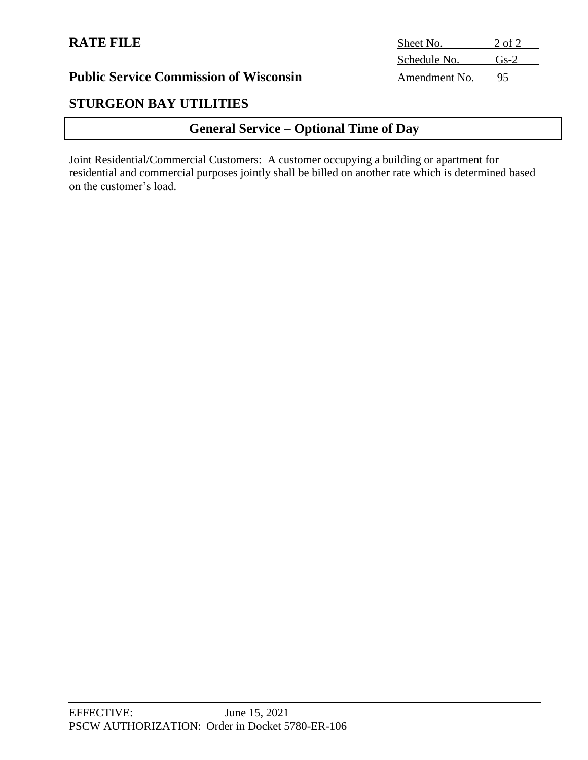**RATE FILE**

| Sheet No. | 2 of 2 |
| --- | --- |
| Schedule No. | Gs-2 |
| Amendment No. | 95 |

**Public Service Commission of Wisconsin**

## STURGEON BAY UTILITIES

## General Service – Optional Time of Day

Joint Residential/Commercial Customers: A customer occupying a building or apartment for residential and commercial purposes jointly shall be billed on another rate which is determined based on the customer's load.

EFFECTIVE: June 15, 2021
PSCW AUTHORIZATION: Order in Docket 5780-ER-106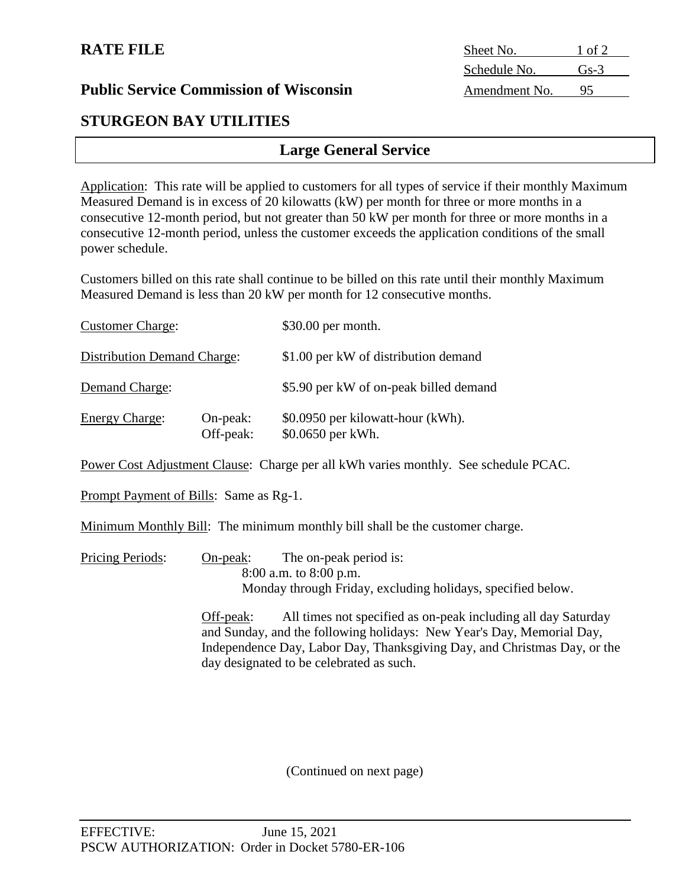**RATE FILE**

**Public Service Commission of Wisconsin**

| | |
|---|---|
| Sheet No. | 1 of 2 |
| Schedule No. | Gs-3 |
| Amendment No. | 95 |

## STURGEON BAY UTILITIES

### Large General Service

Application: This rate will be applied to customers for all types of service if their monthly Maximum Measured Demand is in excess of 20 kilowatts (kW) per month for three or more months in a consecutive 12-month period, but not greater than 50 kW per month for three or more months in a consecutive 12-month period, unless the customer exceeds the application conditions of the small power schedule.

Customers billed on this rate shall continue to be billed on this rate until their monthly Maximum Measured Demand is less than 20 kW per month for 12 consecutive months.

| | | |
|---|---|---|
| Customer Charge: | | $30.00 per month. |
| Distribution Demand Charge: | | $1.00 per kW of distribution demand |
| Demand Charge: | | $5.90 per kW of on-peak billed demand |
| Energy Charge: | On-peak: | $0.0950 per kilowatt-hour (kWh). |
| | Off-peak: | $0.0650 per kWh. |

Power Cost Adjustment Clause: Charge per all kWh varies monthly. See schedule PCAC.

Prompt Payment of Bills: Same as Rg-1.

Minimum Monthly Bill: The minimum monthly bill shall be the customer charge.

Pricing Periods:

On-peak: The on-peak period is:
8:00 a.m. to 8:00 p.m.
Monday through Friday, excluding holidays, specified below.

Off-peak: All times not specified as on-peak including all day Saturday and Sunday, and the following holidays: New Year's Day, Memorial Day, Independence Day, Labor Day, Thanksgiving Day, and Christmas Day, or the day designated to be celebrated as such.

(Continued on next page)

EFFECTIVE: June 15, 2021
PSCW AUTHORIZATION: Order in Docket 5780-ER-106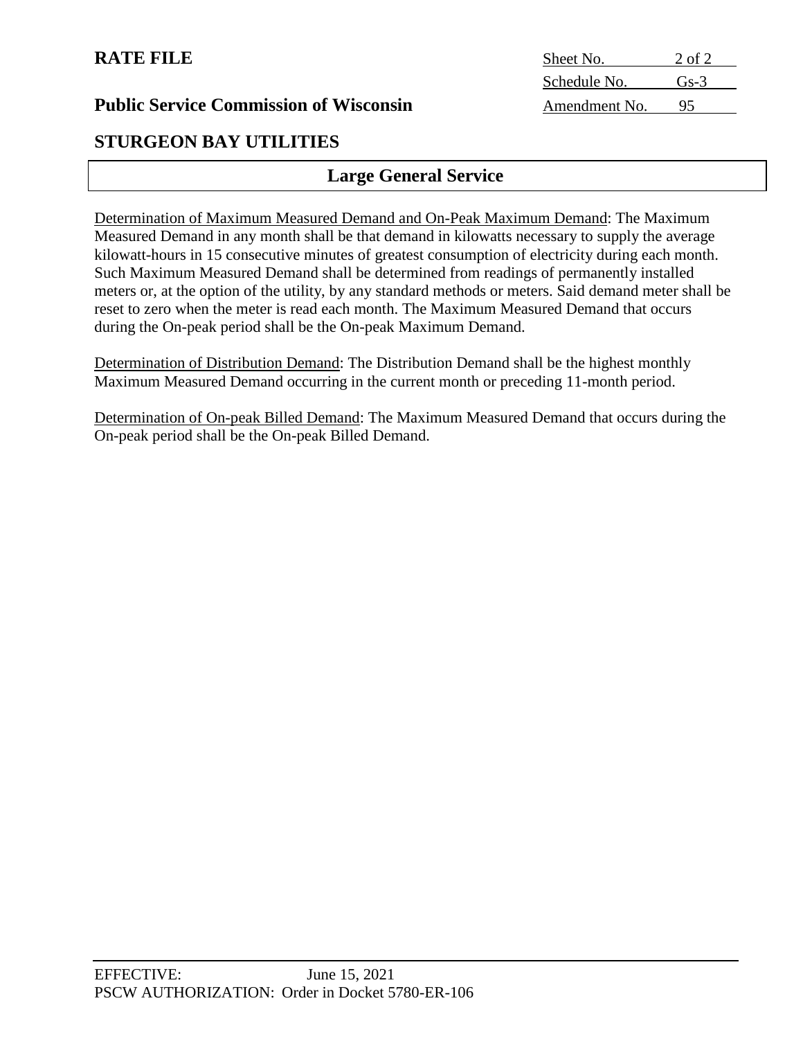**RATE FILE**

**Public Service Commission of Wisconsin**

| Sheet No. | 2 of 2 |
| --- | --- |
| Schedule No. | Gs-3 |
| Amendment No. | 95 |

## STURGEON BAY UTILITIES

## Large General Service

Determination of Maximum Measured Demand and On-Peak Maximum Demand: The Maximum Measured Demand in any month shall be that demand in kilowatts necessary to supply the average kilowatt-hours in 15 consecutive minutes of greatest consumption of electricity during each month. Such Maximum Measured Demand shall be determined from readings of permanently installed meters or, at the option of the utility, by any standard methods or meters. Said demand meter shall be reset to zero when the meter is read each month. The Maximum Measured Demand that occurs during the On-peak period shall be the On-peak Maximum Demand.

Determination of Distribution Demand: The Distribution Demand shall be the highest monthly Maximum Measured Demand occurring in the current month or preceding 11-month period.

Determination of On-peak Billed Demand: The Maximum Measured Demand that occurs during the On-peak period shall be the On-peak Billed Demand.

EFFECTIVE: June 15, 2021
PSCW AUTHORIZATION: Order in Docket 5780-ER-106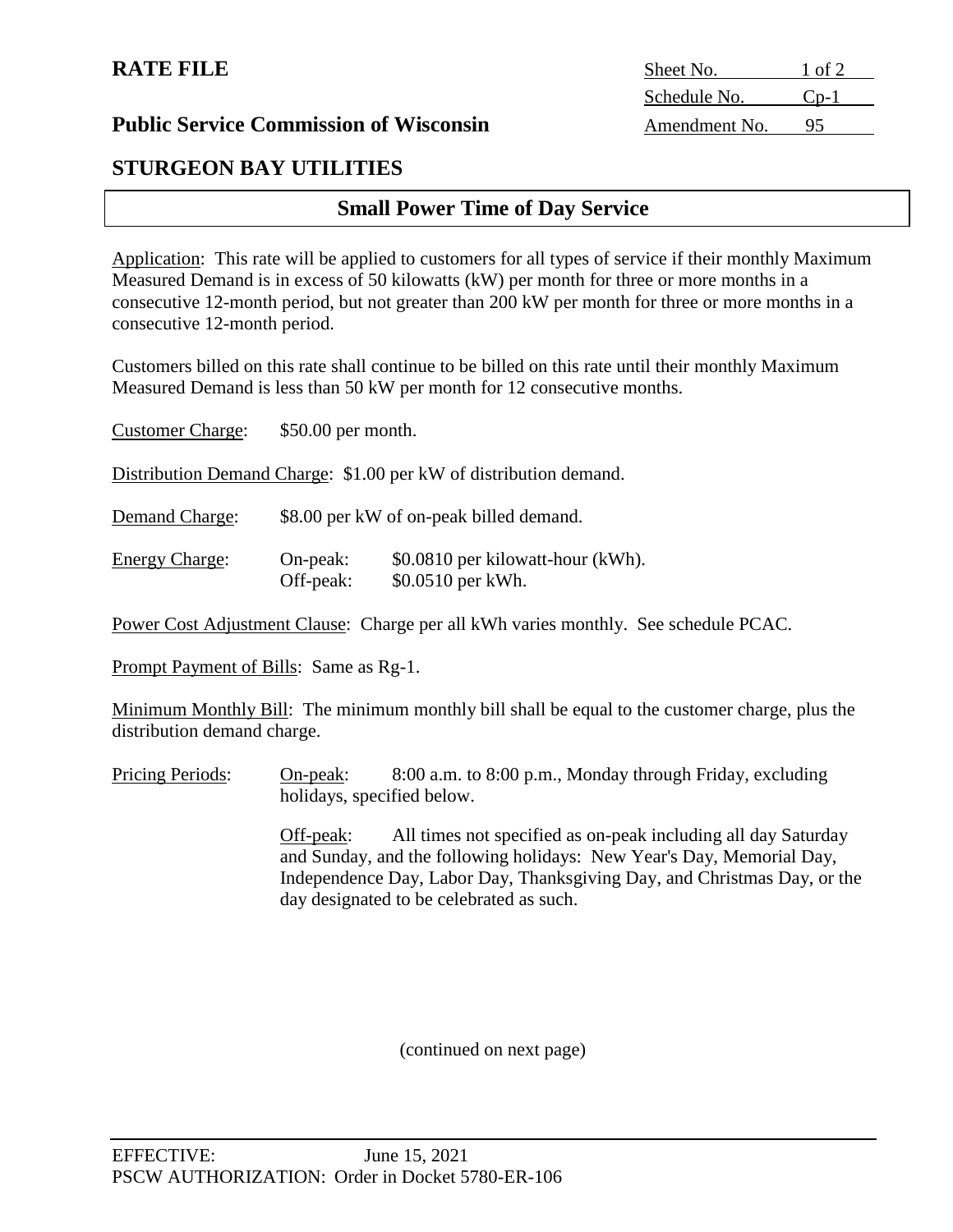**RATE FILE**

| Sheet No. | 1 of 2 |
| --- | --- |
| Schedule No. | Cp-1 |
| Amendment No. | 95 |

**Public Service Commission of Wisconsin**

## STURGEON BAY UTILITIES

## Small Power Time of Day Service

Application: This rate will be applied to customers for all types of service if their monthly Maximum Measured Demand is in excess of 50 kilowatts (kW) per month for three or more months in a consecutive 12-month period, but not greater than 200 kW per month for three or more months in a consecutive 12-month period.

Customers billed on this rate shall continue to be billed on this rate until their monthly Maximum Measured Demand is less than 50 kW per month for 12 consecutive months.

Customer Charge: $50.00 per month.

Distribution Demand Charge: $1.00 per kW of distribution demand.

Demand Charge: $8.00 per kW of on-peak billed demand.

Energy Charge:
- On-peak: $0.0810 per kilowatt-hour (kWh).
- Off-peak: $0.0510 per kWh.

Power Cost Adjustment Clause: Charge per all kWh varies monthly. See schedule PCAC.

Prompt Payment of Bills: Same as Rg-1.

Minimum Monthly Bill: The minimum monthly bill shall be equal to the customer charge, plus the distribution demand charge.

Pricing Periods:

On-peak: 8:00 a.m. to 8:00 p.m., Monday through Friday, excluding holidays, specified below.

Off-peak: All times not specified as on-peak including all day Saturday and Sunday, and the following holidays: New Year's Day, Memorial Day, Independence Day, Labor Day, Thanksgiving Day, and Christmas Day, or the day designated to be celebrated as such.

(continued on next page)

EFFECTIVE: June 15, 2021
PSCW AUTHORIZATION: Order in Docket 5780-ER-106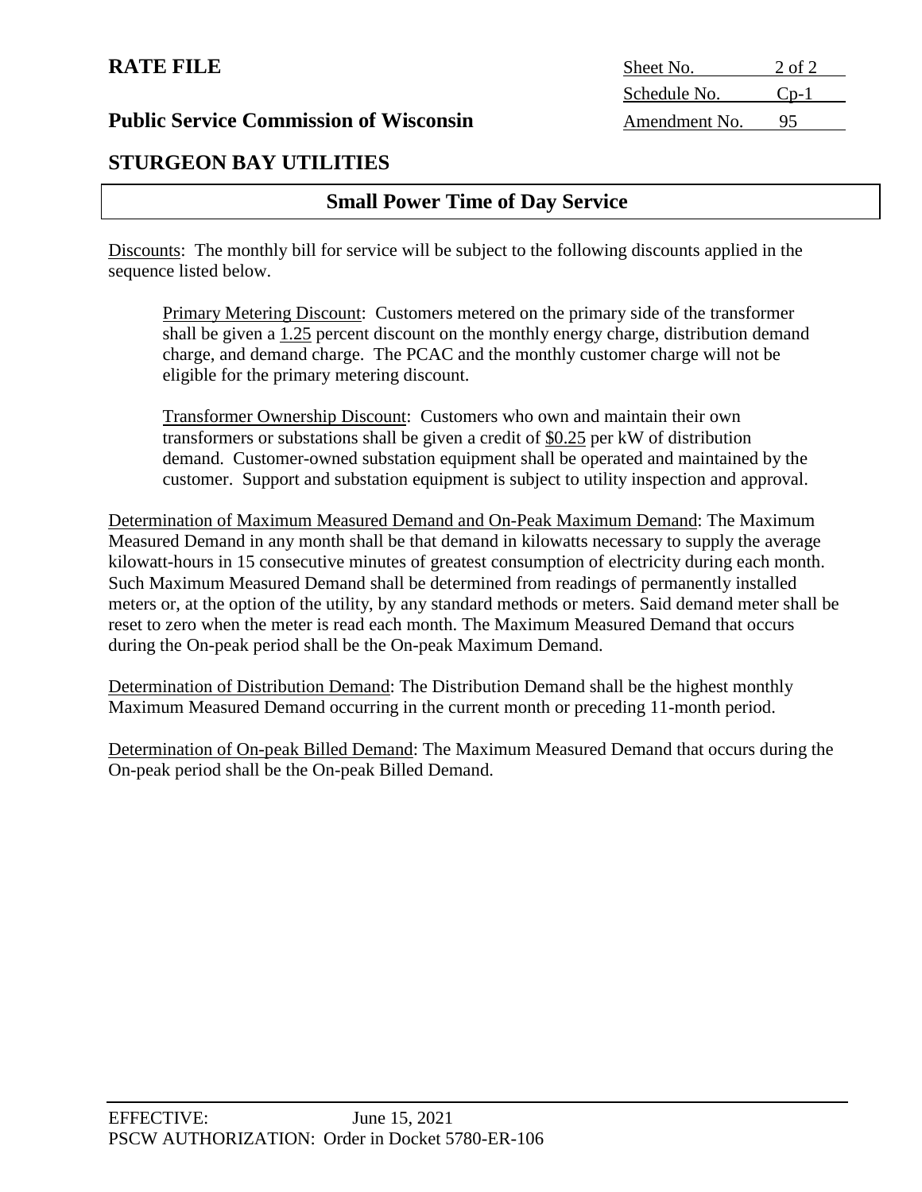**RATE FILE**

**Public Service Commission of Wisconsin**

Sheet No. 2 of 2
Schedule No. Cp-1
Amendment No. 95

## STURGEON BAY UTILITIES

## Small Power Time of Day Service

Discounts: The monthly bill for service will be subject to the following discounts applied in the sequence listed below.

Primary Metering Discount: Customers metered on the primary side of the transformer shall be given a 1.25 percent discount on the monthly energy charge, distribution demand charge, and demand charge. The PCAC and the monthly customer charge will not be eligible for the primary metering discount.

Transformer Ownership Discount: Customers who own and maintain their own transformers or substations shall be given a credit of $0.25 per kW of distribution demand. Customer-owned substation equipment shall be operated and maintained by the customer. Support and substation equipment is subject to utility inspection and approval.

Determination of Maximum Measured Demand and On-Peak Maximum Demand: The Maximum Measured Demand in any month shall be that demand in kilowatts necessary to supply the average kilowatt-hours in 15 consecutive minutes of greatest consumption of electricity during each month. Such Maximum Measured Demand shall be determined from readings of permanently installed meters or, at the option of the utility, by any standard methods or meters. Said demand meter shall be reset to zero when the meter is read each month. The Maximum Measured Demand that occurs during the On-peak period shall be the On-peak Maximum Demand.

Determination of Distribution Demand: The Distribution Demand shall be the highest monthly Maximum Measured Demand occurring in the current month or preceding 11-month period.

Determination of On-peak Billed Demand: The Maximum Measured Demand that occurs during the On-peak period shall be the On-peak Billed Demand.

EFFECTIVE: June 15, 2021
PSCW AUTHORIZATION: Order in Docket 5780-ER-106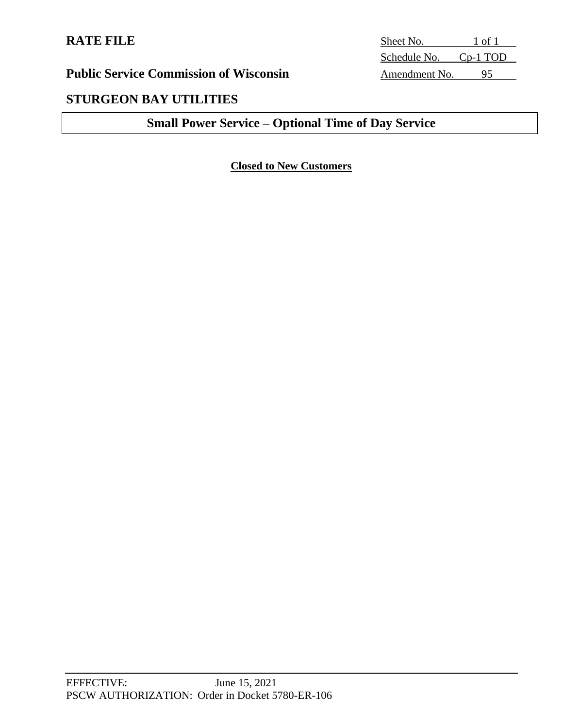**RATE FILE**

| Sheet No. | 1 of 1 |
|---|---|
| Schedule No. | Cp-1 TOD |
| Amendment No. | 95 |

**Public Service Commission of Wisconsin**

**STURGEON BAY UTILITIES**

## Small Power Service – Optional Time of Day Service

**Closed to New Customers**

EFFECTIVE: June 15, 2021
PSCW AUTHORIZATION: Order in Docket 5780-ER-106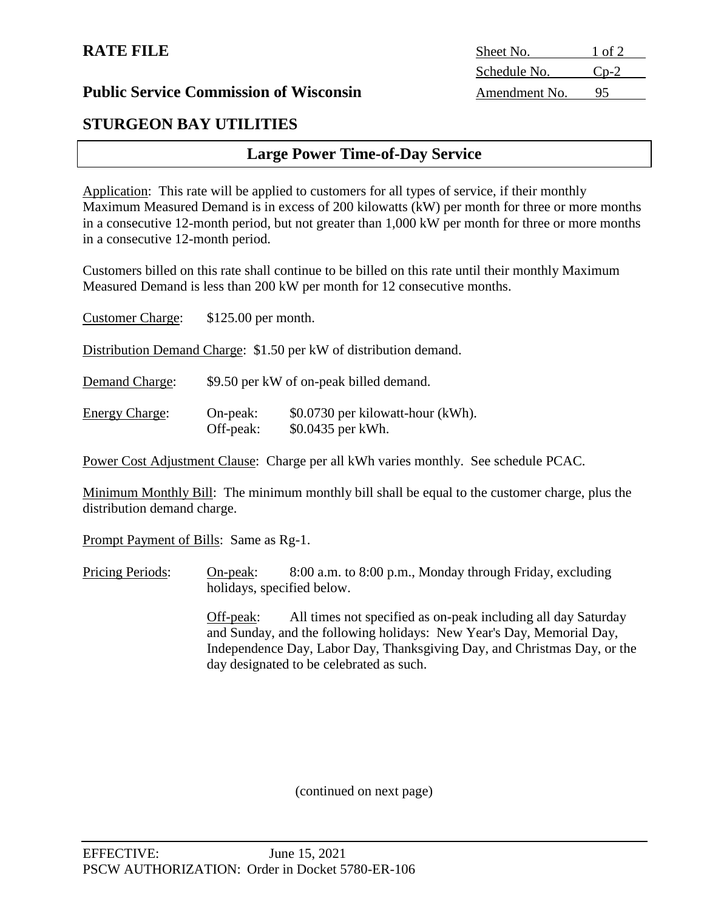**RATE FILE**

| Sheet No. | 1 of 2 |
|---|---|
| Schedule No. | Cp-2 |
| Amendment No. | 95 |

**Public Service Commission of Wisconsin**

## STURGEON BAY UTILITIES

## Large Power Time-of-Day Service

Application: This rate will be applied to customers for all types of service, if their monthly Maximum Measured Demand is in excess of 200 kilowatts (kW) per month for three or more months in a consecutive 12-month period, but not greater than 1,000 kW per month for three or more months in a consecutive 12-month period.

Customers billed on this rate shall continue to be billed on this rate until their monthly Maximum Measured Demand is less than 200 kW per month for 12 consecutive months.

Customer Charge: $125.00 per month.

Distribution Demand Charge: $1.50 per kW of distribution demand.

Demand Charge: $9.50 per kW of on-peak billed demand.

Energy Charge:
- On-peak: $0.0730 per kilowatt-hour (kWh).
- Off-peak: $0.0435 per kWh.

Power Cost Adjustment Clause: Charge per all kWh varies monthly. See schedule PCAC.

Minimum Monthly Bill: The minimum monthly bill shall be equal to the customer charge, plus the distribution demand charge.

Prompt Payment of Bills: Same as Rg-1.

Pricing Periods:

On-peak: 8:00 a.m. to 8:00 p.m., Monday through Friday, excluding holidays, specified below.

Off-peak: All times not specified as on-peak including all day Saturday and Sunday, and the following holidays: New Year's Day, Memorial Day, Independence Day, Labor Day, Thanksgiving Day, and Christmas Day, or the day designated to be celebrated as such.

(continued on next page)

EFFECTIVE: June 15, 2021
PSCW AUTHORIZATION: Order in Docket 5780-ER-106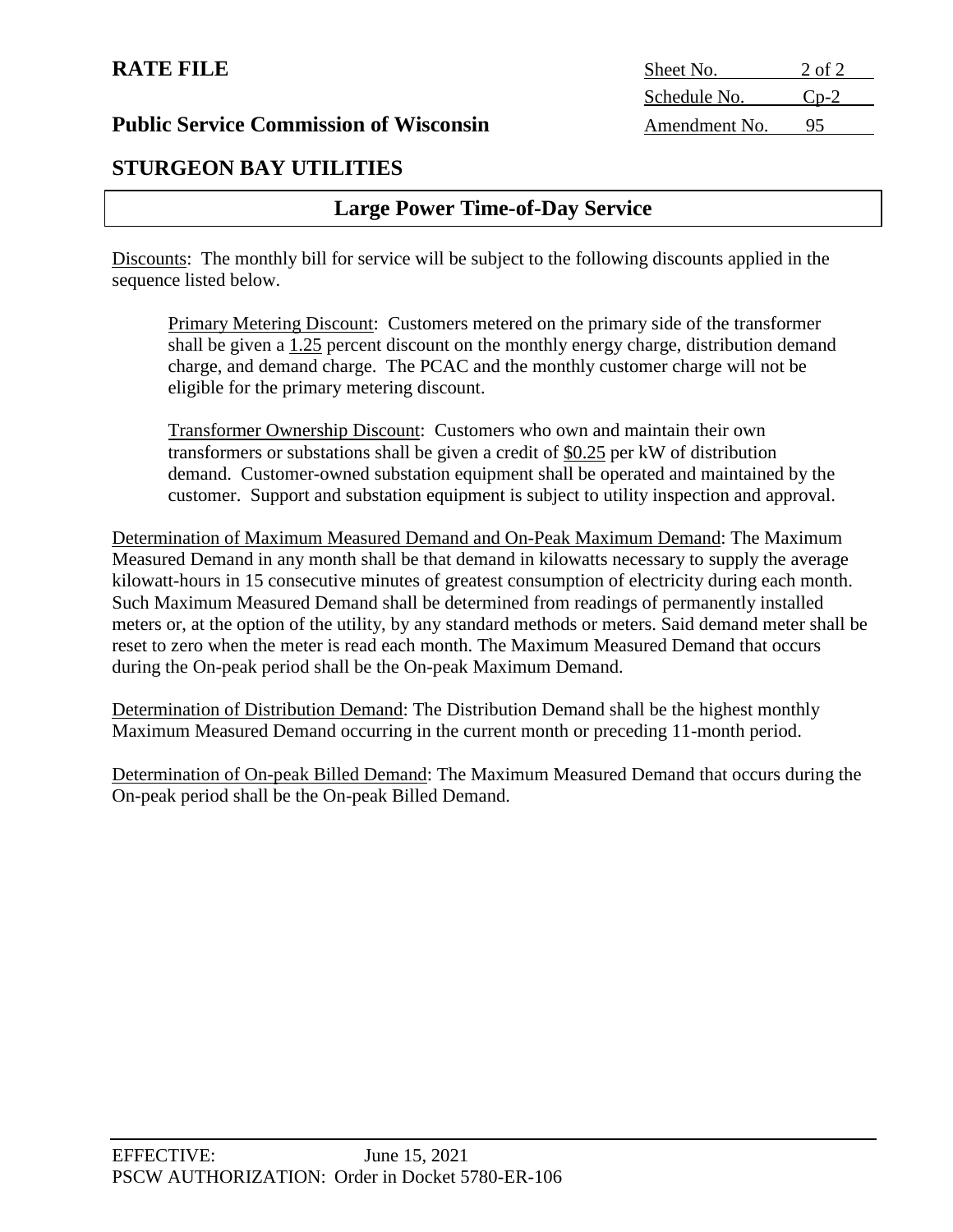**RATE FILE**

**Public Service Commission of Wisconsin**

**STURGEON BAY UTILITIES**

| Sheet No. | 2 of 2 |
|---|---|
| Schedule No. | Cp-2 |
| Amendment No. | 95 |

## Large Power Time-of-Day Service

Discounts: The monthly bill for service will be subject to the following discounts applied in the sequence listed below.

> Primary Metering Discount: Customers metered on the primary side of the transformer shall be given a 1.25 percent discount on the monthly energy charge, distribution demand charge, and demand charge. The PCAC and the monthly customer charge will not be eligible for the primary metering discount.
>
> Transformer Ownership Discount: Customers who own and maintain their own transformers or substations shall be given a credit of $0.25 per kW of distribution demand. Customer-owned substation equipment shall be operated and maintained by the customer. Support and substation equipment is subject to utility inspection and approval.

Determination of Maximum Measured Demand and On-Peak Maximum Demand: The Maximum Measured Demand in any month shall be that demand in kilowatts necessary to supply the average kilowatt-hours in 15 consecutive minutes of greatest consumption of electricity during each month. Such Maximum Measured Demand shall be determined from readings of permanently installed meters or, at the option of the utility, by any standard methods or meters. Said demand meter shall be reset to zero when the meter is read each month. The Maximum Measured Demand that occurs during the On-peak period shall be the On-peak Maximum Demand.

Determination of Distribution Demand: The Distribution Demand shall be the highest monthly Maximum Measured Demand occurring in the current month or preceding 11-month period.

Determination of On-peak Billed Demand: The Maximum Measured Demand that occurs during the On-peak period shall be the On-peak Billed Demand.

EFFECTIVE: June 15, 2021
PSCW AUTHORIZATION: Order in Docket 5780-ER-106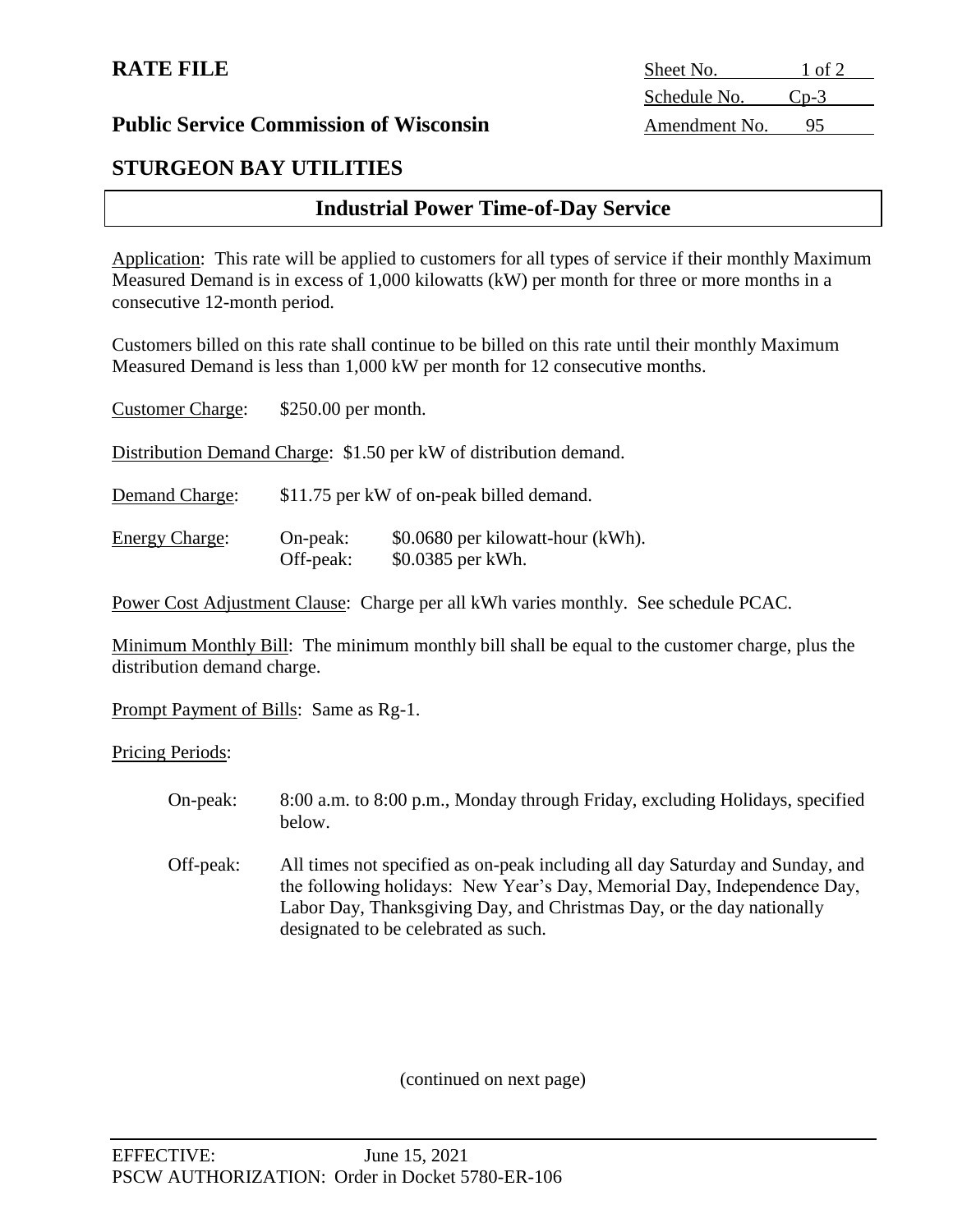**RATE FILE**

| Sheet No. | 1 of 2 |
| --- | --- |
| Schedule No. | Cp-3 |
| Amendment No. | 95 |

**Public Service Commission of Wisconsin**

## STURGEON BAY UTILITIES

## Industrial Power Time-of-Day Service

Application: This rate will be applied to customers for all types of service if their monthly Maximum Measured Demand is in excess of 1,000 kilowatts (kW) per month for three or more months in a consecutive 12-month period.

Customers billed on this rate shall continue to be billed on this rate until their monthly Maximum Measured Demand is less than 1,000 kW per month for 12 consecutive months.

Customer Charge: $250.00 per month.

Distribution Demand Charge: $1.50 per kW of distribution demand.

Demand Charge: $11.75 per kW of on-peak billed demand.

Energy Charge:
- On-peak: $0.0680 per kilowatt-hour (kWh).
- Off-peak: $0.0385 per kWh.

Power Cost Adjustment Clause: Charge per all kWh varies monthly. See schedule PCAC.

Minimum Monthly Bill: The minimum monthly bill shall be equal to the customer charge, plus the distribution demand charge.

Prompt Payment of Bills: Same as Rg-1.

Pricing Periods:

- On-peak: 8:00 a.m. to 8:00 p.m., Monday through Friday, excluding Holidays, specified below.
- Off-peak: All times not specified as on-peak including all day Saturday and Sunday, and the following holidays: New Year's Day, Memorial Day, Independence Day, Labor Day, Thanksgiving Day, and Christmas Day, or the day nationally designated to be celebrated as such.

(continued on next page)

EFFECTIVE: June 15, 2021
PSCW AUTHORIZATION: Order in Docket 5780-ER-106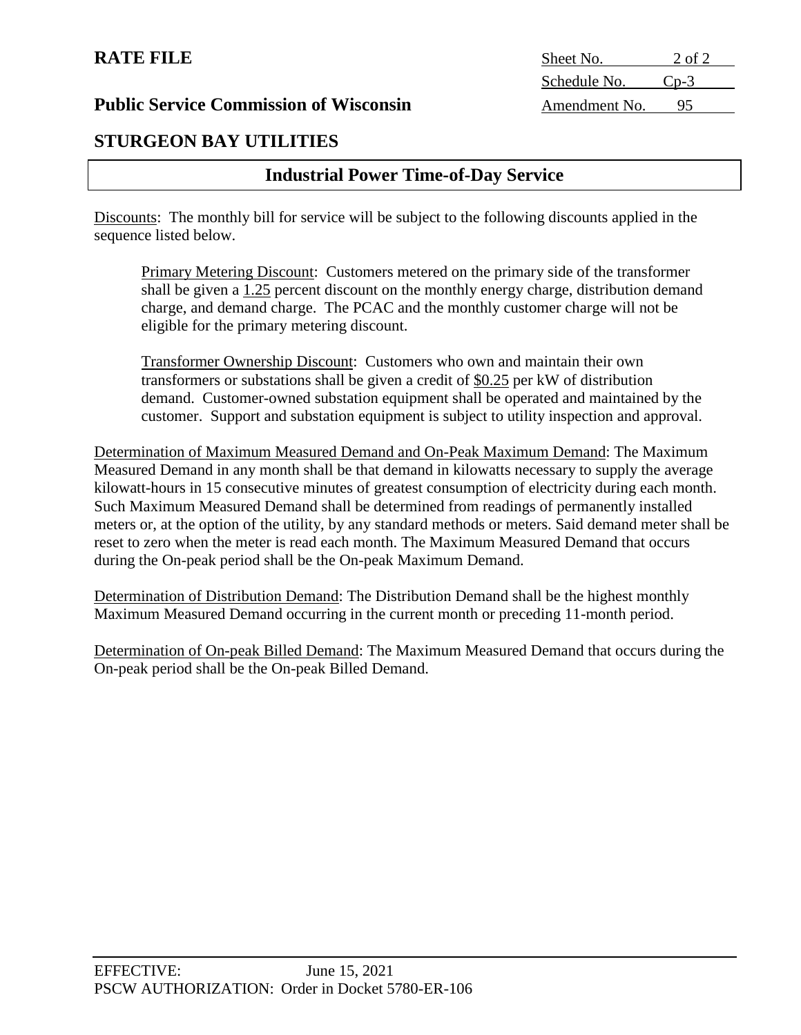**RATE FILE**

**Public Service Commission of Wisconsin**

| Sheet No. | 2 of 2 |
| --- | --- |
| Schedule No. | Cp-3 |
| Amendment No. | 95 |

## STURGEON BAY UTILITIES

## Industrial Power Time-of-Day Service

Discounts: The monthly bill for service will be subject to the following discounts applied in the sequence listed below.

Primary Metering Discount: Customers metered on the primary side of the transformer shall be given a 1.25 percent discount on the monthly energy charge, distribution demand charge, and demand charge. The PCAC and the monthly customer charge will not be eligible for the primary metering discount.

Transformer Ownership Discount: Customers who own and maintain their own transformers or substations shall be given a credit of $0.25 per kW of distribution demand. Customer-owned substation equipment shall be operated and maintained by the customer. Support and substation equipment is subject to utility inspection and approval.

Determination of Maximum Measured Demand and On-Peak Maximum Demand: The Maximum Measured Demand in any month shall be that demand in kilowatts necessary to supply the average kilowatt-hours in 15 consecutive minutes of greatest consumption of electricity during each month. Such Maximum Measured Demand shall be determined from readings of permanently installed meters or, at the option of the utility, by any standard methods or meters. Said demand meter shall be reset to zero when the meter is read each month. The Maximum Measured Demand that occurs during the On-peak period shall be the On-peak Maximum Demand.

Determination of Distribution Demand: The Distribution Demand shall be the highest monthly Maximum Measured Demand occurring in the current month or preceding 11-month period.

Determination of On-peak Billed Demand: The Maximum Measured Demand that occurs during the On-peak period shall be the On-peak Billed Demand.

EFFECTIVE: June 15, 2021
PSCW AUTHORIZATION: Order in Docket 5780-ER-106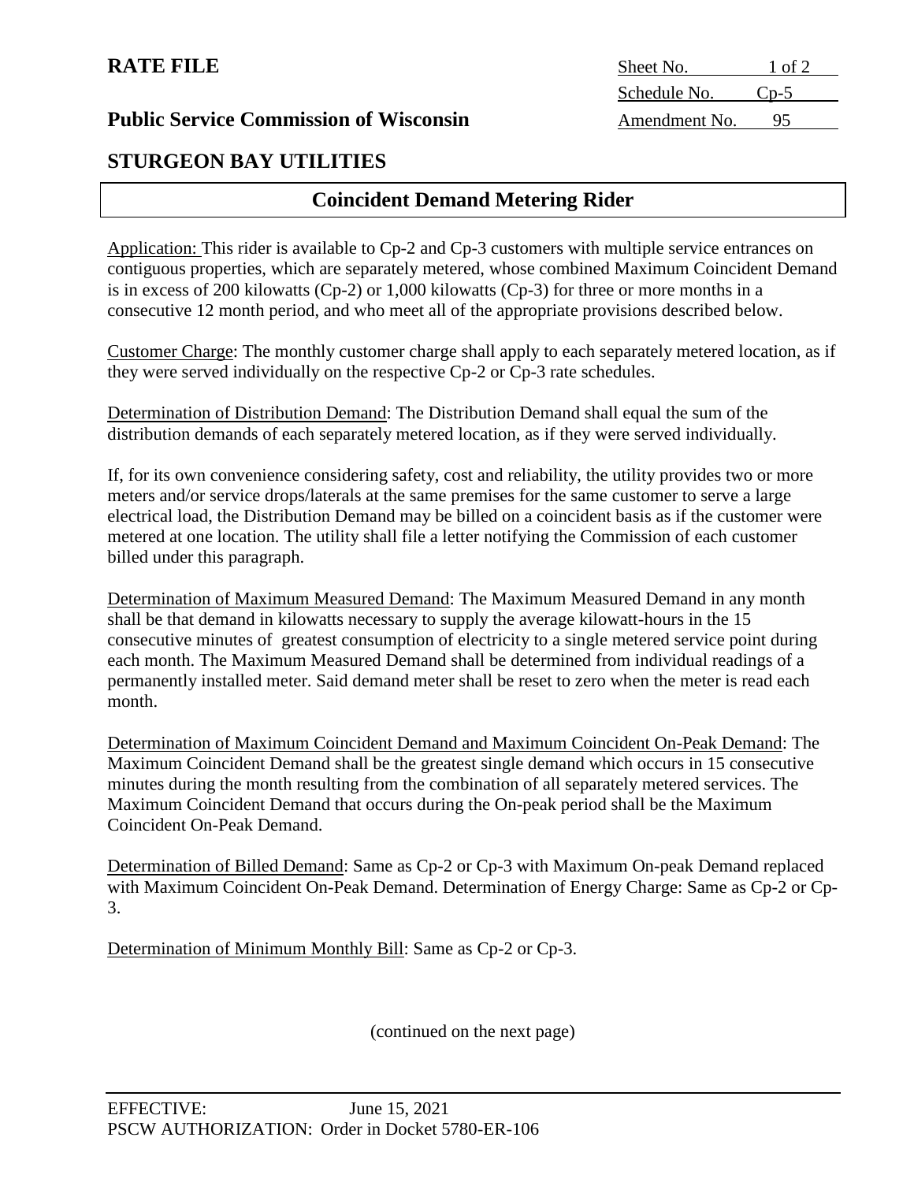**RATE FILE**

**Public Service Commission of Wisconsin**

| Sheet No. | 1 of 2 |
| --- | --- |
| Schedule No. | Cp-5 |
| Amendment No. | 95 |

## STURGEON BAY UTILITIES

## Coincident Demand Metering Rider

Application: This rider is available to Cp-2 and Cp-3 customers with multiple service entrances on contiguous properties, which are separately metered, whose combined Maximum Coincident Demand is in excess of 200 kilowatts (Cp-2) or 1,000 kilowatts (Cp-3) for three or more months in a consecutive 12 month period, and who meet all of the appropriate provisions described below.

Customer Charge: The monthly customer charge shall apply to each separately metered location, as if they were served individually on the respective Cp-2 or Cp-3 rate schedules.

Determination of Distribution Demand: The Distribution Demand shall equal the sum of the distribution demands of each separately metered location, as if they were served individually.

If, for its own convenience considering safety, cost and reliability, the utility provides two or more meters and/or service drops/laterals at the same premises for the same customer to serve a large electrical load, the Distribution Demand may be billed on a coincident basis as if the customer were metered at one location. The utility shall file a letter notifying the Commission of each customer billed under this paragraph.

Determination of Maximum Measured Demand: The Maximum Measured Demand in any month shall be that demand in kilowatts necessary to supply the average kilowatt-hours in the 15 consecutive minutes of greatest consumption of electricity to a single metered service point during each month. The Maximum Measured Demand shall be determined from individual readings of a permanently installed meter. Said demand meter shall be reset to zero when the meter is read each month.

Determination of Maximum Coincident Demand and Maximum Coincident On-Peak Demand: The Maximum Coincident Demand shall be the greatest single demand which occurs in 15 consecutive minutes during the month resulting from the combination of all separately metered services. The Maximum Coincident Demand that occurs during the On-peak period shall be the Maximum Coincident On-Peak Demand.

Determination of Billed Demand: Same as Cp-2 or Cp-3 with Maximum On-peak Demand replaced with Maximum Coincident On-Peak Demand. Determination of Energy Charge: Same as Cp-2 or Cp-3.

Determination of Minimum Monthly Bill: Same as Cp-2 or Cp-3.

(continued on the next page)

EFFECTIVE: June 15, 2021
PSCW AUTHORIZATION: Order in Docket 5780-ER-106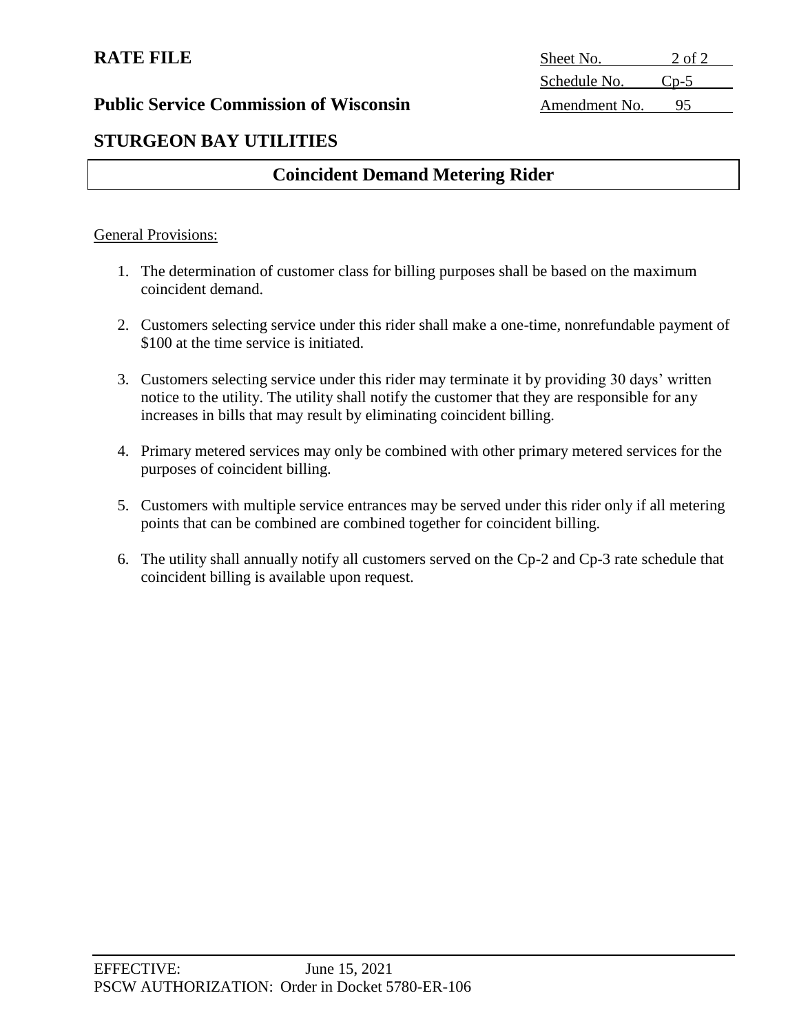# Coincident Demand Metering Rider

General Provisions:

1. The determination of customer class for billing purposes shall be based on the maximum coincident demand.

2. Customers selecting service under this rider shall make a one-time, nonrefundable payment of $100 at the time service is initiated.

3. Customers selecting service under this rider may terminate it by providing 30 days' written notice to the utility. The utility shall notify the customer that they are responsible for any increases in bills that may result by eliminating coincident billing.

4. Primary metered services may only be combined with other primary metered services for the purposes of coincident billing.

5. Customers with multiple service entrances may be served under this rider only if all metering points that can be combined are combined together for coincident billing.

6. The utility shall annually notify all customers served on the Cp-2 and Cp-3 rate schedule that coincident billing is available upon request.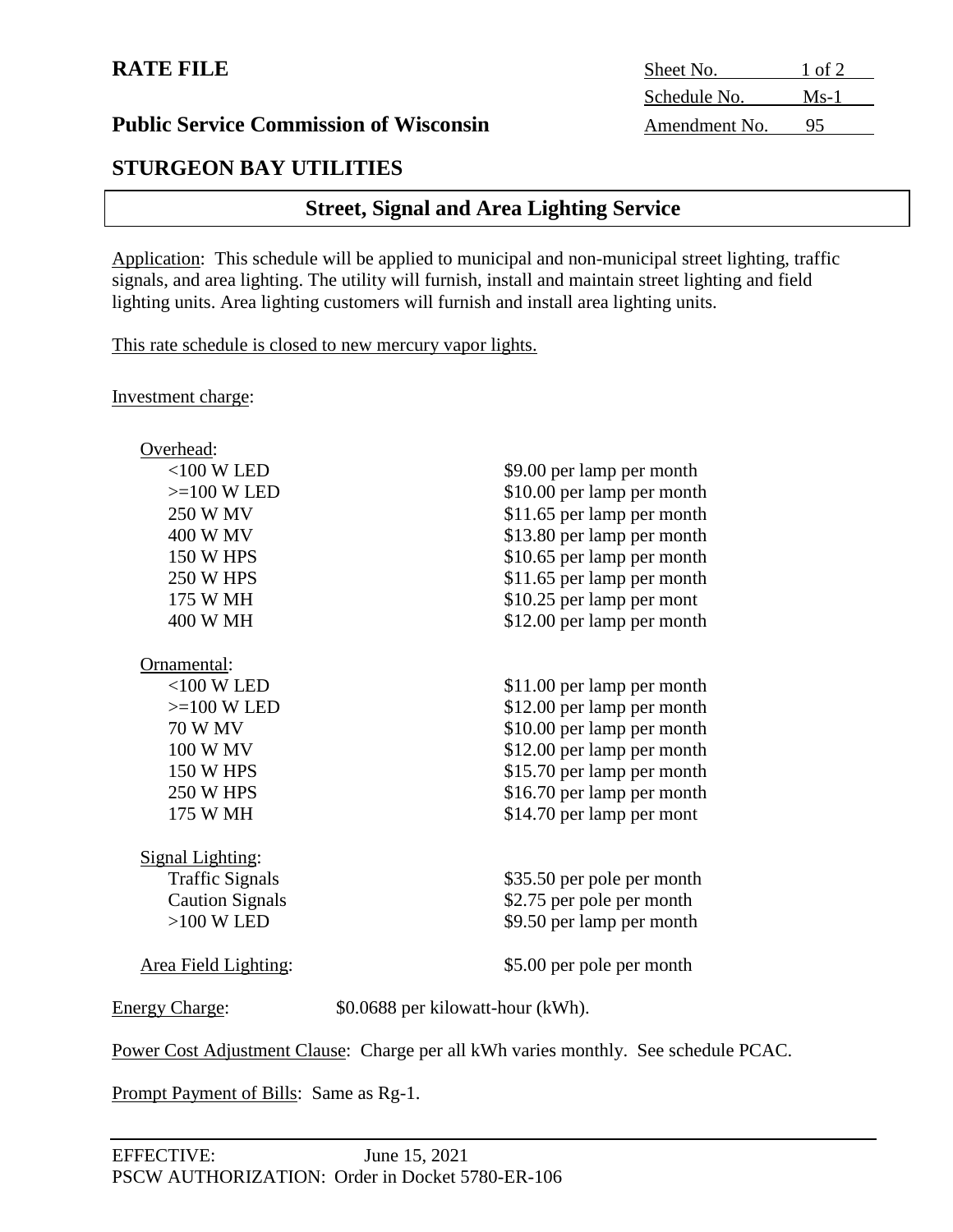**RATE FILE**

| | |
|---|---|
| Sheet No. | 1 of 2 |
| Schedule No. | Ms-1 |
| Amendment No. | 95 |

**Public Service Commission of Wisconsin**

**STURGEON BAY UTILITIES**

## Street, Signal and Area Lighting Service

Application: This schedule will be applied to municipal and non-municipal street lighting, traffic signals, and area lighting. The utility will furnish, install and maintain street lighting and field lighting units. Area lighting customers will furnish and install area lighting units.

This rate schedule is closed to new mercury vapor lights.

Investment charge:

Overhead:

| | |
|---|---|
| <100 W LED | $9.00 per lamp per month |
| >=100 W LED | $10.00 per lamp per month |
| 250 W MV | $11.65 per lamp per month |
| 400 W MV | $13.80 per lamp per month |
| 150 W HPS | $10.65 per lamp per month |
| 250 W HPS | $11.65 per lamp per month |
| 175 W MH | $10.25 per lamp per mont |
| 400 W MH | $12.00 per lamp per month |

Ornamental:

| | |
|---|---|
| <100 W LED | $11.00 per lamp per month |
| >=100 W LED | $12.00 per lamp per month |
| 70 W MV | $10.00 per lamp per month |
| 100 W MV | $12.00 per lamp per month |
| 150 W HPS | $15.70 per lamp per month |
| 250 W HPS | $16.70 per lamp per month |
| 175 W MH | $14.70 per lamp per mont |

Signal Lighting:

| | |
|---|---|
| Traffic Signals | $35.50 per pole per month |
| Caution Signals | $2.75 per pole per month |
| >100 W LED | $9.50 per lamp per month |

Area Field Lighting: $5.00 per pole per month

Energy Charge: $0.0688 per kilowatt-hour (kWh).

Power Cost Adjustment Clause: Charge per all kWh varies monthly. See schedule PCAC.

Prompt Payment of Bills: Same as Rg-1.

EFFECTIVE: June 15, 2021
PSCW AUTHORIZATION: Order in Docket 5780-ER-106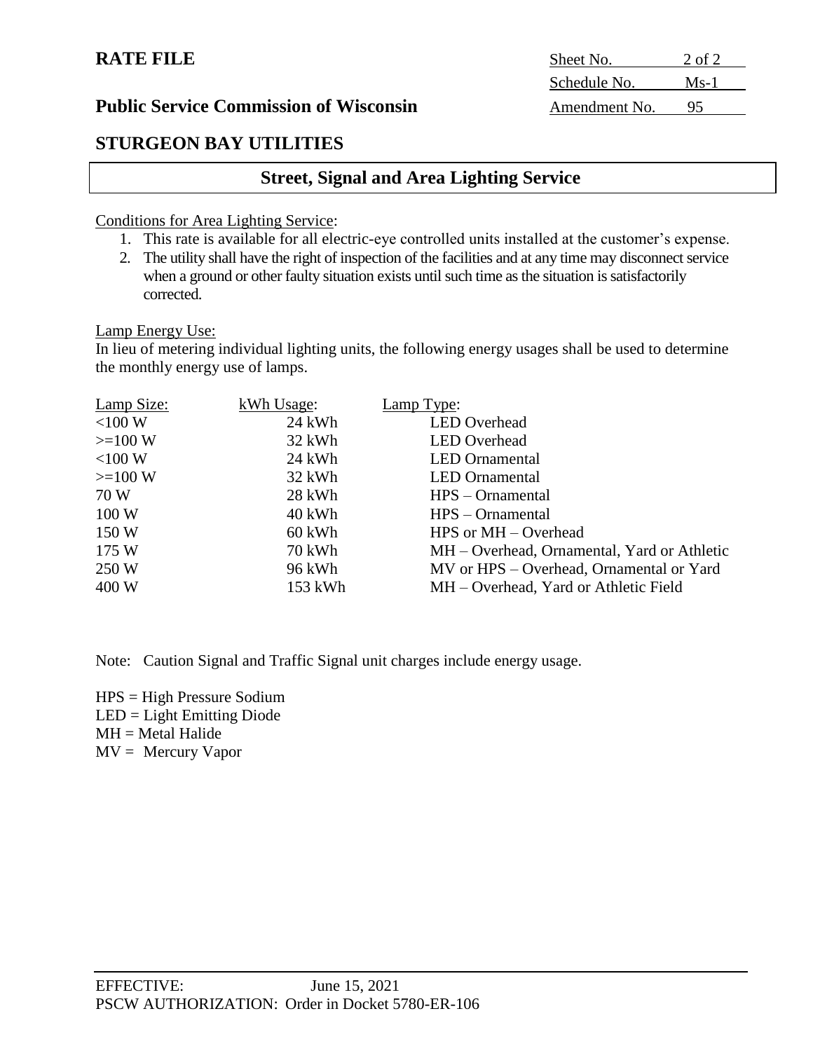**RATE FILE**

| Sheet No. | 2 of 2 |
|---|---|
| Schedule No. | Ms-1 |
| Amendment No. | 95 |

**Public Service Commission of Wisconsin**

## STURGEON BAY UTILITIES

## Street, Signal and Area Lighting Service

Conditions for Area Lighting Service:

1. This rate is available for all electric-eye controlled units installed at the customer's expense.
2. The utility shall have the right of inspection of the facilities and at any time may disconnect service when a ground or other faulty situation exists until such time as the situation is satisfactorily corrected.

Lamp Energy Use:

In lieu of metering individual lighting units, the following energy usages shall be used to determine the monthly energy use of lamps.

| Lamp Size: | kWh Usage: | Lamp Type: |
|---|---|---|
| <100 W | 24 kWh | LED Overhead |
| >=100 W | 32 kWh | LED Overhead |
| <100 W | 24 kWh | LED Ornamental |
| >=100 W | 32 kWh | LED Ornamental |
| 70 W | 28 kWh | HPS – Ornamental |
| 100 W | 40 kWh | HPS – Ornamental |
| 150 W | 60 kWh | HPS or MH – Overhead |
| 175 W | 70 kWh | MH – Overhead, Ornamental, Yard or Athletic |
| 250 W | 96 kWh | MV or HPS – Overhead, Ornamental or Yard |
| 400 W | 153 kWh | MH – Overhead, Yard or Athletic Field |

Note: Caution Signal and Traffic Signal unit charges include energy usage.

HPS = High Pressure Sodium
LED = Light Emitting Diode
MH = Metal Halide
MV = Mercury Vapor

EFFECTIVE: June 15, 2021
PSCW AUTHORIZATION: Order in Docket 5780-ER-106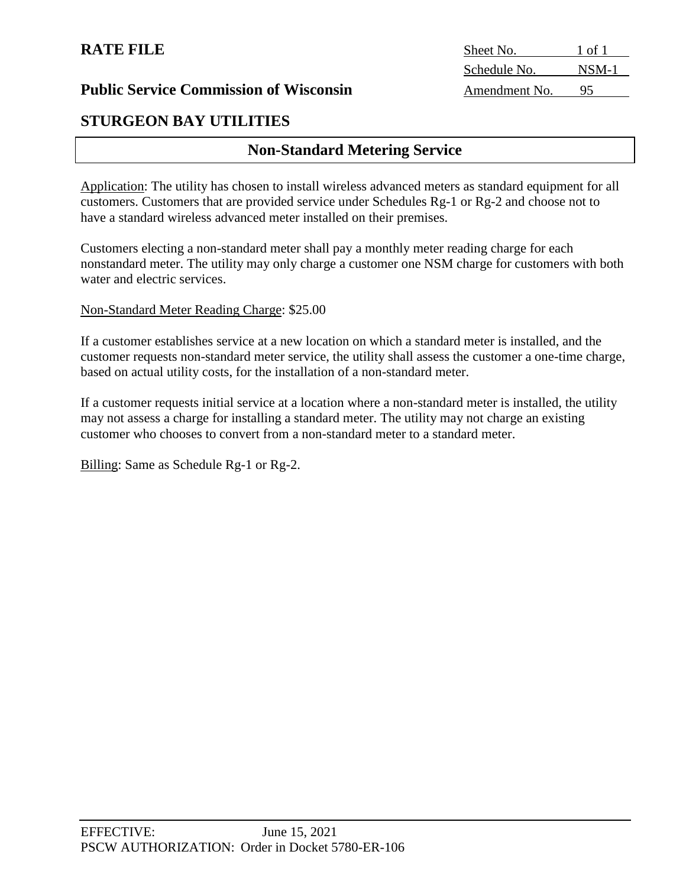**RATE FILE**

**Public Service Commission of Wisconsin**

| Sheet No. | 1 of 1 |
|---|---|
| Schedule No. | NSM-1 |
| Amendment No. | 95 |

## STURGEON BAY UTILITIES

### Non-Standard Metering Service

Application: The utility has chosen to install wireless advanced meters as standard equipment for all customers. Customers that are provided service under Schedules Rg-1 or Rg-2 and choose not to have a standard wireless advanced meter installed on their premises.

Customers electing a non-standard meter shall pay a monthly meter reading charge for each nonstandard meter. The utility may only charge a customer one NSM charge for customers with both water and electric services.

Non-Standard Meter Reading Charge: $25.00

If a customer establishes service at a new location on which a standard meter is installed, and the customer requests non-standard meter service, the utility shall assess the customer a one-time charge, based on actual utility costs, for the installation of a non-standard meter.

If a customer requests initial service at a location where a non-standard meter is installed, the utility may not assess a charge for installing a standard meter. The utility may not charge an existing customer who chooses to convert from a non-standard meter to a standard meter.

Billing: Same as Schedule Rg-1 or Rg-2.

EFFECTIVE: June 15, 2021
PSCW AUTHORIZATION: Order in Docket 5780-ER-106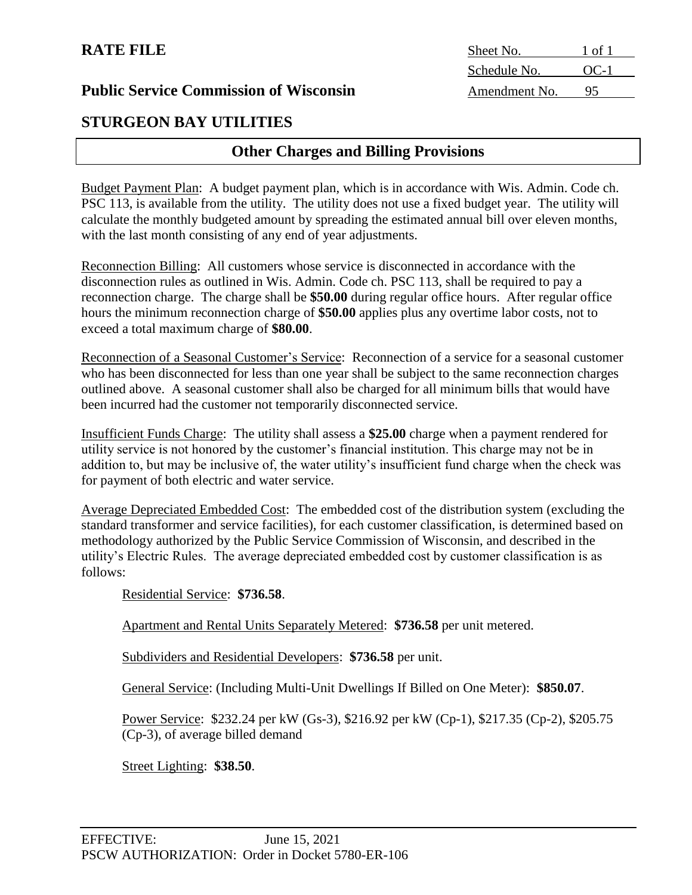**RATE FILE**

**Public Service Commission of Wisconsin**

| Sheet No. | 1 of 1 |
|---|---|
| Schedule No. | OC-1 |
| Amendment No. | 95 |

## STURGEON BAY UTILITIES

## Other Charges and Billing Provisions

Budget Payment Plan: A budget payment plan, which is in accordance with Wis. Admin. Code ch. PSC 113, is available from the utility. The utility does not use a fixed budget year. The utility will calculate the monthly budgeted amount by spreading the estimated annual bill over eleven months, with the last month consisting of any end of year adjustments.

Reconnection Billing: All customers whose service is disconnected in accordance with the disconnection rules as outlined in Wis. Admin. Code ch. PSC 113, shall be required to pay a reconnection charge. The charge shall be **$50.00** during regular office hours. After regular office hours the minimum reconnection charge of **$50.00** applies plus any overtime labor costs, not to exceed a total maximum charge of **$80.00**.

Reconnection of a Seasonal Customer's Service: Reconnection of a service for a seasonal customer who has been disconnected for less than one year shall be subject to the same reconnection charges outlined above. A seasonal customer shall also be charged for all minimum bills that would have been incurred had the customer not temporarily disconnected service.

Insufficient Funds Charge: The utility shall assess a **$25.00** charge when a payment rendered for utility service is not honored by the customer's financial institution. This charge may not be in addition to, but may be inclusive of, the water utility's insufficient fund charge when the check was for payment of both electric and water service.

Average Depreciated Embedded Cost: The embedded cost of the distribution system (excluding the standard transformer and service facilities), for each customer classification, is determined based on methodology authorized by the Public Service Commission of Wisconsin, and described in the utility's Electric Rules. The average depreciated embedded cost by customer classification is as follows:

Residential Service: **$736.58**.

Apartment and Rental Units Separately Metered: **$736.58** per unit metered.

Subdividers and Residential Developers: **$736.58** per unit.

General Service: (Including Multi-Unit Dwellings If Billed on One Meter): **$850.07**.

Power Service: $232.24 per kW (Gs-3), $216.92 per kW (Cp-1), $217.35 (Cp-2), $205.75 (Cp-3), of average billed demand

Street Lighting: **$38.50**.

EFFECTIVE: June 15, 2021
PSCW AUTHORIZATION: Order in Docket 5780-ER-106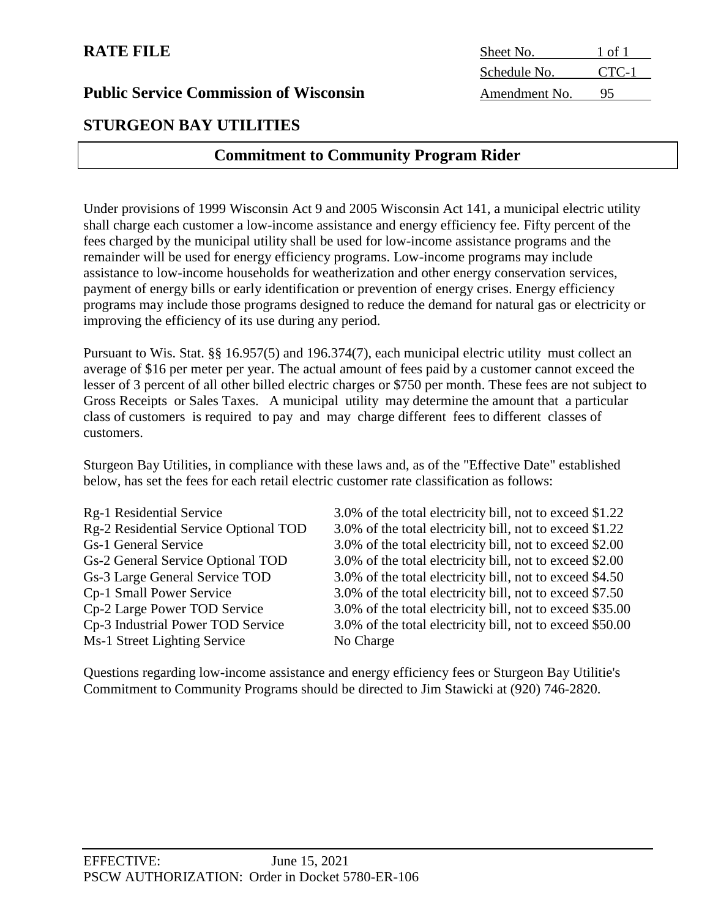**RATE FILE**

| | |
|---|---|
| Sheet No. | 1 of 1 |
| Schedule No. | CTC-1 |
| Amendment No. | 95 |

**Public Service Commission of Wisconsin**

## STURGEON BAY UTILITIES

## Commitment to Community Program Rider

Under provisions of 1999 Wisconsin Act 9 and 2005 Wisconsin Act 141, a municipal electric utility shall charge each customer a low-income assistance and energy efficiency fee. Fifty percent of the fees charged by the municipal utility shall be used for low-income assistance programs and the remainder will be used for energy efficiency programs. Low-income programs may include assistance to low-income households for weatherization and other energy conservation services, payment of energy bills or early identification or prevention of energy crises. Energy efficiency programs may include those programs designed to reduce the demand for natural gas or electricity or improving the efficiency of its use during any period.

Pursuant to Wis. Stat. §§ 16.957(5) and 196.374(7), each municipal electric utility must collect an average of $16 per meter per year. The actual amount of fees paid by a customer cannot exceed the lesser of 3 percent of all other billed electric charges or $750 per month. These fees are not subject to Gross Receipts or Sales Taxes. A municipal utility may determine the amount that a particular class of customers is required to pay and may charge different fees to different classes of customers.

Sturgeon Bay Utilities, in compliance with these laws and, as of the "Effective Date" established below, has set the fees for each retail electric customer rate classification as follows:

| Rate Classification | Fee |
|---|---|
| Rg-1 Residential Service | 3.0% of the total electricity bill, not to exceed $1.22 |
| Rg-2 Residential Service Optional TOD | 3.0% of the total electricity bill, not to exceed $1.22 |
| Gs-1 General Service | 3.0% of the total electricity bill, not to exceed $2.00 |
| Gs-2 General Service Optional TOD | 3.0% of the total electricity bill, not to exceed $2.00 |
| Gs-3 Large General Service TOD | 3.0% of the total electricity bill, not to exceed $4.50 |
| Cp-1 Small Power Service | 3.0% of the total electricity bill, not to exceed $7.50 |
| Cp-2 Large Power TOD Service | 3.0% of the total electricity bill, not to exceed $35.00 |
| Cp-3 Industrial Power TOD Service | 3.0% of the total electricity bill, not to exceed $50.00 |
| Ms-1 Street Lighting Service | No Charge |

Questions regarding low-income assistance and energy efficiency fees or Sturgeon Bay Utilitie's Commitment to Community Programs should be directed to Jim Stawicki at (920) 746-2820.

EFFECTIVE: June 15, 2021
PSCW AUTHORIZATION: Order in Docket 5780-ER-106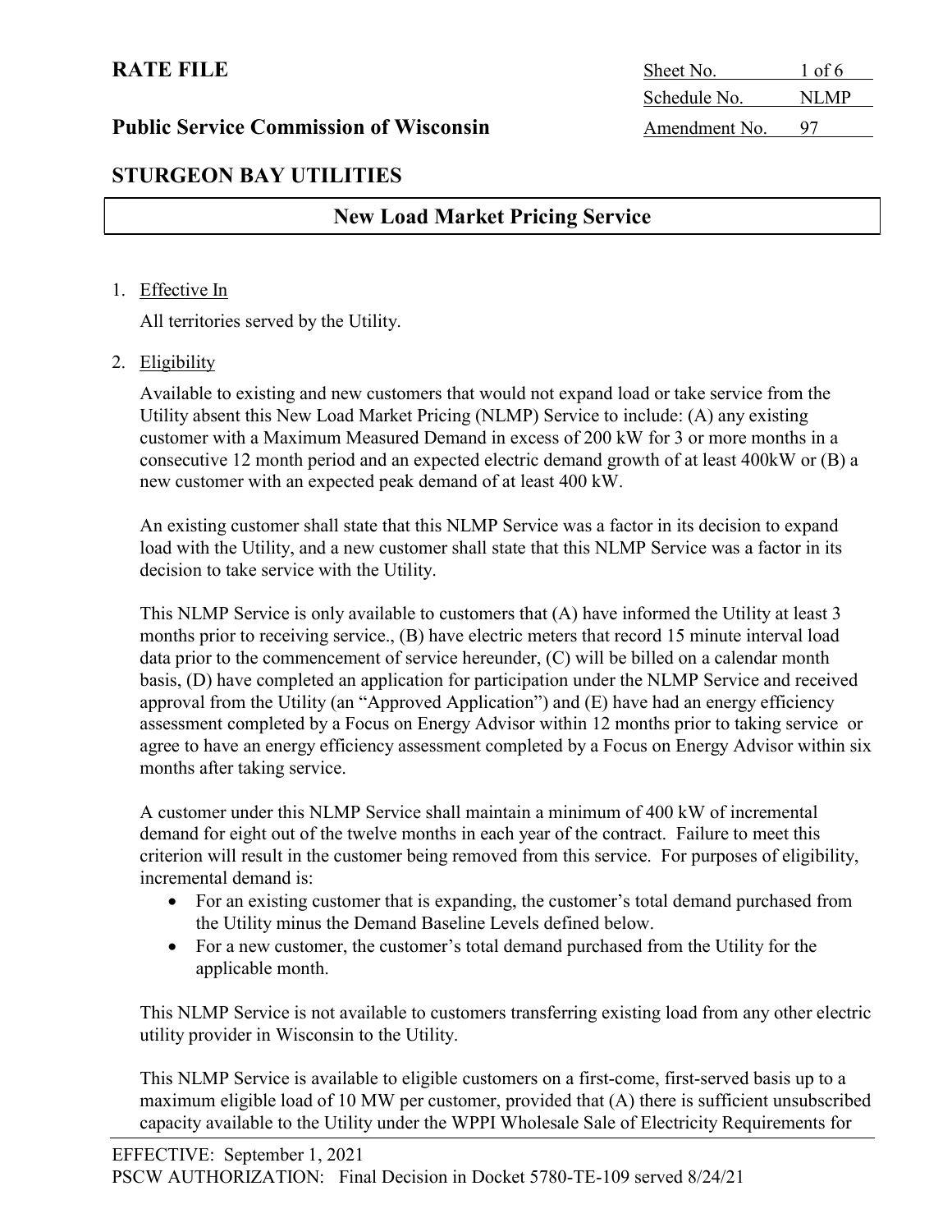**RATE FILE**

**Public Service Commission of Wisconsin**

| Sheet No. | 1 of 6 |
|---|---|
| Schedule No. | NLMP |
| Amendment No. | 97 |

## STURGEON BAY UTILITIES

## New Load Market Pricing Service

1. Effective In

   All territories served by the Utility.

2. Eligibility

   Available to existing and new customers that would not expand load or take service from the Utility absent this New Load Market Pricing (NLMP) Service to include: (A) any existing customer with a Maximum Measured Demand in excess of 200 kW for 3 or more months in a consecutive 12 month period and an expected electric demand growth of at least 400kW or (B) a new customer with an expected peak demand of at least 400 kW.

   An existing customer shall state that this NLMP Service was a factor in its decision to expand load with the Utility, and a new customer shall state that this NLMP Service was a factor in its decision to take service with the Utility.

   This NLMP Service is only available to customers that (A) have informed the Utility at least 3 months prior to receiving service., (B) have electric meters that record 15 minute interval load data prior to the commencement of service hereunder, (C) will be billed on a calendar month basis, (D) have completed an application for participation under the NLMP Service and received approval from the Utility (an "Approved Application") and (E) have had an energy efficiency assessment completed by a Focus on Energy Advisor within 12 months prior to taking service or agree to have an energy efficiency assessment completed by a Focus on Energy Advisor within six months after taking service.

   A customer under this NLMP Service shall maintain a minimum of 400 kW of incremental demand for eight out of the twelve months in each year of the contract. Failure to meet this criterion will result in the customer being removed from this service. For purposes of eligibility, incremental demand is:

   - For an existing customer that is expanding, the customer's total demand purchased from the Utility minus the Demand Baseline Levels defined below.
   - For a new customer, the customer's total demand purchased from the Utility for the applicable month.

   This NLMP Service is not available to customers transferring existing load from any other electric utility provider in Wisconsin to the Utility.

   This NLMP Service is available to eligible customers on a first-come, first-served basis up to a maximum eligible load of 10 MW per customer, provided that (A) there is sufficient unsubscribed capacity available to the Utility under the WPPI Wholesale Sale of Electricity Requirements for

EFFECTIVE: September 1, 2021
PSCW AUTHORIZATION: Final Decision in Docket 5780-TE-109 served 8/24/21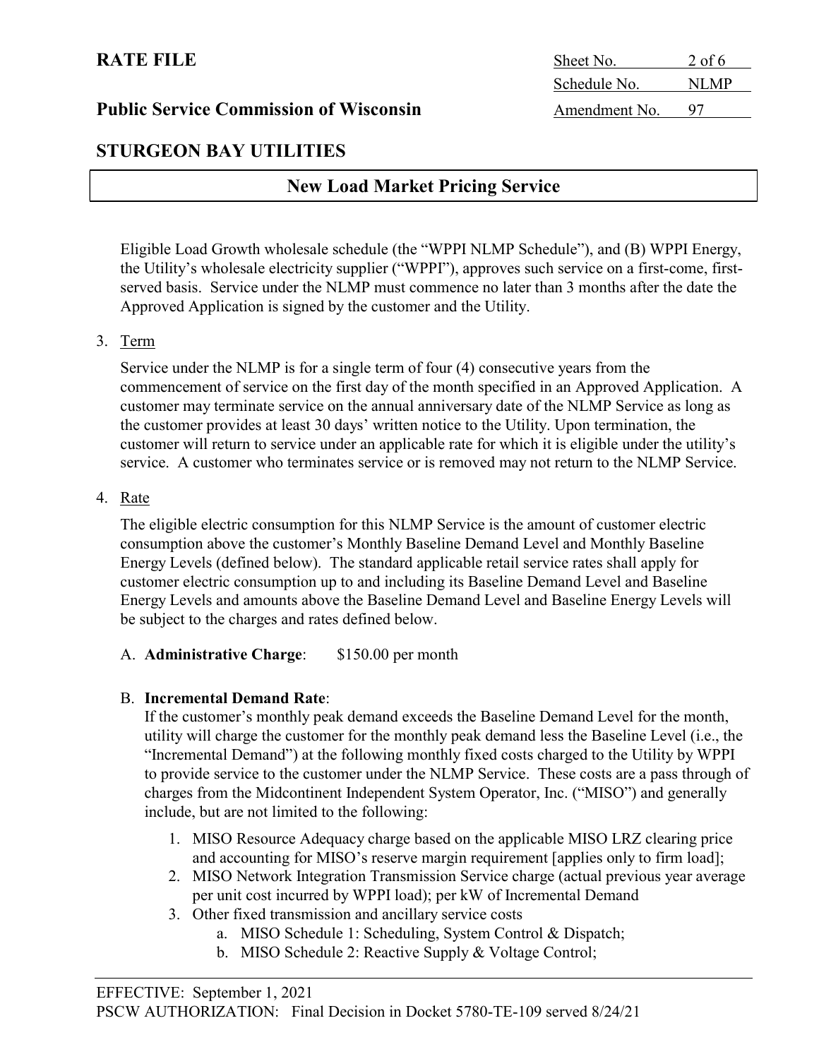Eligible Load Growth wholesale schedule (the "WPPI NLMP Schedule"), and (B) WPPI Energy, the Utility's wholesale electricity supplier ("WPPI"), approves such service on a first-come, first-served basis. Service under the NLMP must commence no later than 3 months after the date the Approved Application is signed by the customer and the Utility.

3. Term

   Service under the NLMP is for a single term of four (4) consecutive years from the commencement of service on the first day of the month specified in an Approved Application. A customer may terminate service on the annual anniversary date of the NLMP Service as long as the customer provides at least 30 days' written notice to the Utility. Upon termination, the customer will return to service under an applicable rate for which it is eligible under the utility's service. A customer who terminates service or is removed may not return to the NLMP Service.

4. Rate

   The eligible electric consumption for this NLMP Service is the amount of customer electric consumption above the customer's Monthly Baseline Demand Level and Monthly Baseline Energy Levels (defined below). The standard applicable retail service rates shall apply for customer electric consumption up to and including its Baseline Demand Level and Baseline Energy Levels and amounts above the Baseline Demand Level and Baseline Energy Levels will be subject to the charges and rates defined below.

   A. **Administrative Charge**: $150.00 per month

   B. **Incremental Demand Rate**:
      If the customer's monthly peak demand exceeds the Baseline Demand Level for the month, utility will charge the customer for the monthly peak demand less the Baseline Level (i.e., the "Incremental Demand") at the following monthly fixed costs charged to the Utility by WPPI to provide service to the customer under the NLMP Service. These costs are a pass through of charges from the Midcontinent Independent System Operator, Inc. ("MISO") and generally include, but are not limited to the following:

      1. MISO Resource Adequacy charge based on the applicable MISO LRZ clearing price and accounting for MISO's reserve margin requirement [applies only to firm load];
      2. MISO Network Integration Transmission Service charge (actual previous year average per unit cost incurred by WPPI load); per kW of Incremental Demand
      3. Other fixed transmission and ancillary service costs
         a. MISO Schedule 1: Scheduling, System Control & Dispatch;
         b. MISO Schedule 2: Reactive Supply & Voltage Control;

EFFECTIVE: September 1, 2021
PSCW AUTHORIZATION: Final Decision in Docket 5780-TE-109 served 8/24/21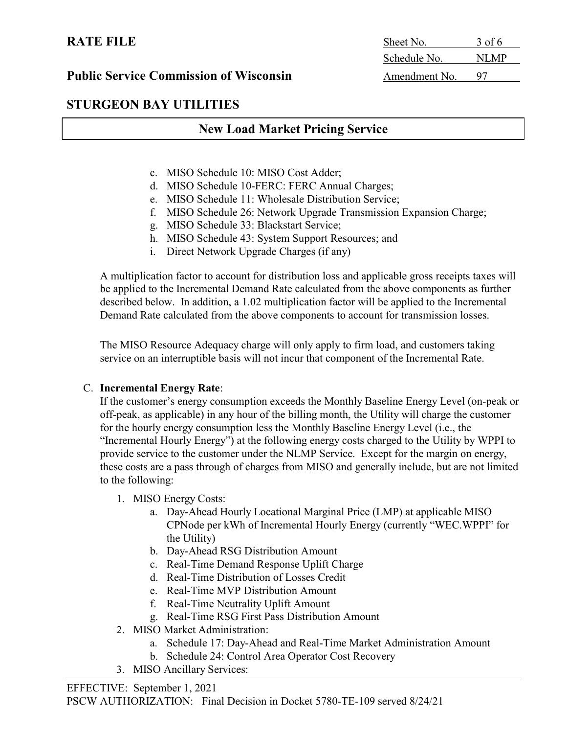c. MISO Schedule 10: MISO Cost Adder;
d. MISO Schedule 10-FERC: FERC Annual Charges;
e. MISO Schedule 11: Wholesale Distribution Service;
f. MISO Schedule 26: Network Upgrade Transmission Expansion Charge;
g. MISO Schedule 33: Blackstart Service;
h. MISO Schedule 43: System Support Resources; and
i. Direct Network Upgrade Charges (if any)

A multiplication factor to account for distribution loss and applicable gross receipts taxes will be applied to the Incremental Demand Rate calculated from the above components as further described below. In addition, a 1.02 multiplication factor will be applied to the Incremental Demand Rate calculated from the above components to account for transmission losses.

The MISO Resource Adequacy charge will only apply to firm load, and customers taking service on an interruptible basis will not incur that component of the Incremental Rate.

C. **Incremental Energy Rate**:
If the customer's energy consumption exceeds the Monthly Baseline Energy Level (on-peak or off-peak, as applicable) in any hour of the billing month, the Utility will charge the customer for the hourly energy consumption less the Monthly Baseline Energy Level (i.e., the "Incremental Hourly Energy") at the following energy costs charged to the Utility by WPPI to provide service to the customer under the NLMP Service. Except for the margin on energy, these costs are a pass through of charges from MISO and generally include, but are not limited to the following:

1. MISO Energy Costs:
   a. Day-Ahead Hourly Locational Marginal Price (LMP) at applicable MISO CPNode per kWh of Incremental Hourly Energy (currently "WEC.WPPI" for the Utility)
   b. Day-Ahead RSG Distribution Amount
   c. Real-Time Demand Response Uplift Charge
   d. Real-Time Distribution of Losses Credit
   e. Real-Time MVP Distribution Amount
   f. Real-Time Neutrality Uplift Amount
   g. Real-Time RSG First Pass Distribution Amount
2. MISO Market Administration:
   a. Schedule 17: Day-Ahead and Real-Time Market Administration Amount
   b. Schedule 24: Control Area Operator Cost Recovery
3. MISO Ancillary Services: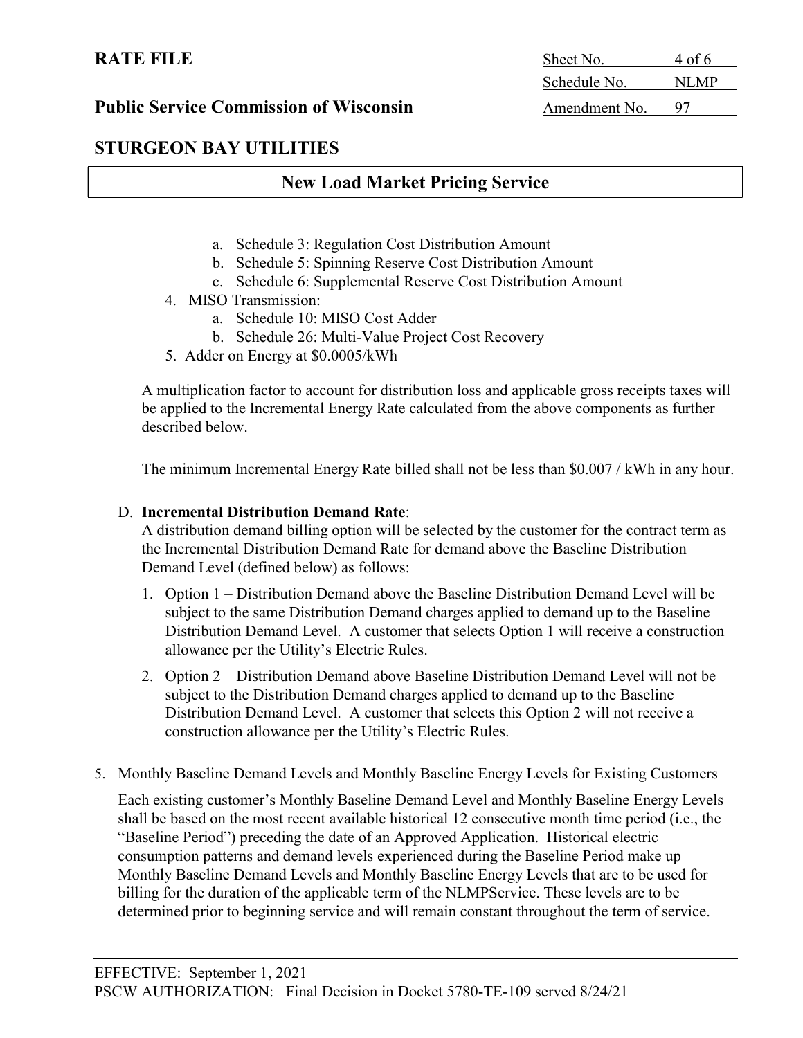a. Schedule 3: Regulation Cost Distribution Amount
b. Schedule 5: Spinning Reserve Cost Distribution Amount
c. Schedule 6: Supplemental Reserve Cost Distribution Amount

4. MISO Transmission:
   a. Schedule 10: MISO Cost Adder
   b. Schedule 26: Multi-Value Project Cost Recovery
5. Adder on Energy at $0.0005/kWh

A multiplication factor to account for distribution loss and applicable gross receipts taxes will be applied to the Incremental Energy Rate calculated from the above components as further described below.

The minimum Incremental Energy Rate billed shall not be less than $0.007 / kWh in any hour.

D. **Incremental Distribution Demand Rate**:
A distribution demand billing option will be selected by the customer for the contract term as the Incremental Distribution Demand Rate for demand above the Baseline Distribution Demand Level (defined below) as follows:

1. Option 1 – Distribution Demand above the Baseline Distribution Demand Level will be subject to the same Distribution Demand charges applied to demand up to the Baseline Distribution Demand Level. A customer that selects Option 1 will receive a construction allowance per the Utility's Electric Rules.
2. Option 2 – Distribution Demand above Baseline Distribution Demand Level will not be subject to the Distribution Demand charges applied to demand up to the Baseline Distribution Demand Level. A customer that selects this Option 2 will not receive a construction allowance per the Utility's Electric Rules.

5. Monthly Baseline Demand Levels and Monthly Baseline Energy Levels for Existing Customers

Each existing customer's Monthly Baseline Demand Level and Monthly Baseline Energy Levels shall be based on the most recent available historical 12 consecutive month time period (i.e., the "Baseline Period") preceding the date of an Approved Application. Historical electric consumption patterns and demand levels experienced during the Baseline Period make up Monthly Baseline Demand Levels and Monthly Baseline Energy Levels that are to be used for billing for the duration of the applicable term of the NLMPService. These levels are to be determined prior to beginning service and will remain constant throughout the term of service.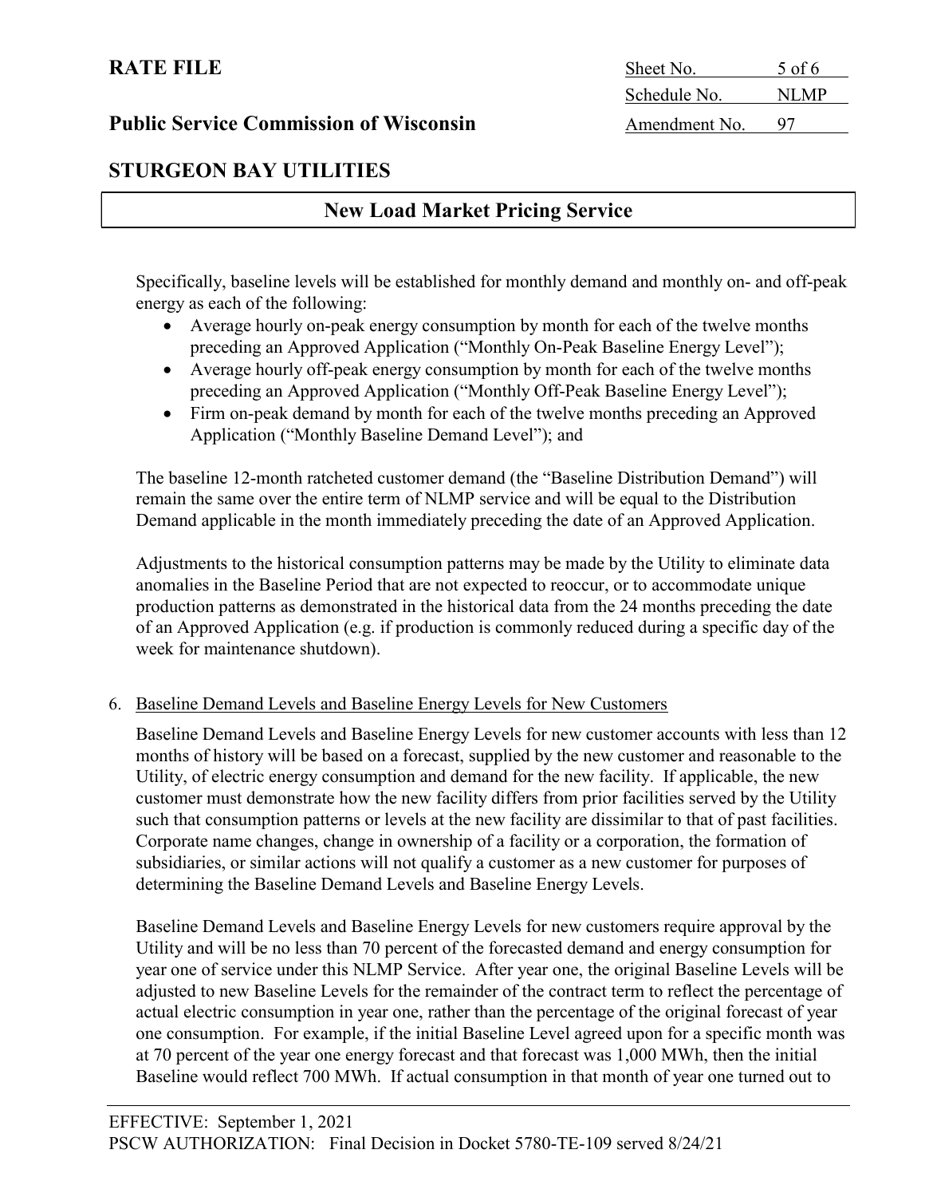Specifically, baseline levels will be established for monthly demand and monthly on- and off-peak energy as each of the following:

- Average hourly on-peak energy consumption by month for each of the twelve months preceding an Approved Application ("Monthly On-Peak Baseline Energy Level");
- Average hourly off-peak energy consumption by month for each of the twelve months preceding an Approved Application ("Monthly Off-Peak Baseline Energy Level");
- Firm on-peak demand by month for each of the twelve months preceding an Approved Application ("Monthly Baseline Demand Level"); and

The baseline 12-month ratcheted customer demand (the "Baseline Distribution Demand") will remain the same over the entire term of NLMP service and will be equal to the Distribution Demand applicable in the month immediately preceding the date of an Approved Application.

Adjustments to the historical consumption patterns may be made by the Utility to eliminate data anomalies in the Baseline Period that are not expected to reoccur, or to accommodate unique production patterns as demonstrated in the historical data from the 24 months preceding the date of an Approved Application (e.g. if production is commonly reduced during a specific day of the week for maintenance shutdown).

6. Baseline Demand Levels and Baseline Energy Levels for New Customers

Baseline Demand Levels and Baseline Energy Levels for new customer accounts with less than 12 months of history will be based on a forecast, supplied by the new customer and reasonable to the Utility, of electric energy consumption and demand for the new facility. If applicable, the new customer must demonstrate how the new facility differs from prior facilities served by the Utility such that consumption patterns or levels at the new facility are dissimilar to that of past facilities. Corporate name changes, change in ownership of a facility or a corporation, the formation of subsidiaries, or similar actions will not qualify a customer as a new customer for purposes of determining the Baseline Demand Levels and Baseline Energy Levels.

Baseline Demand Levels and Baseline Energy Levels for new customers require approval by the Utility and will be no less than 70 percent of the forecasted demand and energy consumption for year one of service under this NLMP Service. After year one, the original Baseline Levels will be adjusted to new Baseline Levels for the remainder of the contract term to reflect the percentage of actual electric consumption in year one, rather than the percentage of the original forecast of year one consumption. For example, if the initial Baseline Level agreed upon for a specific month was at 70 percent of the year one energy forecast and that forecast was 1,000 MWh, then the initial Baseline would reflect 700 MWh. If actual consumption in that month of year one turned out to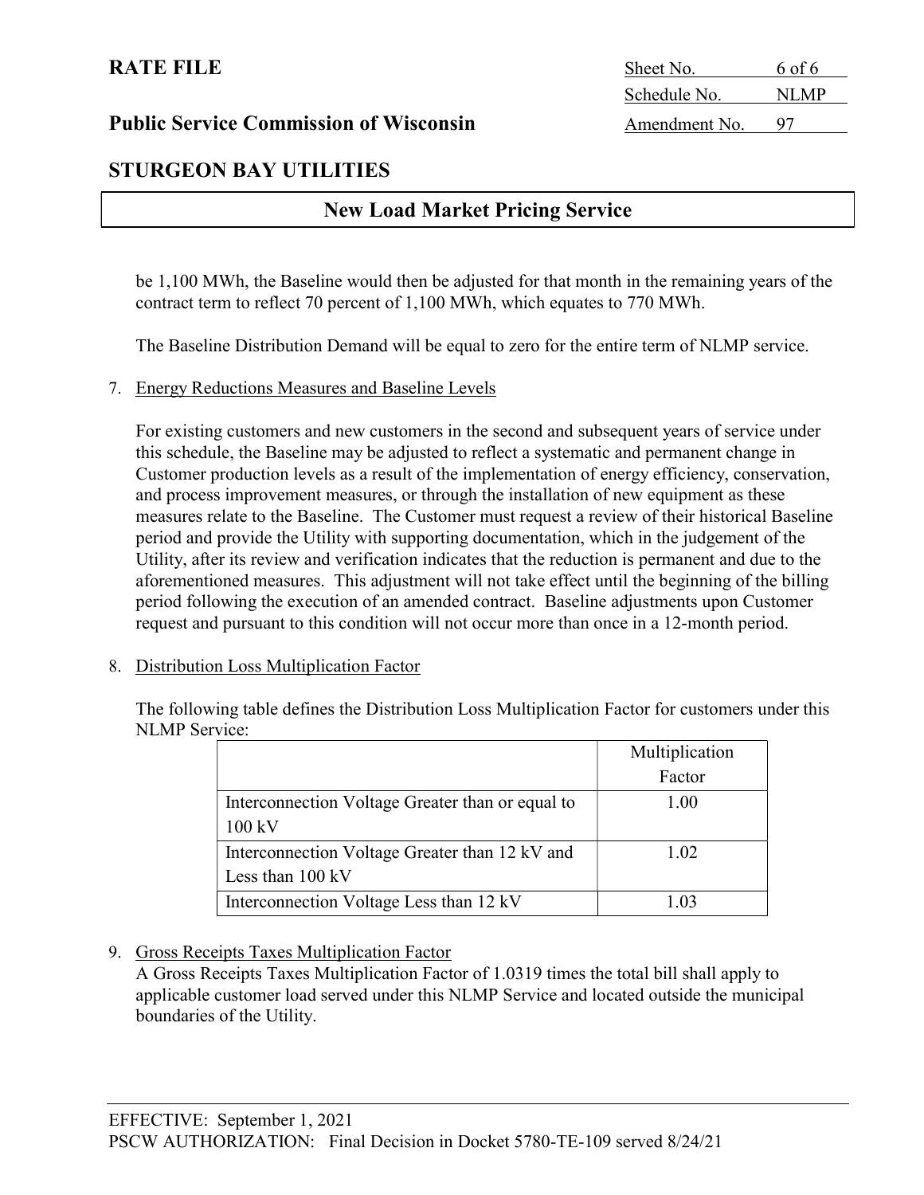be 1,100 MWh, the Baseline would then be adjusted for that month in the remaining years of the contract term to reflect 70 percent of 1,100 MWh, which equates to 770 MWh.

The Baseline Distribution Demand will be equal to zero for the entire term of NLMP service.

7. Energy Reductions Measures and Baseline Levels

   For existing customers and new customers in the second and subsequent years of service under this schedule, the Baseline may be adjusted to reflect a systematic and permanent change in Customer production levels as a result of the implementation of energy efficiency, conservation, and process improvement measures, or through the installation of new equipment as these measures relate to the Baseline. The Customer must request a review of their historical Baseline period and provide the Utility with supporting documentation, which in the judgement of the Utility, after its review and verification indicates that the reduction is permanent and due to the aforementioned measures. This adjustment will not take effect until the beginning of the billing period following the execution of an amended contract. Baseline adjustments upon Customer request and pursuant to this condition will not occur more than once in a 12-month period.

8. Distribution Loss Multiplication Factor

   The following table defines the Distribution Loss Multiplication Factor for customers under this NLMP Service:

| | Multiplication Factor |
|---|---|
| Interconnection Voltage Greater than or equal to 100 kV | 1.00 |
| Interconnection Voltage Greater than 12 kV and Less than 100 kV | 1.02 |
| Interconnection Voltage Less than 12 kV | 1.03 |

9. Gross Receipts Taxes Multiplication Factor

   A Gross Receipts Taxes Multiplication Factor of 1.0319 times the total bill shall apply to applicable customer load served under this NLMP Service and located outside the municipal boundaries of the Utility.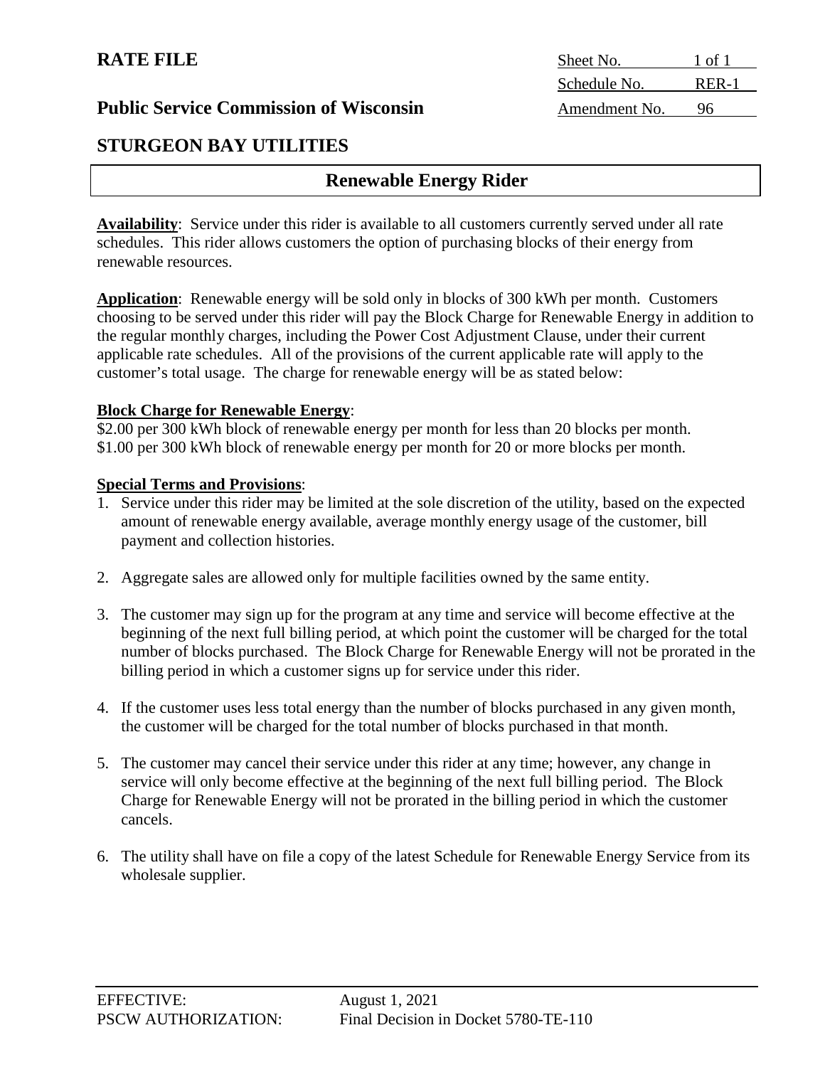**RATE FILE**

| Sheet No. | 1 of 1 |
| --- | --- |
| Schedule No. | RER-1 |
| Amendment No. | 96 |

**Public Service Commission of Wisconsin**

## STURGEON BAY UTILITIES

## Renewable Energy Rider

**Availability**: Service under this rider is available to all customers currently served under all rate schedules. This rider allows customers the option of purchasing blocks of their energy from renewable resources.

**Application**: Renewable energy will be sold only in blocks of 300 kWh per month. Customers choosing to be served under this rider will pay the Block Charge for Renewable Energy in addition to the regular monthly charges, including the Power Cost Adjustment Clause, under their current applicable rate schedules. All of the provisions of the current applicable rate will apply to the customer's total usage. The charge for renewable energy will be as stated below:

**Block Charge for Renewable Energy**:

$2.00 per 300 kWh block of renewable energy per month for less than 20 blocks per month.
$1.00 per 300 kWh block of renewable energy per month for 20 or more blocks per month.

**Special Terms and Provisions**:

1. Service under this rider may be limited at the sole discretion of the utility, based on the expected amount of renewable energy available, average monthly energy usage of the customer, bill payment and collection histories.

2. Aggregate sales are allowed only for multiple facilities owned by the same entity.

3. The customer may sign up for the program at any time and service will become effective at the beginning of the next full billing period, at which point the customer will be charged for the total number of blocks purchased. The Block Charge for Renewable Energy will not be prorated in the billing period in which a customer signs up for service under this rider.

4. If the customer uses less total energy than the number of blocks purchased in any given month, the customer will be charged for the total number of blocks purchased in that month.

5. The customer may cancel their service under this rider at any time; however, any change in service will only become effective at the beginning of the next full billing period. The Block Charge for Renewable Energy will not be prorated in the billing period in which the customer cancels.

6. The utility shall have on file a copy of the latest Schedule for Renewable Energy Service from its wholesale supplier.

EFFECTIVE: August 1, 2021
PSCW AUTHORIZATION: Final Decision in Docket 5780-TE-110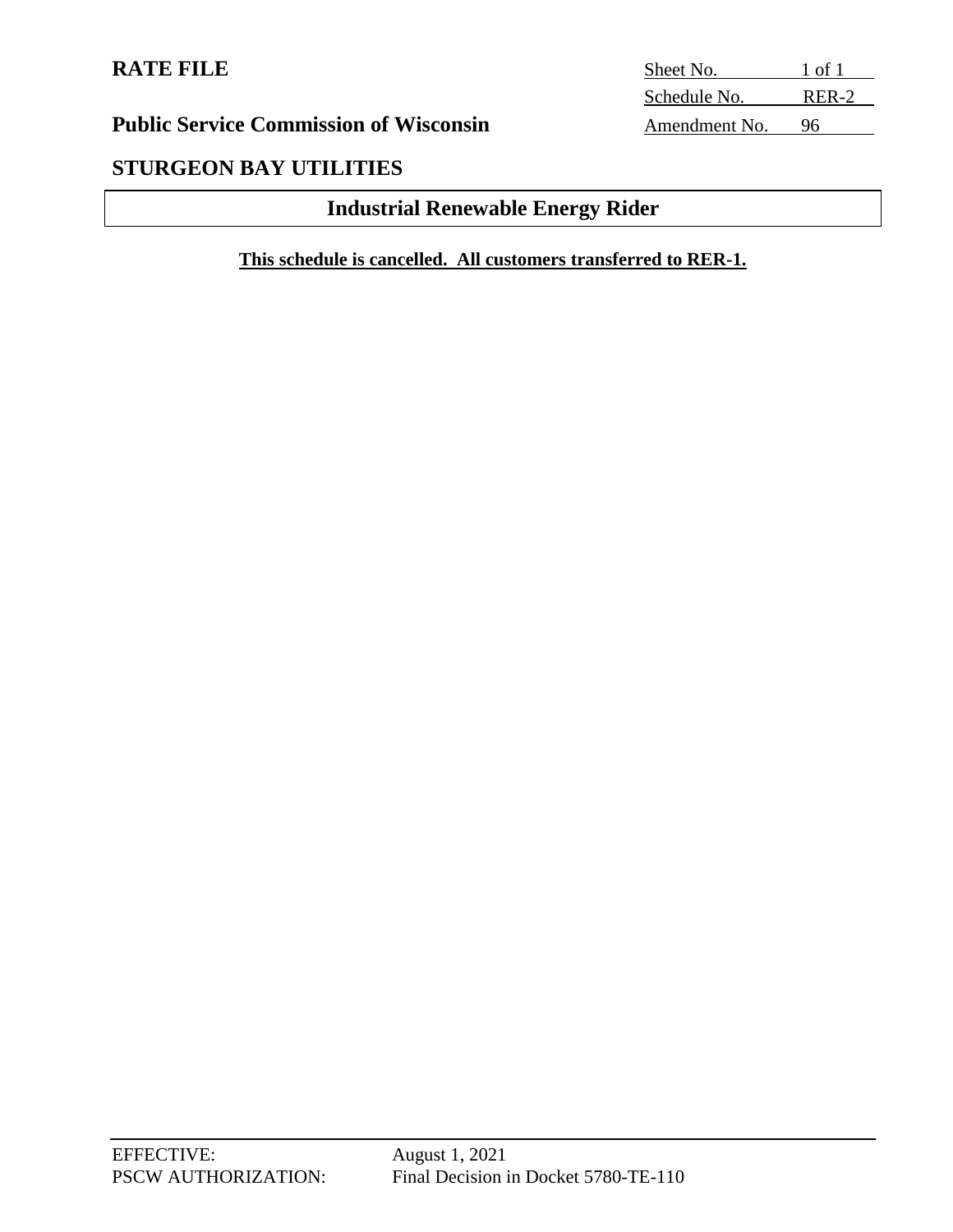**RATE FILE**

| Sheet No. | 1 of 1 |
|---|---|
| Schedule No. | RER-2 |
| Amendment No. | 96 |

**Public Service Commission of Wisconsin**

**STURGEON BAY UTILITIES**

## Industrial Renewable Energy Rider

**This schedule is cancelled. All customers transferred to RER-1.**

EFFECTIVE: August 1, 2021

PSCW AUTHORIZATION: Final Decision in Docket 5780-TE-110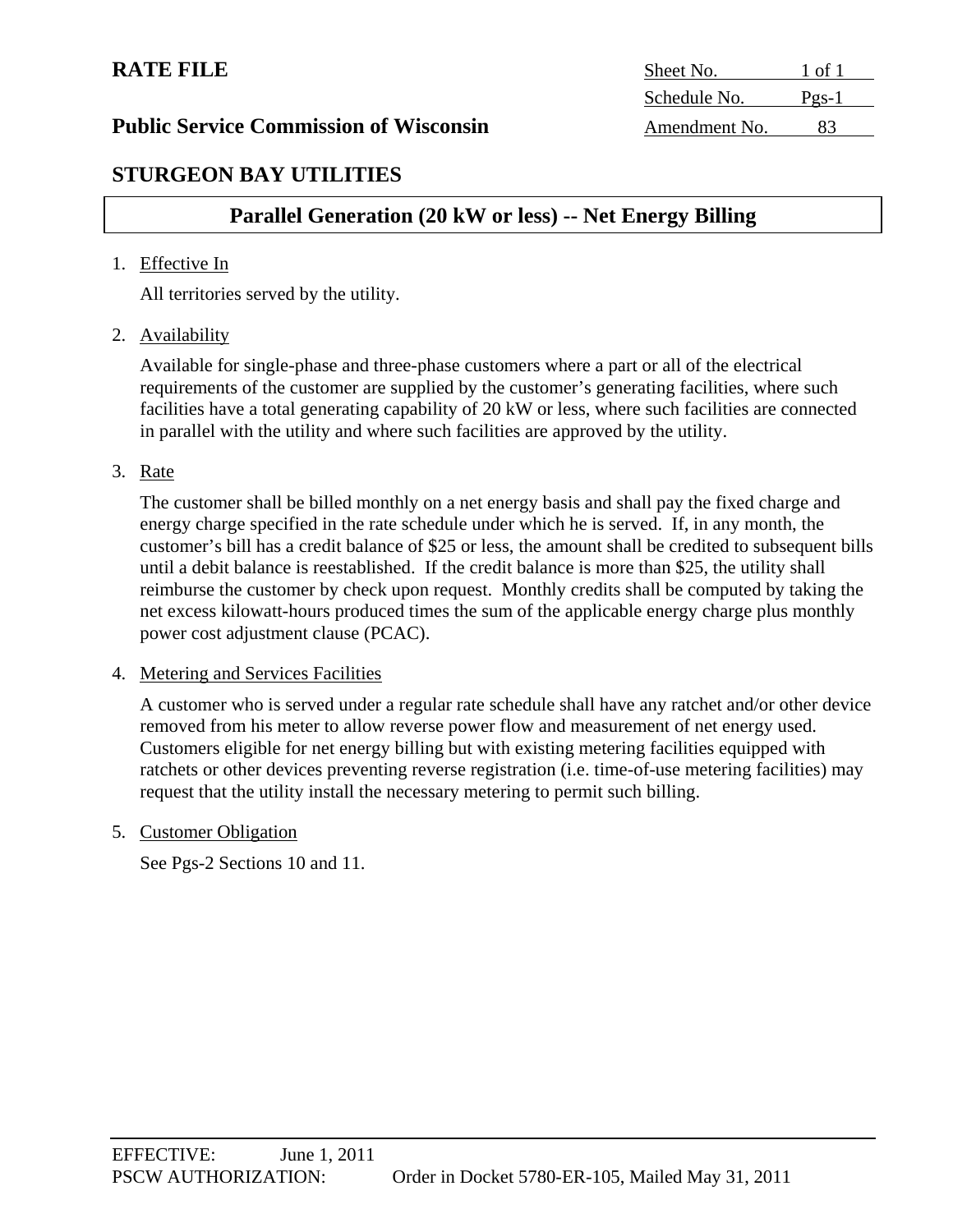**RATE FILE**

**Public Service Commission of Wisconsin**

| | |
|---|---|
| Sheet No. | 1 of 1 |
| Schedule No. | Pgs-1 |
| Amendment No. | 83 |

## STURGEON BAY UTILITIES

## Parallel Generation (20 kW or less) -- Net Energy Billing

1. Effective In

   All territories served by the utility.

2. Availability

   Available for single-phase and three-phase customers where a part or all of the electrical requirements of the customer are supplied by the customer's generating facilities, where such facilities have a total generating capability of 20 kW or less, where such facilities are connected in parallel with the utility and where such facilities are approved by the utility.

3. Rate

   The customer shall be billed monthly on a net energy basis and shall pay the fixed charge and energy charge specified in the rate schedule under which he is served. If, in any month, the customer's bill has a credit balance of $25 or less, the amount shall be credited to subsequent bills until a debit balance is reestablished. If the credit balance is more than $25, the utility shall reimburse the customer by check upon request. Monthly credits shall be computed by taking the net excess kilowatt-hours produced times the sum of the applicable energy charge plus monthly power cost adjustment clause (PCAC).

4. Metering and Services Facilities

   A customer who is served under a regular rate schedule shall have any ratchet and/or other device removed from his meter to allow reverse power flow and measurement of net energy used. Customers eligible for net energy billing but with existing metering facilities equipped with ratchets or other devices preventing reverse registration (i.e. time-of-use metering facilities) may request that the utility install the necessary metering to permit such billing.

5. Customer Obligation

   See Pgs-2 Sections 10 and 11.

EFFECTIVE: June 1, 2011
PSCW AUTHORIZATION: Order in Docket 5780-ER-105, Mailed May 31, 2011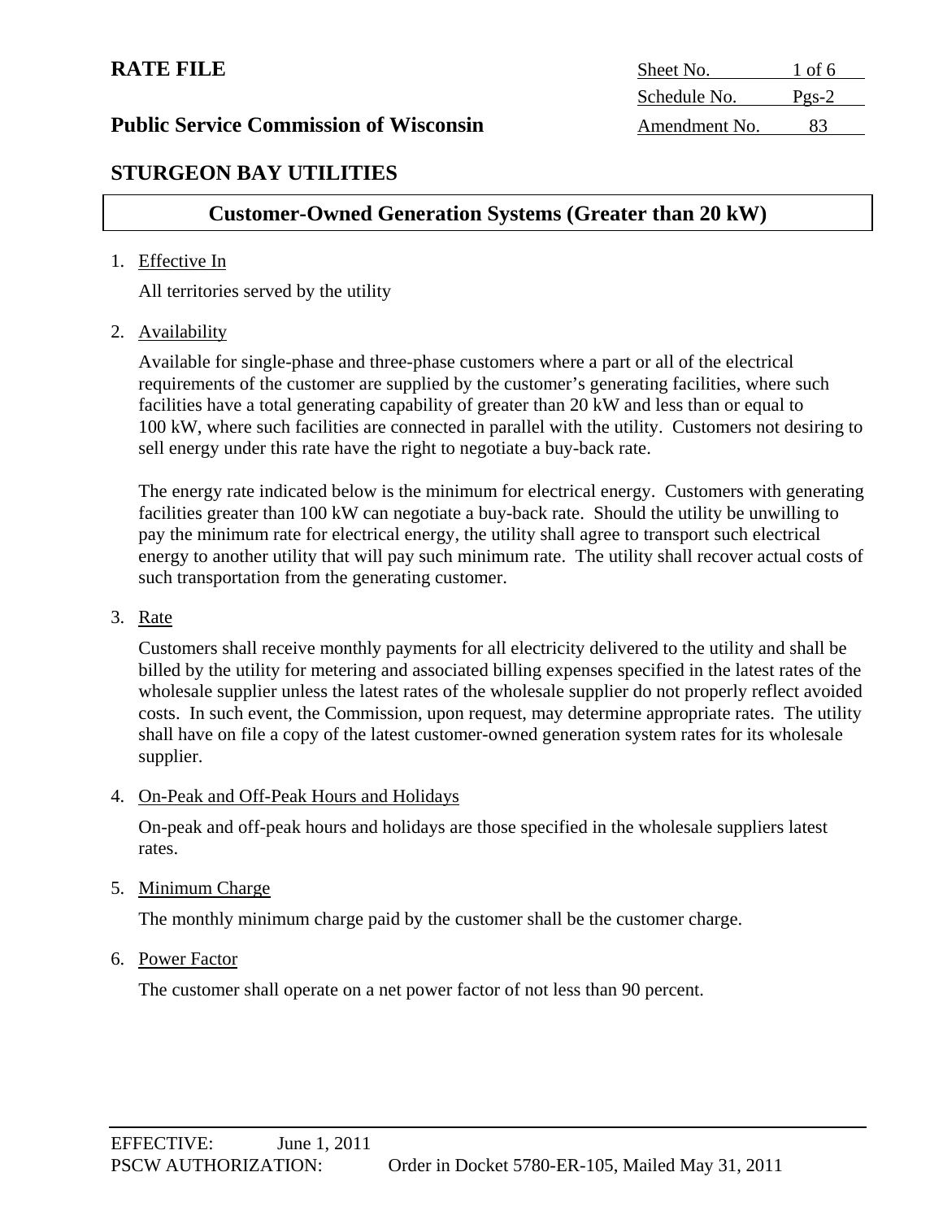**RATE FILE**

**Public Service Commission of Wisconsin**

| | |
|---|---|
| Sheet No. | 1 of 6 |
| Schedule No. | Pgs-2 |
| Amendment No. | 83 |

## STURGEON BAY UTILITIES

## Customer-Owned Generation Systems (Greater than 20 kW)

1. Effective In

   All territories served by the utility

2. Availability

   Available for single-phase and three-phase customers where a part or all of the electrical requirements of the customer are supplied by the customer's generating facilities, where such facilities have a total generating capability of greater than 20 kW and less than or equal to 100 kW, where such facilities are connected in parallel with the utility. Customers not desiring to sell energy under this rate have the right to negotiate a buy-back rate.

   The energy rate indicated below is the minimum for electrical energy. Customers with generating facilities greater than 100 kW can negotiate a buy-back rate. Should the utility be unwilling to pay the minimum rate for electrical energy, the utility shall agree to transport such electrical energy to another utility that will pay such minimum rate. The utility shall recover actual costs of such transportation from the generating customer.

3. Rate

   Customers shall receive monthly payments for all electricity delivered to the utility and shall be billed by the utility for metering and associated billing expenses specified in the latest rates of the wholesale supplier unless the latest rates of the wholesale supplier do not properly reflect avoided costs. In such event, the Commission, upon request, may determine appropriate rates. The utility shall have on file a copy of the latest customer-owned generation system rates for its wholesale supplier.

4. On-Peak and Off-Peak Hours and Holidays

   On-peak and off-peak hours and holidays are those specified in the wholesale suppliers latest rates.

5. Minimum Charge

   The monthly minimum charge paid by the customer shall be the customer charge.

6. Power Factor

   The customer shall operate on a net power factor of not less than 90 percent.

EFFECTIVE: June 1, 2011
PSCW AUTHORIZATION: Order in Docket 5780-ER-105, Mailed May 31, 2011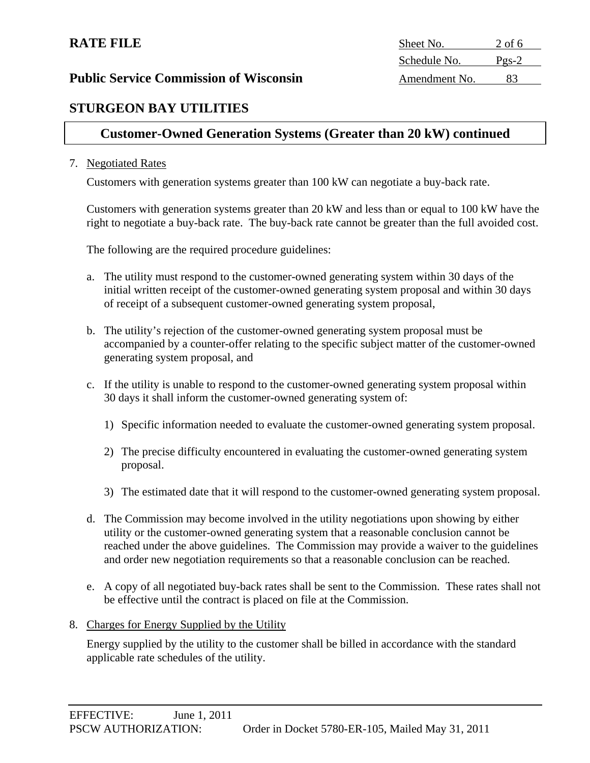**RATE FILE**

**Public Service Commission of Wisconsin**

| Sheet No. | 2 of 6 |
|---|---|
| Schedule No. | Pgs-2 |
| Amendment No. | 83 |

## STURGEON BAY UTILITIES

### Customer-Owned Generation Systems (Greater than 20 kW) continued

7. Negotiated Rates

   Customers with generation systems greater than 100 kW can negotiate a buy-back rate.

   Customers with generation systems greater than 20 kW and less than or equal to 100 kW have the right to negotiate a buy-back rate. The buy-back rate cannot be greater than the full avoided cost.

   The following are the required procedure guidelines:

   a. The utility must respond to the customer-owned generating system within 30 days of the initial written receipt of the customer-owned generating system proposal and within 30 days of receipt of a subsequent customer-owned generating system proposal,

   b. The utility's rejection of the customer-owned generating system proposal must be accompanied by a counter-offer relating to the specific subject matter of the customer-owned generating system proposal, and

   c. If the utility is unable to respond to the customer-owned generating system proposal within 30 days it shall inform the customer-owned generating system of:

      1) Specific information needed to evaluate the customer-owned generating system proposal.

      2) The precise difficulty encountered in evaluating the customer-owned generating system proposal.

      3) The estimated date that it will respond to the customer-owned generating system proposal.

   d. The Commission may become involved in the utility negotiations upon showing by either utility or the customer-owned generating system that a reasonable conclusion cannot be reached under the above guidelines. The Commission may provide a waiver to the guidelines and order new negotiation requirements so that a reasonable conclusion can be reached.

   e. A copy of all negotiated buy-back rates shall be sent to the Commission. These rates shall not be effective until the contract is placed on file at the Commission.

8. Charges for Energy Supplied by the Utility

   Energy supplied by the utility to the customer shall be billed in accordance with the standard applicable rate schedules of the utility.

EFFECTIVE: June 1, 2011
PSCW AUTHORIZATION: Order in Docket 5780-ER-105, Mailed May 31, 2011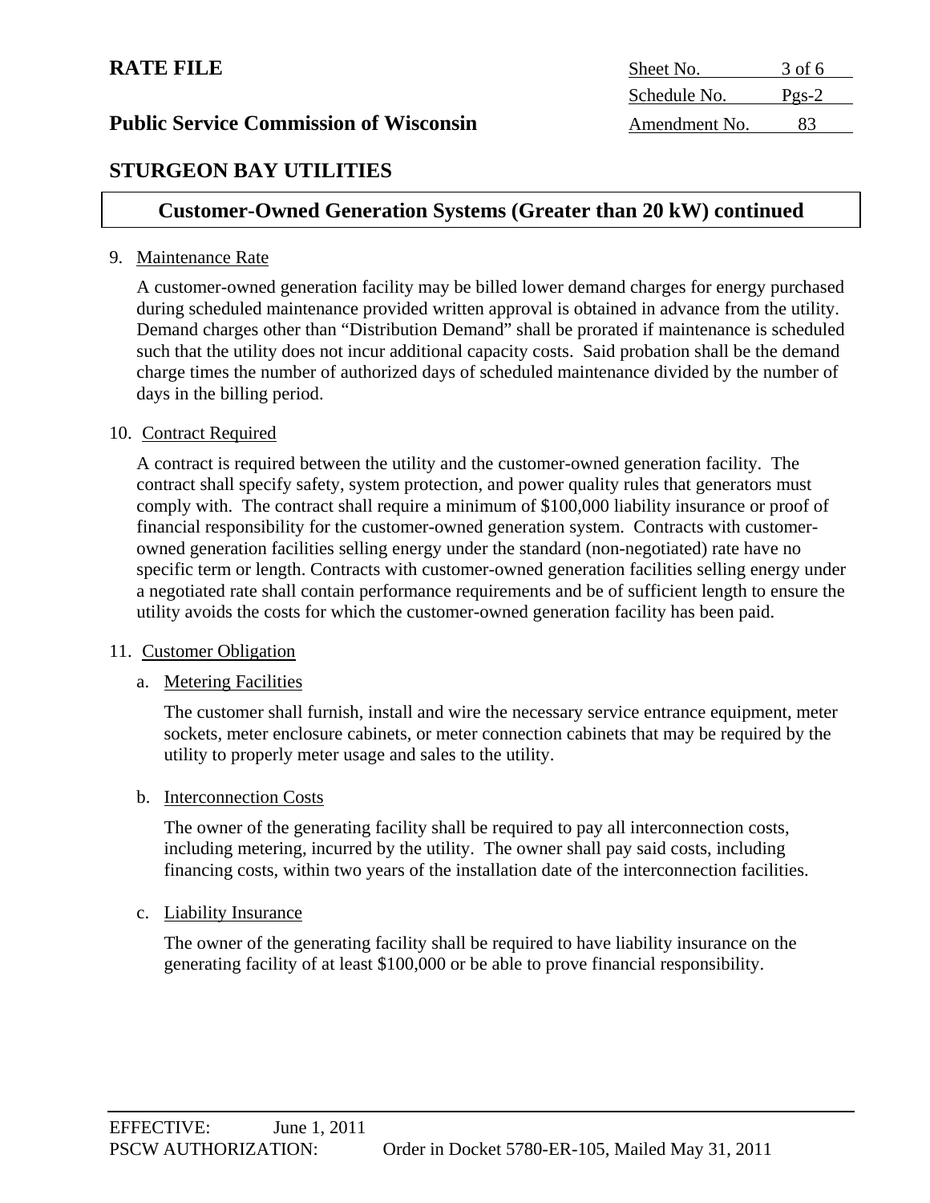**RATE FILE**

**Public Service Commission of Wisconsin**

| | |
|---|---|
| Sheet No. | 3 of 6 |
| Schedule No. | Pgs-2 |
| Amendment No. | 83 |

## STURGEON BAY UTILITIES

### Customer-Owned Generation Systems (Greater than 20 kW) continued

9. Maintenance Rate

   A customer-owned generation facility may be billed lower demand charges for energy purchased during scheduled maintenance provided written approval is obtained in advance from the utility. Demand charges other than "Distribution Demand" shall be prorated if maintenance is scheduled such that the utility does not incur additional capacity costs. Said probation shall be the demand charge times the number of authorized days of scheduled maintenance divided by the number of days in the billing period.

10. Contract Required

    A contract is required between the utility and the customer-owned generation facility. The contract shall specify safety, system protection, and power quality rules that generators must comply with. The contract shall require a minimum of $100,000 liability insurance or proof of financial responsibility for the customer-owned generation system. Contracts with customer-owned generation facilities selling energy under the standard (non-negotiated) rate have no specific term or length. Contracts with customer-owned generation facilities selling energy under a negotiated rate shall contain performance requirements and be of sufficient length to ensure the utility avoids the costs for which the customer-owned generation facility has been paid.

11. Customer Obligation

    a. Metering Facilities

       The customer shall furnish, install and wire the necessary service entrance equipment, meter sockets, meter enclosure cabinets, or meter connection cabinets that may be required by the utility to properly meter usage and sales to the utility.

    b. Interconnection Costs

       The owner of the generating facility shall be required to pay all interconnection costs, including metering, incurred by the utility. The owner shall pay said costs, including financing costs, within two years of the installation date of the interconnection facilities.

    c. Liability Insurance

       The owner of the generating facility shall be required to have liability insurance on the generating facility of at least $100,000 or be able to prove financial responsibility.

EFFECTIVE: June 1, 2011
PSCW AUTHORIZATION: Order in Docket 5780-ER-105, Mailed May 31, 2011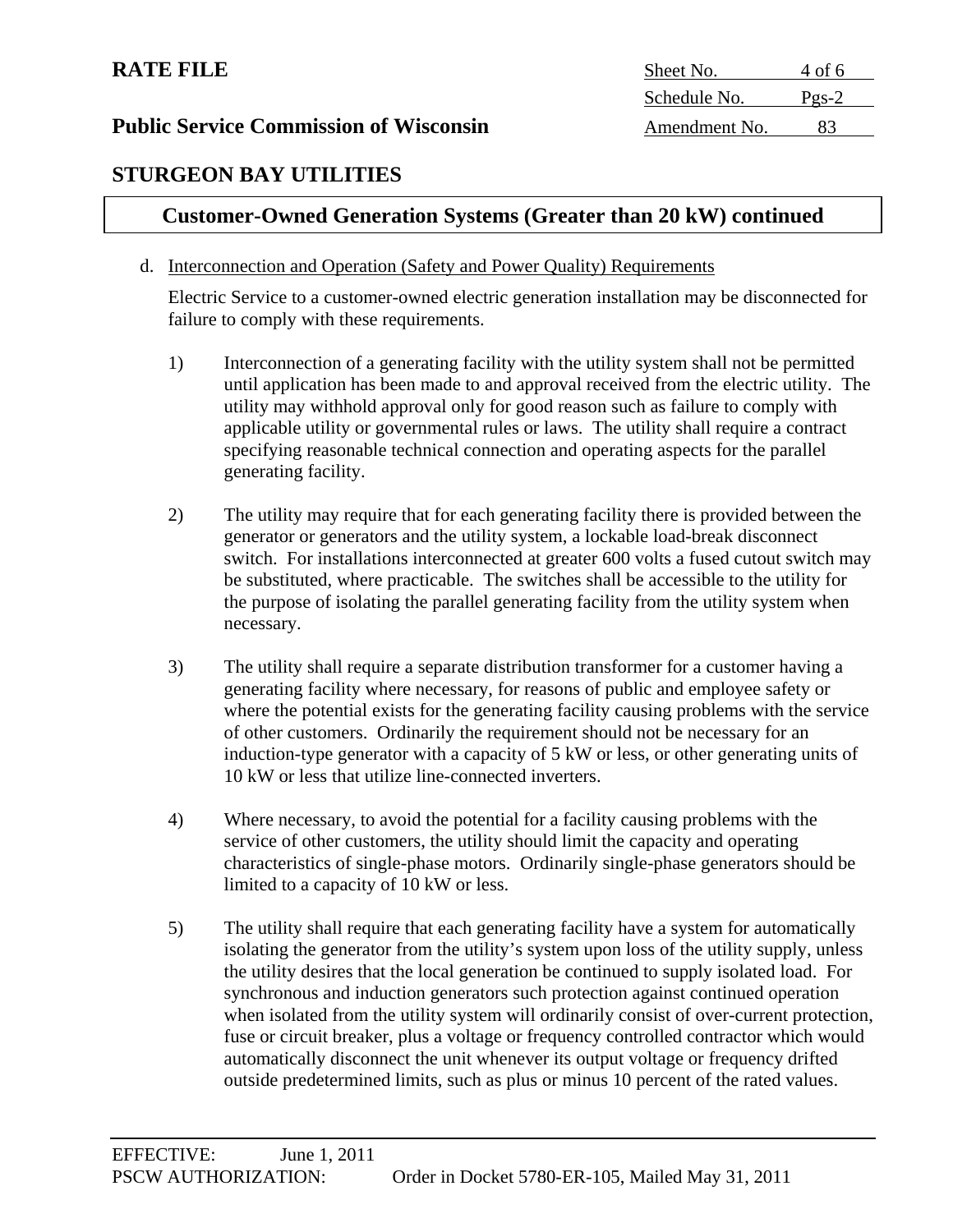**RATE FILE**

**Public Service Commission of Wisconsin**

| Sheet No. | 4 of 6 |
| --- | --- |
| Schedule No. | Pgs-2 |
| Amendment No. | 83 |

## STURGEON BAY UTILITIES

## Customer-Owned Generation Systems (Greater than 20 kW) continued

d. Interconnection and Operation (Safety and Power Quality) Requirements

Electric Service to a customer-owned electric generation installation may be disconnected for failure to comply with these requirements.

1) Interconnection of a generating facility with the utility system shall not be permitted until application has been made to and approval received from the electric utility. The utility may withhold approval only for good reason such as failure to comply with applicable utility or governmental rules or laws. The utility shall require a contract specifying reasonable technical connection and operating aspects for the parallel generating facility.

2) The utility may require that for each generating facility there is provided between the generator or generators and the utility system, a lockable load-break disconnect switch. For installations interconnected at greater 600 volts a fused cutout switch may be substituted, where practicable. The switches shall be accessible to the utility for the purpose of isolating the parallel generating facility from the utility system when necessary.

3) The utility shall require a separate distribution transformer for a customer having a generating facility where necessary, for reasons of public and employee safety or where the potential exists for the generating facility causing problems with the service of other customers. Ordinarily the requirement should not be necessary for an induction-type generator with a capacity of 5 kW or less, or other generating units of 10 kW or less that utilize line-connected inverters.

4) Where necessary, to avoid the potential for a facility causing problems with the service of other customers, the utility should limit the capacity and operating characteristics of single-phase motors. Ordinarily single-phase generators should be limited to a capacity of 10 kW or less.

5) The utility shall require that each generating facility have a system for automatically isolating the generator from the utility's system upon loss of the utility supply, unless the utility desires that the local generation be continued to supply isolated load. For synchronous and induction generators such protection against continued operation when isolated from the utility system will ordinarily consist of over-current protection, fuse or circuit breaker, plus a voltage or frequency controlled contractor which would automatically disconnect the unit whenever its output voltage or frequency drifted outside predetermined limits, such as plus or minus 10 percent of the rated values.

EFFECTIVE: June 1, 2011
PSCW AUTHORIZATION: Order in Docket 5780-ER-105, Mailed May 31, 2011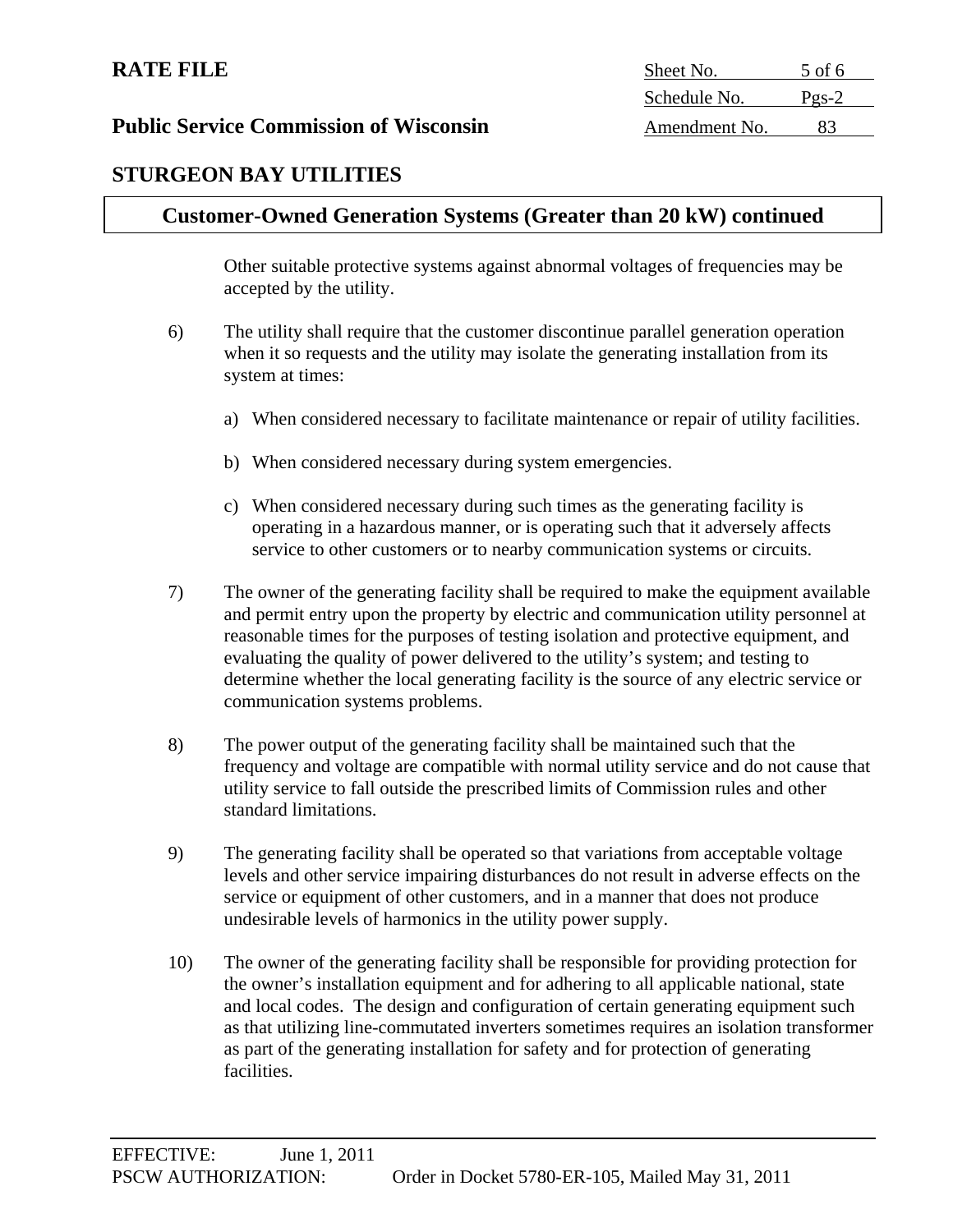## Customer-Owned Generation Systems (Greater than 20 kW) continued

Other suitable protective systems against abnormal voltages of frequencies may be accepted by the utility.

6) The utility shall require that the customer discontinue parallel generation operation when it so requests and the utility may isolate the generating installation from its system at times:

   a) When considered necessary to facilitate maintenance or repair of utility facilities.

   b) When considered necessary during system emergencies.

   c) When considered necessary during such times as the generating facility is operating in a hazardous manner, or is operating such that it adversely affects service to other customers or to nearby communication systems or circuits.

7) The owner of the generating facility shall be required to make the equipment available and permit entry upon the property by electric and communication utility personnel at reasonable times for the purposes of testing isolation and protective equipment, and evaluating the quality of power delivered to the utility's system; and testing to determine whether the local generating facility is the source of any electric service or communication systems problems.

8) The power output of the generating facility shall be maintained such that the frequency and voltage are compatible with normal utility service and do not cause that utility service to fall outside the prescribed limits of Commission rules and other standard limitations.

9) The generating facility shall be operated so that variations from acceptable voltage levels and other service impairing disturbances do not result in adverse effects on the service or equipment of other customers, and in a manner that does not produce undesirable levels of harmonics in the utility power supply.

10) The owner of the generating facility shall be responsible for providing protection for the owner's installation equipment and for adhering to all applicable national, state and local codes. The design and configuration of certain generating equipment such as that utilizing line-commutated inverters sometimes requires an isolation transformer as part of the generating installation for safety and for protection of generating facilities.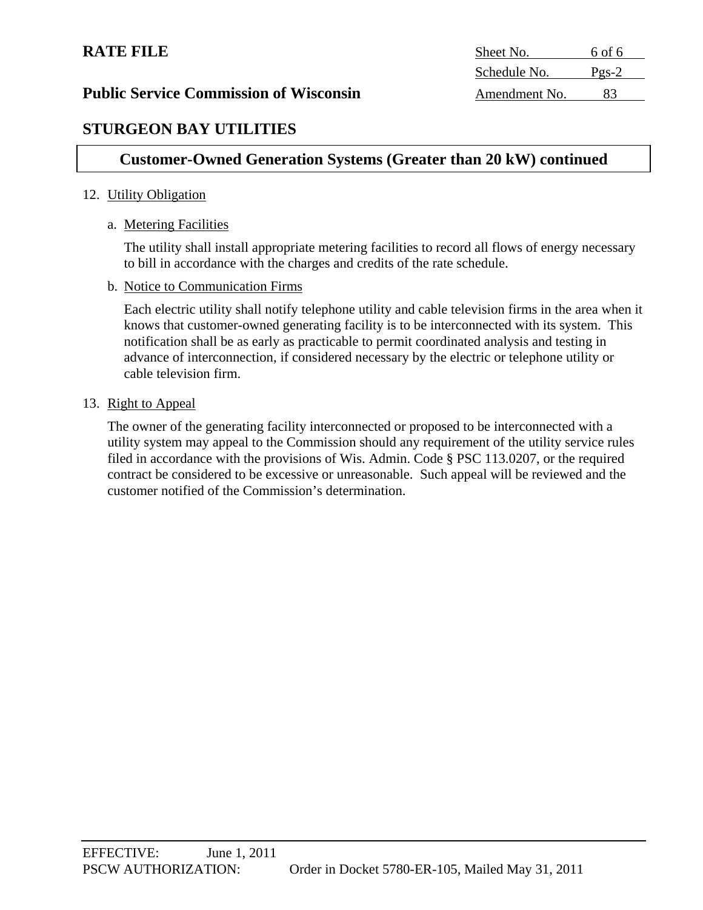**RATE FILE**

**Public Service Commission of Wisconsin**

| Sheet No. | 6 of 6 |
|---|---|
| Schedule No. | Pgs-2 |
| Amendment No. | 83 |

## STURGEON BAY UTILITIES

### Customer-Owned Generation Systems (Greater than 20 kW) continued

12. Utility Obligation

    a. Metering Facilities

       The utility shall install appropriate metering facilities to record all flows of energy necessary to bill in accordance with the charges and credits of the rate schedule.

    b. Notice to Communication Firms

       Each electric utility shall notify telephone utility and cable television firms in the area when it knows that customer-owned generating facility is to be interconnected with its system. This notification shall be as early as practicable to permit coordinated analysis and testing in advance of interconnection, if considered necessary by the electric or telephone utility or cable television firm.

13. Right to Appeal

    The owner of the generating facility interconnected or proposed to be interconnected with a utility system may appeal to the Commission should any requirement of the utility service rules filed in accordance with the provisions of Wis. Admin. Code § PSC 113.0207, or the required contract be considered to be excessive or unreasonable. Such appeal will be reviewed and the customer notified of the Commission's determination.

EFFECTIVE: June 1, 2011
PSCW AUTHORIZATION: Order in Docket 5780-ER-105, Mailed May 31, 2011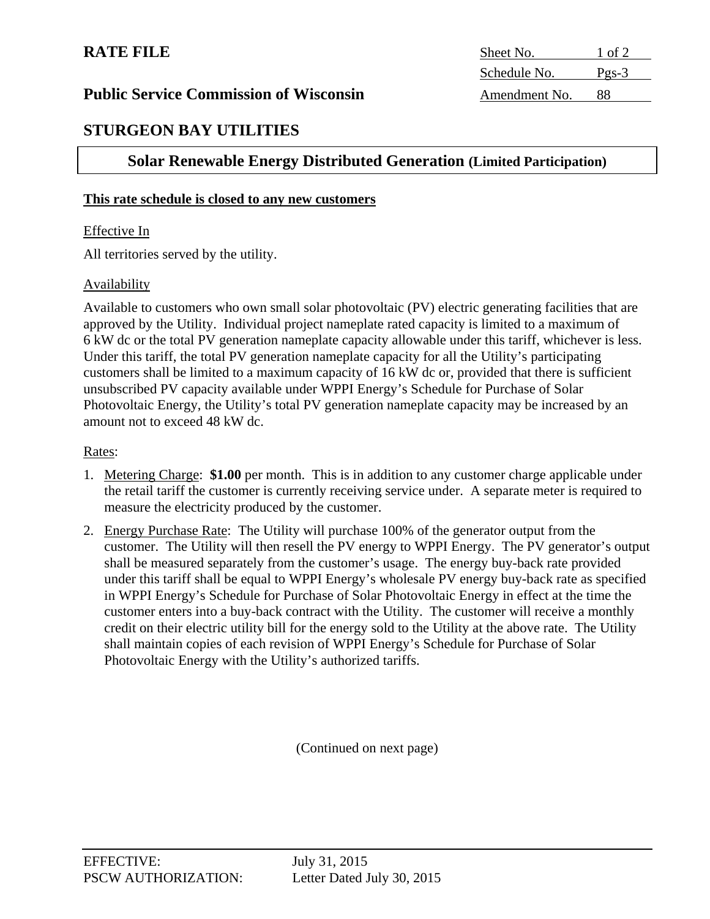**RATE FILE**

| Sheet No. | 1 of 2 |
|---|---|
| Schedule No. | Pgs-3 |
| Amendment No. | 88 |

**Public Service Commission of Wisconsin**

## STURGEON BAY UTILITIES

## Solar Renewable Energy Distributed Generation (Limited Participation)

**This rate schedule is closed to any new customers**

Effective In

All territories served by the utility.

Availability

Available to customers who own small solar photovoltaic (PV) electric generating facilities that are approved by the Utility. Individual project nameplate rated capacity is limited to a maximum of 6 kW dc or the total PV generation nameplate capacity allowable under this tariff, whichever is less. Under this tariff, the total PV generation nameplate capacity for all the Utility's participating customers shall be limited to a maximum capacity of 16 kW dc or, provided that there is sufficient unsubscribed PV capacity available under WPPI Energy's Schedule for Purchase of Solar Photovoltaic Energy, the Utility's total PV generation nameplate capacity may be increased by an amount not to exceed 48 kW dc.

Rates:

1. Metering Charge: **$1.00** per month. This is in addition to any customer charge applicable under the retail tariff the customer is currently receiving service under. A separate meter is required to measure the electricity produced by the customer.
2. Energy Purchase Rate: The Utility will purchase 100% of the generator output from the customer. The Utility will then resell the PV energy to WPPI Energy. The PV generator's output shall be measured separately from the customer's usage. The energy buy-back rate provided under this tariff shall be equal to WPPI Energy's wholesale PV energy buy-back rate as specified in WPPI Energy's Schedule for Purchase of Solar Photovoltaic Energy in effect at the time the customer enters into a buy-back contract with the Utility. The customer will receive a monthly credit on their electric utility bill for the energy sold to the Utility at the above rate. The Utility shall maintain copies of each revision of WPPI Energy's Schedule for Purchase of Solar Photovoltaic Energy with the Utility's authorized tariffs.

(Continued on next page)

EFFECTIVE: July 31, 2015
PSCW AUTHORIZATION: Letter Dated July 30, 2015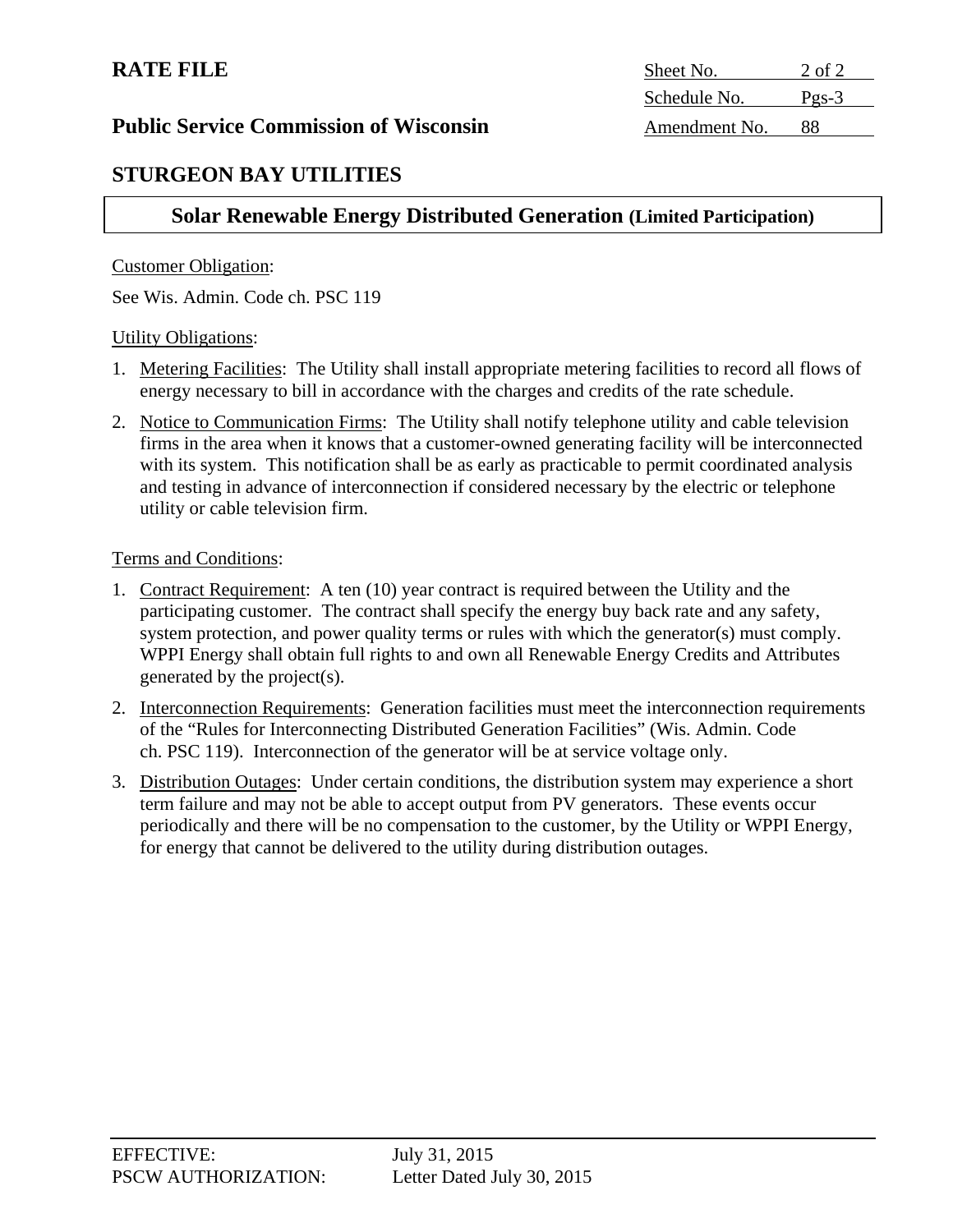**RATE FILE**

**Public Service Commission of Wisconsin**

| Sheet No. | 2 of 2 |
|---|---|
| Schedule No. | Pgs-3 |
| Amendment No. | 88 |

## STURGEON BAY UTILITIES

### Solar Renewable Energy Distributed Generation (Limited Participation)

Customer Obligation:

See Wis. Admin. Code ch. PSC 119

Utility Obligations:

1. Metering Facilities: The Utility shall install appropriate metering facilities to record all flows of energy necessary to bill in accordance with the charges and credits of the rate schedule.
2. Notice to Communication Firms: The Utility shall notify telephone utility and cable television firms in the area when it knows that a customer-owned generating facility will be interconnected with its system. This notification shall be as early as practicable to permit coordinated analysis and testing in advance of interconnection if considered necessary by the electric or telephone utility or cable television firm.

Terms and Conditions:

1. Contract Requirement: A ten (10) year contract is required between the Utility and the participating customer. The contract shall specify the energy buy back rate and any safety, system protection, and power quality terms or rules with which the generator(s) must comply. WPPI Energy shall obtain full rights to and own all Renewable Energy Credits and Attributes generated by the project(s).
2. Interconnection Requirements: Generation facilities must meet the interconnection requirements of the "Rules for Interconnecting Distributed Generation Facilities" (Wis. Admin. Code ch. PSC 119). Interconnection of the generator will be at service voltage only.
3. Distribution Outages: Under certain conditions, the distribution system may experience a short term failure and may not be able to accept output from PV generators. These events occur periodically and there will be no compensation to the customer, by the Utility or WPPI Energy, for energy that cannot be delivered to the utility during distribution outages.

EFFECTIVE: July 31, 2015
PSCW AUTHORIZATION: Letter Dated July 30, 2015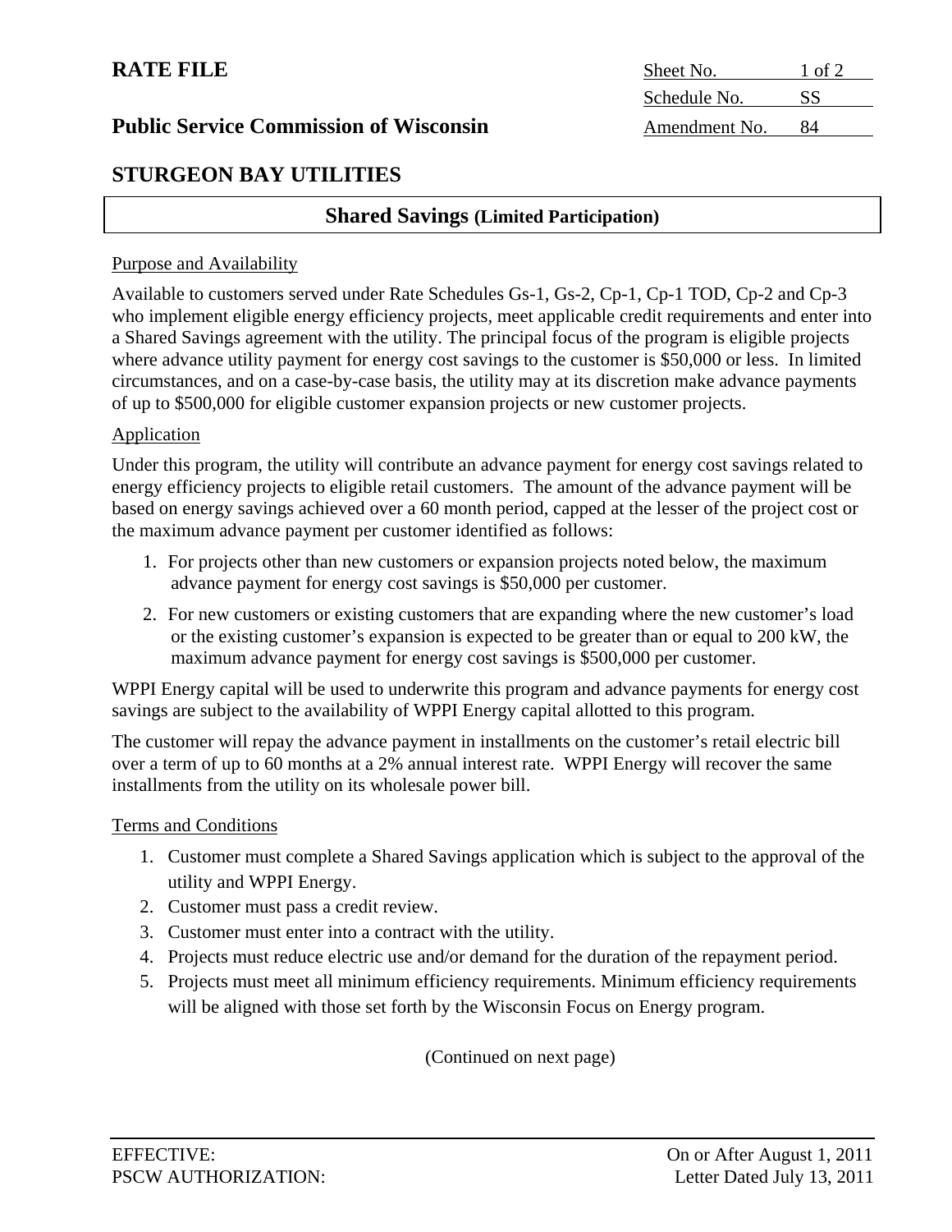**RATE FILE**

| | |
|---|---|
| Sheet No. | 1 of 2 |
| Schedule No. | SS |
| Amendment No. | 84 |

**Public Service Commission of Wisconsin**

## STURGEON BAY UTILITIES

### Shared Savings (Limited Participation)

Purpose and Availability

Available to customers served under Rate Schedules Gs-1, Gs-2, Cp-1, Cp-1 TOD, Cp-2 and Cp-3 who implement eligible energy efficiency projects, meet applicable credit requirements and enter into a Shared Savings agreement with the utility. The principal focus of the program is eligible projects where advance utility payment for energy cost savings to the customer is $50,000 or less. In limited circumstances, and on a case-by-case basis, the utility may at its discretion make advance payments of up to $500,000 for eligible customer expansion projects or new customer projects.

Application

Under this program, the utility will contribute an advance payment for energy cost savings related to energy efficiency projects to eligible retail customers. The amount of the advance payment will be based on energy savings achieved over a 60 month period, capped at the lesser of the project cost or the maximum advance payment per customer identified as follows:

1. For projects other than new customers or expansion projects noted below, the maximum advance payment for energy cost savings is $50,000 per customer.
2. For new customers or existing customers that are expanding where the new customer's load or the existing customer's expansion is expected to be greater than or equal to 200 kW, the maximum advance payment for energy cost savings is $500,000 per customer.

WPPI Energy capital will be used to underwrite this program and advance payments for energy cost savings are subject to the availability of WPPI Energy capital allotted to this program.

The customer will repay the advance payment in installments on the customer's retail electric bill over a term of up to 60 months at a 2% annual interest rate. WPPI Energy will recover the same installments from the utility on its wholesale power bill.

Terms and Conditions

1. Customer must complete a Shared Savings application which is subject to the approval of the utility and WPPI Energy.
2. Customer must pass a credit review.
3. Customer must enter into a contract with the utility.
4. Projects must reduce electric use and/or demand for the duration of the repayment period.
5. Projects must meet all minimum efficiency requirements. Minimum efficiency requirements will be aligned with those set forth by the Wisconsin Focus on Energy program.

(Continued on next page)

EFFECTIVE: On or After August 1, 2011
PSCW AUTHORIZATION: Letter Dated July 13, 2011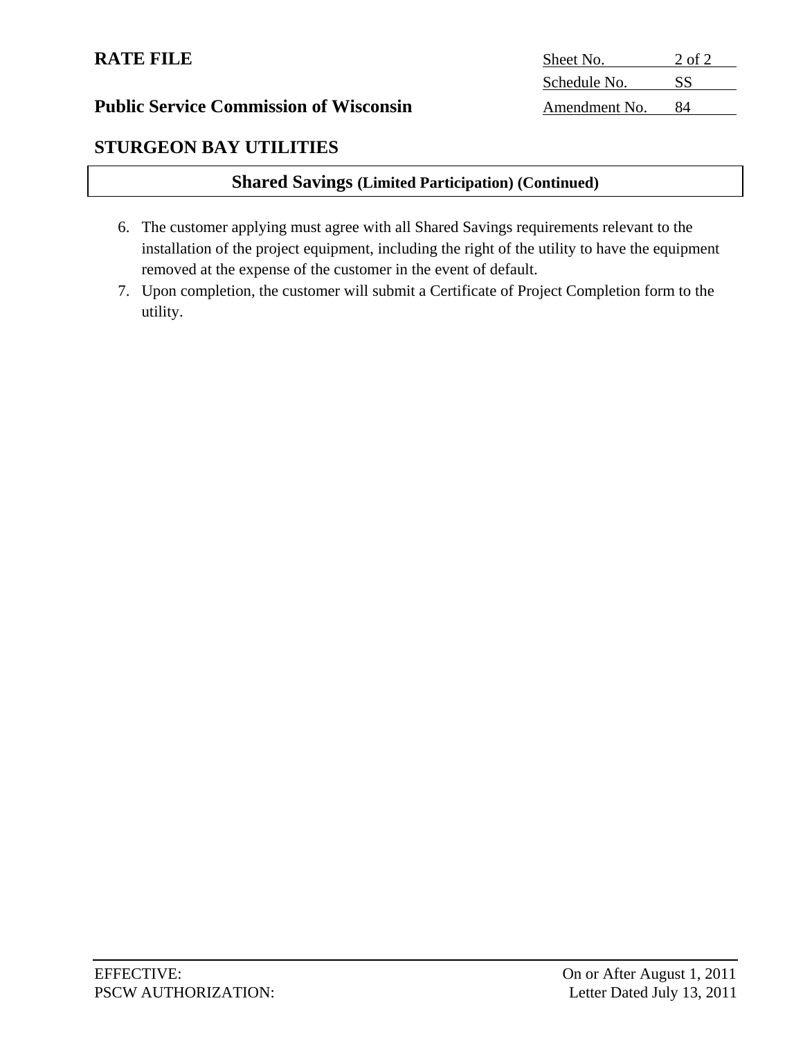**RATE FILE**

**Public Service Commission of Wisconsin**

| Sheet No. | 2 of 2 |
|---|---|
| Schedule No. | SS |
| Amendment No. | 84 |

## STURGEON BAY UTILITIES

### Shared Savings (Limited Participation) (Continued)

6. The customer applying must agree with all Shared Savings requirements relevant to the installation of the project equipment, including the right of the utility to have the equipment removed at the expense of the customer in the event of default.
7. Upon completion, the customer will submit a Certificate of Project Completion form to the utility.

EFFECTIVE: On or After August 1, 2011

PSCW AUTHORIZATION: Letter Dated July 13, 2011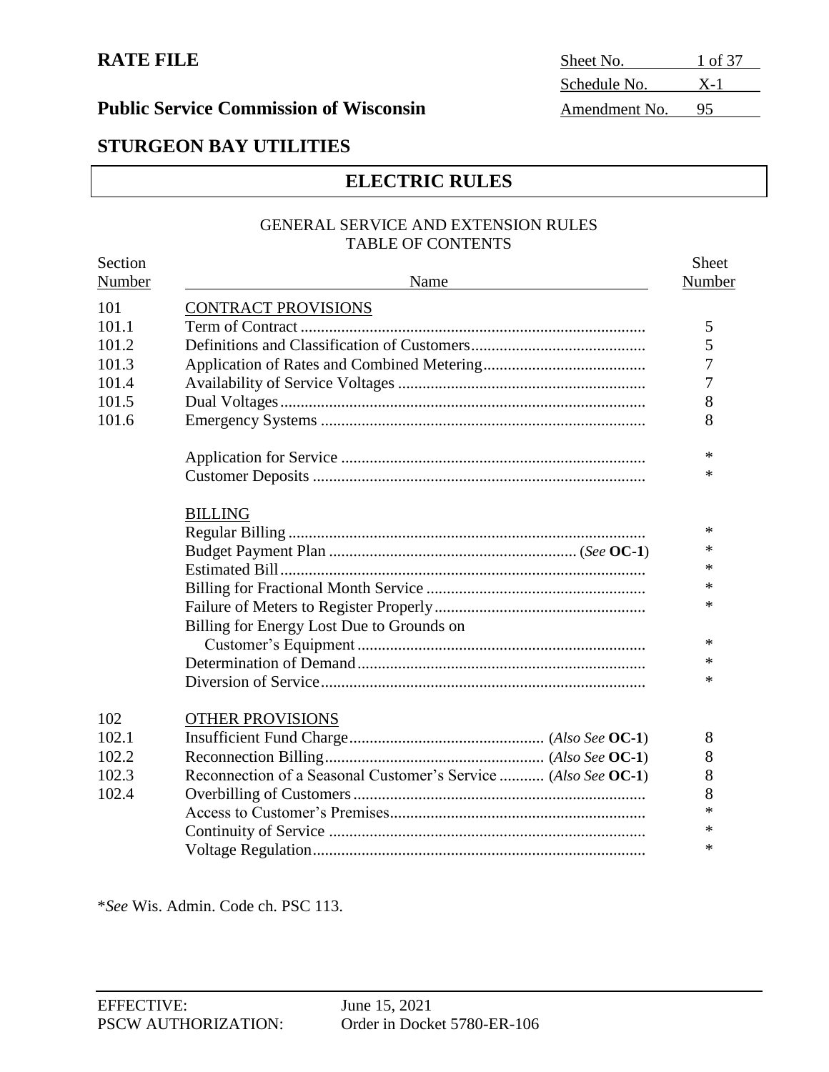**RATE FILE**

| Sheet No. | 1 of 37 |
|---|---|
| Schedule No. | X-1 |
| Amendment No. | 95 |

**Public Service Commission of Wisconsin**

## STURGEON BAY UTILITIES

## ELECTRIC RULES

GENERAL SERVICE AND EXTENSION RULES
TABLE OF CONTENTS

| Section Number | Name | Sheet Number |
|---|---|---|
| 101 | CONTRACT PROVISIONS | |
| 101.1 | Term of Contract | 5 |
| 101.2 | Definitions and Classification of Customers | 5 |
| 101.3 | Application of Rates and Combined Metering | 7 |
| 101.4 | Availability of Service Voltages | 7 |
| 101.5 | Dual Voltages | 8 |
| 101.6 | Emergency Systems | 8 |
| | Application for Service | * |
| | Customer Deposits | * |
| | BILLING | |
| | Regular Billing | * |
| | Budget Payment Plan (*See* **OC-1**) | * |
| | Estimated Bill | * |
| | Billing for Fractional Month Service | * |
| | Failure of Meters to Register Properly | * |
| | Billing for Energy Lost Due to Grounds on Customer's Equipment | * |
| | Determination of Demand | * |
| | Diversion of Service | * |
| 102 | OTHER PROVISIONS | |
| 102.1 | Insufficient Fund Charge (*Also See* **OC-1**) | 8 |
| 102.2 | Reconnection Billing (*Also See* **OC-1**) | 8 |
| 102.3 | Reconnection of a Seasonal Customer's Service (*Also See* **OC-1**) | 8 |
| 102.4 | Overbilling of Customers | 8 |
| | Access to Customer's Premises | * |
| | Continuity of Service | * |
| | Voltage Regulation | * |

*\*See* Wis. Admin. Code ch. PSC 113.

EFFECTIVE: June 15, 2021
PSCW AUTHORIZATION: Order in Docket 5780-ER-106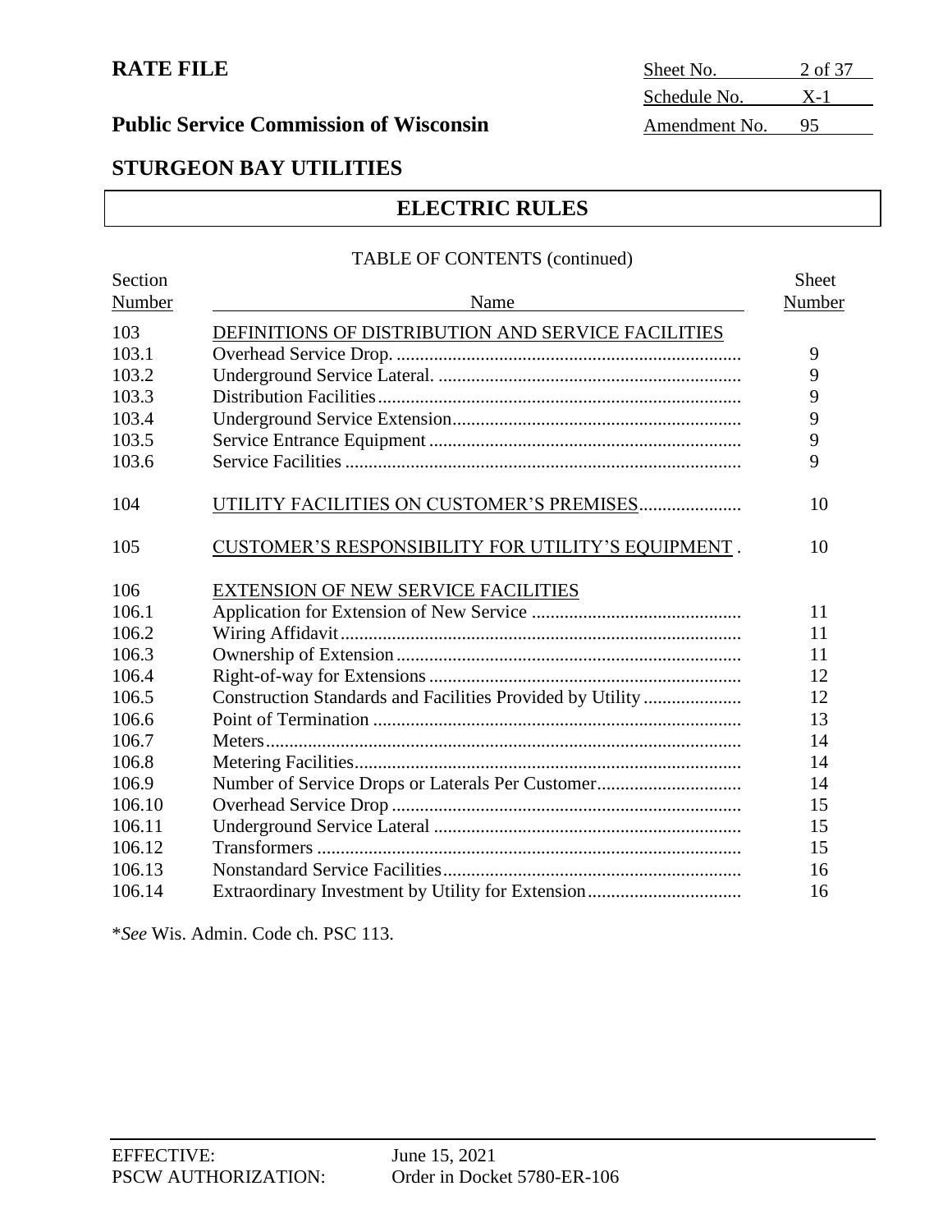**RATE FILE**

**Public Service Commission of Wisconsin**

| Sheet No. | 2 of 37 |
|---|---|
| Schedule No. | X-1 |
| Amendment No. | 95 |

## STURGEON BAY UTILITIES

## ELECTRIC RULES

TABLE OF CONTENTS (continued)

| Section Number | Name | Sheet Number |
|---|---|---|
| 103 | DEFINITIONS OF DISTRIBUTION AND SERVICE FACILITIES | |
| 103.1 | Overhead Service Drop. | 9 |
| 103.2 | Underground Service Lateral. | 9 |
| 103.3 | Distribution Facilities | 9 |
| 103.4 | Underground Service Extension | 9 |
| 103.5 | Service Entrance Equipment | 9 |
| 103.6 | Service Facilities | 9 |
| 104 | UTILITY FACILITIES ON CUSTOMER'S PREMISES | 10 |
| 105 | CUSTOMER'S RESPONSIBILITY FOR UTILITY'S EQUIPMENT | 10 |
| 106 | EXTENSION OF NEW SERVICE FACILITIES | |
| 106.1 | Application for Extension of New Service | 11 |
| 106.2 | Wiring Affidavit | 11 |
| 106.3 | Ownership of Extension | 11 |
| 106.4 | Right-of-way for Extensions | 12 |
| 106.5 | Construction Standards and Facilities Provided by Utility | 12 |
| 106.6 | Point of Termination | 13 |
| 106.7 | Meters | 14 |
| 106.8 | Metering Facilities | 14 |
| 106.9 | Number of Service Drops or Laterals Per Customer | 14 |
| 106.10 | Overhead Service Drop | 15 |
| 106.11 | Underground Service Lateral | 15 |
| 106.12 | Transformers | 15 |
| 106.13 | Nonstandard Service Facilities | 16 |
| 106.14 | Extraordinary Investment by Utility for Extension | 16 |

\**See* Wis. Admin. Code ch. PSC 113.

EFFECTIVE: June 15, 2021
PSCW AUTHORIZATION: Order in Docket 5780-ER-106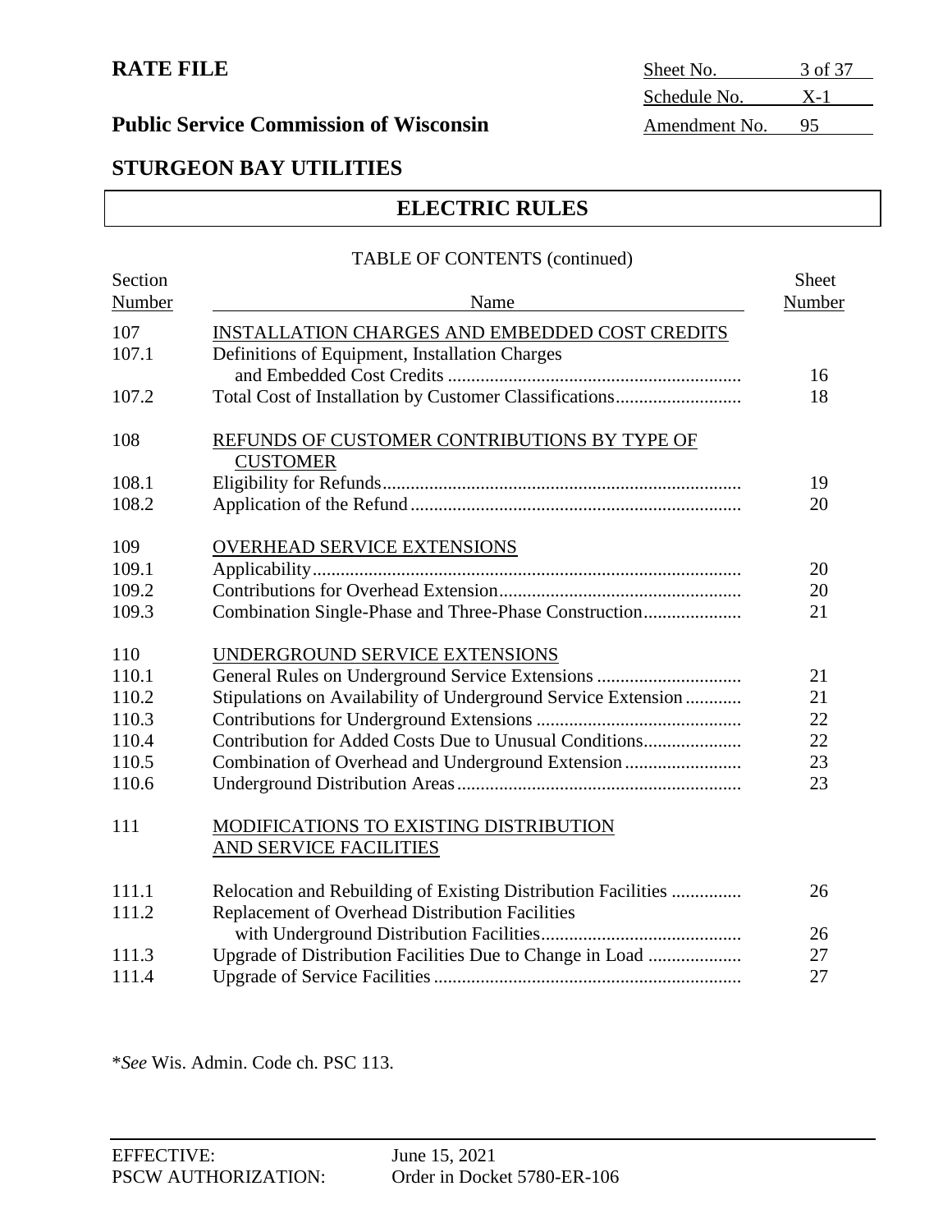**RATE FILE**

| | |
|---|---|
| Sheet No. | 3 of 37 |
| Schedule No. | X-1 |
| Amendment No. | 95 |

**Public Service Commission of Wisconsin**

**STURGEON BAY UTILITIES**

## ELECTRIC RULES

TABLE OF CONTENTS (continued)

| Section Number | Name | Sheet Number |
|---|---|---|
| 107 | INSTALLATION CHARGES AND EMBEDDED COST CREDITS | |
| 107.1 | Definitions of Equipment, Installation Charges and Embedded Cost Credits | 16 |
| 107.2 | Total Cost of Installation by Customer Classifications | 18 |
| 108 | REFUNDS OF CUSTOMER CONTRIBUTIONS BY TYPE OF CUSTOMER | |
| 108.1 | Eligibility for Refunds | 19 |
| 108.2 | Application of the Refund | 20 |
| 109 | OVERHEAD SERVICE EXTENSIONS | |
| 109.1 | Applicability | 20 |
| 109.2 | Contributions for Overhead Extension | 20 |
| 109.3 | Combination Single-Phase and Three-Phase Construction | 21 |
| 110 | UNDERGROUND SERVICE EXTENSIONS | |
| 110.1 | General Rules on Underground Service Extensions | 21 |
| 110.2 | Stipulations on Availability of Underground Service Extension | 21 |
| 110.3 | Contributions for Underground Extensions | 22 |
| 110.4 | Contribution for Added Costs Due to Unusual Conditions | 22 |
| 110.5 | Combination of Overhead and Underground Extension | 23 |
| 110.6 | Underground Distribution Areas | 23 |
| 111 | MODIFICATIONS TO EXISTING DISTRIBUTION AND SERVICE FACILITIES | |
| 111.1 | Relocation and Rebuilding of Existing Distribution Facilities | 26 |
| 111.2 | Replacement of Overhead Distribution Facilities with Underground Distribution Facilities | 26 |
| 111.3 | Upgrade of Distribution Facilities Due to Change in Load | 27 |
| 111.4 | Upgrade of Service Facilities | 27 |

*\*See* Wis. Admin. Code ch. PSC 113.

EFFECTIVE: June 15, 2021
PSCW AUTHORIZATION: Order in Docket 5780-ER-106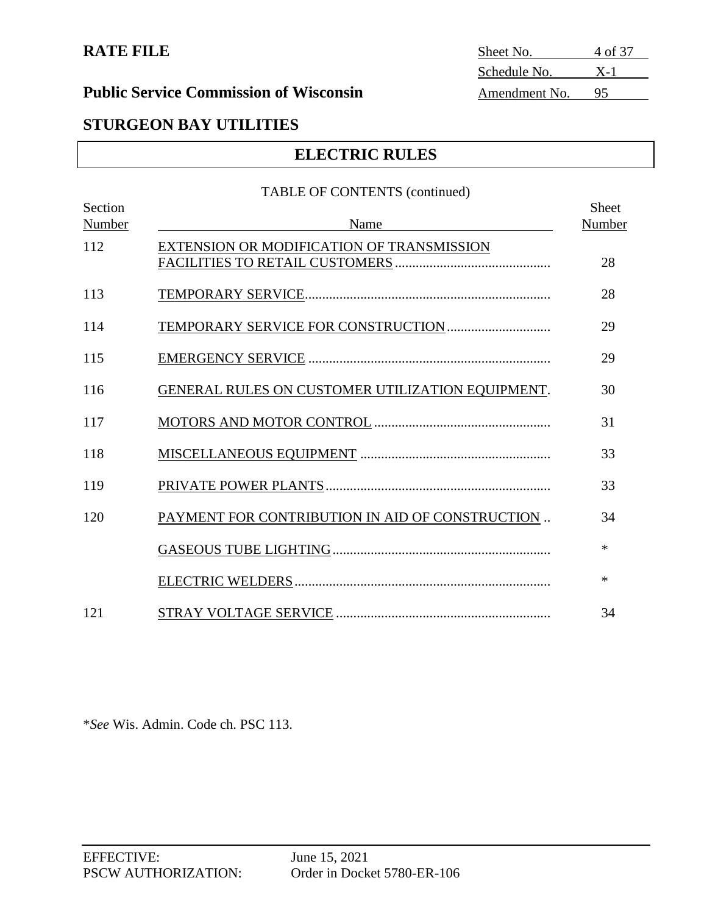**RATE FILE**

**Public Service Commission of Wisconsin**

| | |
|---|---|
| Sheet No. | 4 of 37 |
| Schedule No. | X-1 |
| Amendment No. | 95 |

## STURGEON BAY UTILITIES

## ELECTRIC RULES

TABLE OF CONTENTS (continued)

| Section Number | Name | Sheet Number |
|---|---|---|
| 112 | EXTENSION OR MODIFICATION OF TRANSMISSION FACILITIES TO RETAIL CUSTOMERS | 28 |
| 113 | TEMPORARY SERVICE | 28 |
| 114 | TEMPORARY SERVICE FOR CONSTRUCTION | 29 |
| 115 | EMERGENCY SERVICE | 29 |
| 116 | GENERAL RULES ON CUSTOMER UTILIZATION EQUIPMENT | 30 |
| 117 | MOTORS AND MOTOR CONTROL | 31 |
| 118 | MISCELLANEOUS EQUIPMENT | 33 |
| 119 | PRIVATE POWER PLANTS | 33 |
| 120 | PAYMENT FOR CONTRIBUTION IN AID OF CONSTRUCTION | 34 |
| | GASEOUS TUBE LIGHTING | * |
| | ELECTRIC WELDERS | * |
| 121 | STRAY VOLTAGE SERVICE | 34 |

\**See* Wis. Admin. Code ch. PSC 113.

EFFECTIVE: June 15, 2021
PSCW AUTHORIZATION: Order in Docket 5780-ER-106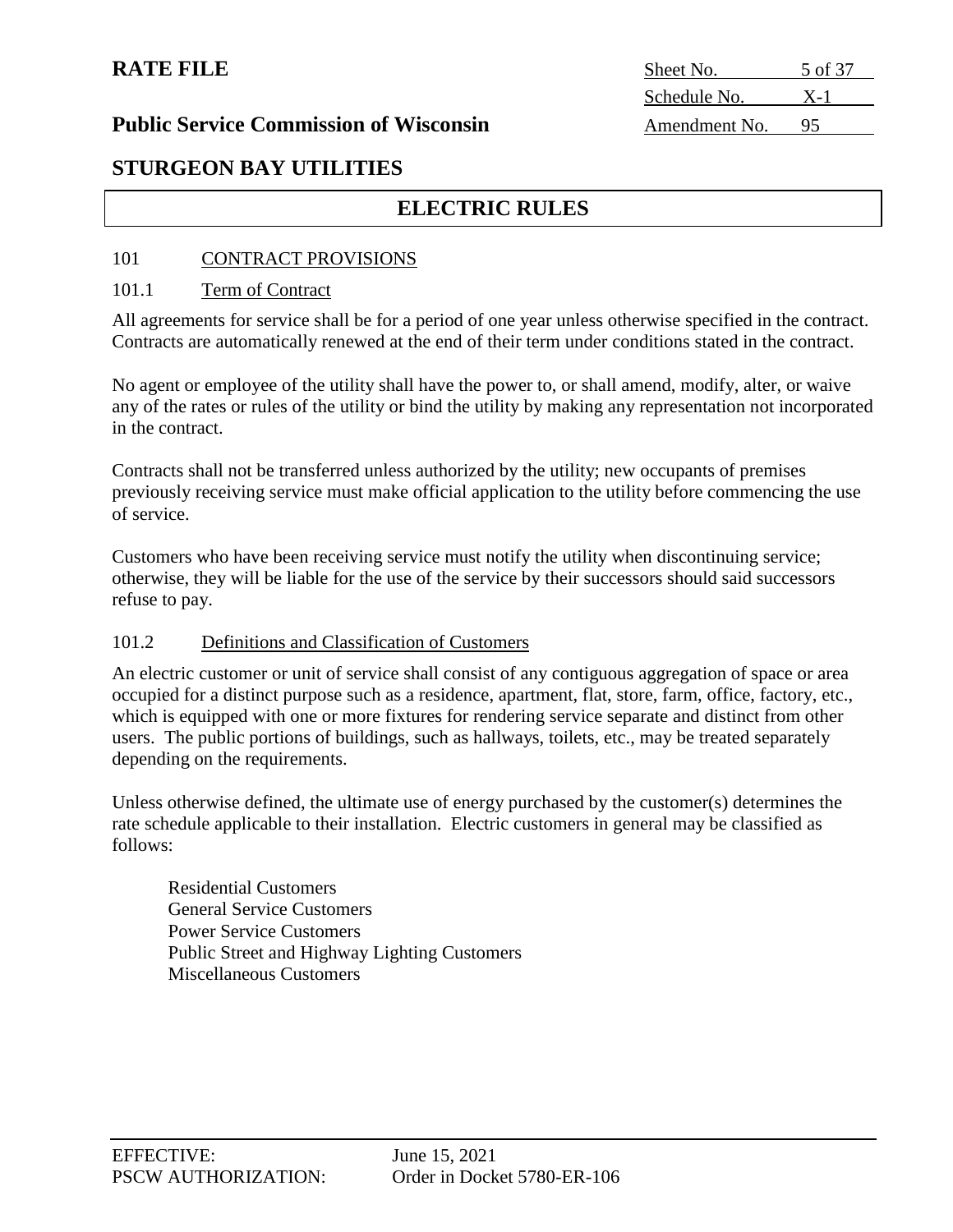## ELECTRIC RULES

### 101 CONTRACT PROVISIONS

#### 101.1 Term of Contract

All agreements for service shall be for a period of one year unless otherwise specified in the contract. Contracts are automatically renewed at the end of their term under conditions stated in the contract.

No agent or employee of the utility shall have the power to, or shall amend, modify, alter, or waive any of the rates or rules of the utility or bind the utility by making any representation not incorporated in the contract.

Contracts shall not be transferred unless authorized by the utility; new occupants of premises previously receiving service must make official application to the utility before commencing the use of service.

Customers who have been receiving service must notify the utility when discontinuing service; otherwise, they will be liable for the use of the service by their successors should said successors refuse to pay.

#### 101.2 Definitions and Classification of Customers

An electric customer or unit of service shall consist of any contiguous aggregation of space or area occupied for a distinct purpose such as a residence, apartment, flat, store, farm, office, factory, etc., which is equipped with one or more fixtures for rendering service separate and distinct from other users. The public portions of buildings, such as hallways, toilets, etc., may be treated separately depending on the requirements.

Unless otherwise defined, the ultimate use of energy purchased by the customer(s) determines the rate schedule applicable to their installation. Electric customers in general may be classified as follows:

- Residential Customers
- General Service Customers
- Power Service Customers
- Public Street and Highway Lighting Customers
- Miscellaneous Customers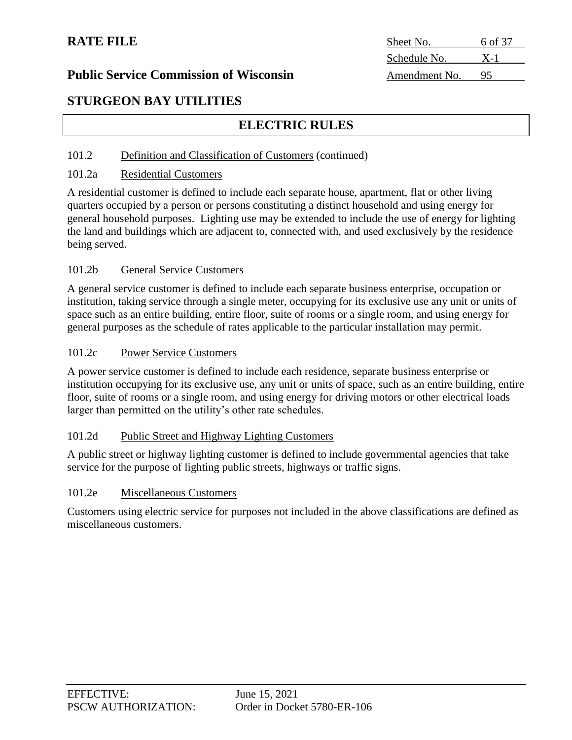# ELECTRIC RULES

101.2 Definition and Classification of Customers (continued)

101.2a Residential Customers

A residential customer is defined to include each separate house, apartment, flat or other living quarters occupied by a person or persons constituting a distinct household and using energy for general household purposes. Lighting use may be extended to include the use of energy for lighting the land and buildings which are adjacent to, connected with, and used exclusively by the residence being served.

101.2b General Service Customers

A general service customer is defined to include each separate business enterprise, occupation or institution, taking service through a single meter, occupying for its exclusive use any unit or units of space such as an entire building, entire floor, suite of rooms or a single room, and using energy for general purposes as the schedule of rates applicable to the particular installation may permit.

101.2c Power Service Customers

A power service customer is defined to include each residence, separate business enterprise or institution occupying for its exclusive use, any unit or units of space, such as an entire building, entire floor, suite of rooms or a single room, and using energy for driving motors or other electrical loads larger than permitted on the utility's other rate schedules.

101.2d Public Street and Highway Lighting Customers

A public street or highway lighting customer is defined to include governmental agencies that take service for the purpose of lighting public streets, highways or traffic signs.

101.2e Miscellaneous Customers

Customers using electric service for purposes not included in the above classifications are defined as miscellaneous customers.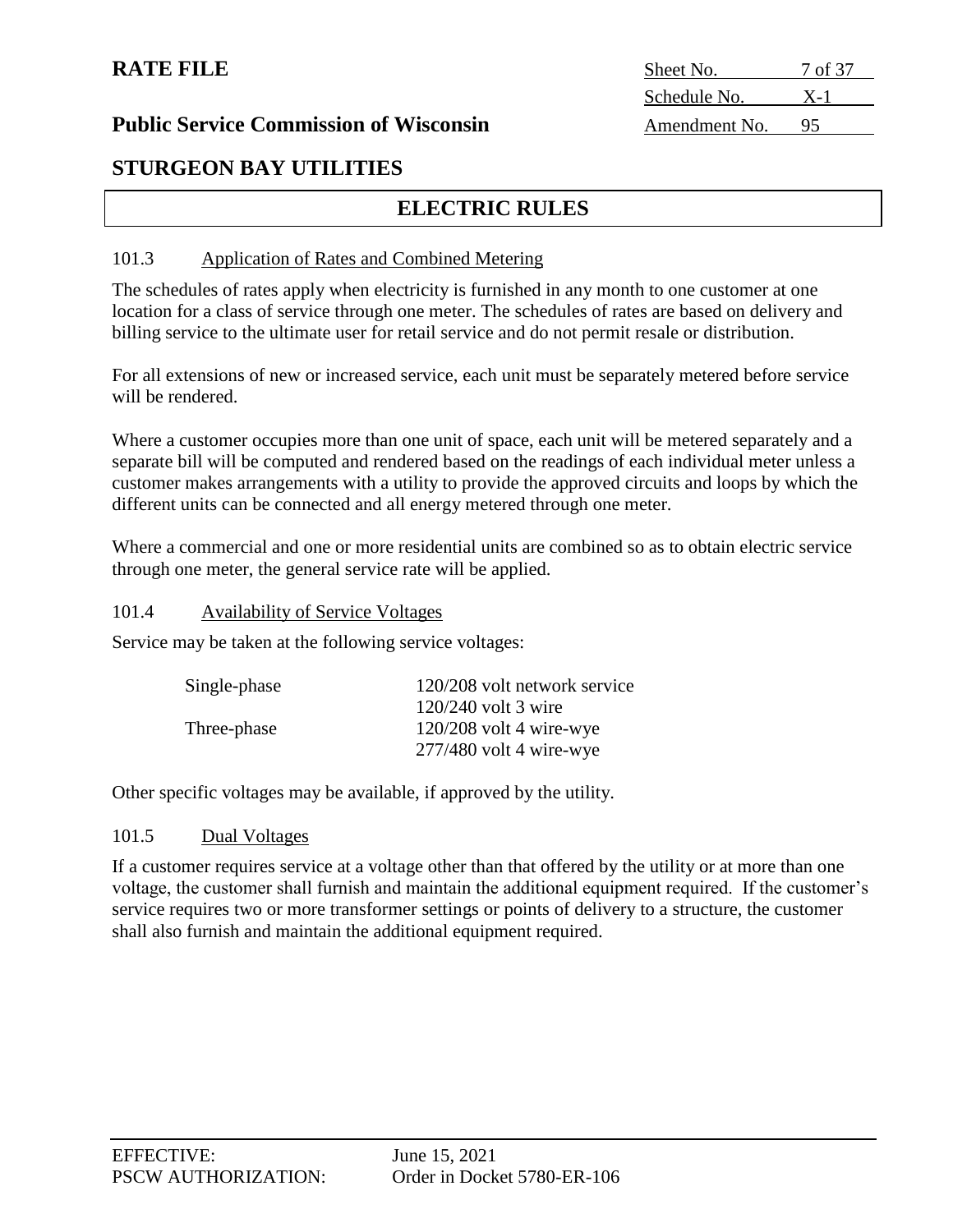# RATE FILE

| Sheet No. | 7 of 37 |
| --- | --- |
| Schedule No. | X-1 |
| Amendment No. | 95 |

## Public Service Commission of Wisconsin

## STURGEON BAY UTILITIES

## ELECTRIC RULES

### 101.3 Application of Rates and Combined Metering

The schedules of rates apply when electricity is furnished in any month to one customer at one location for a class of service through one meter. The schedules of rates are based on delivery and billing service to the ultimate user for retail service and do not permit resale or distribution.

For all extensions of new or increased service, each unit must be separately metered before service will be rendered.

Where a customer occupies more than one unit of space, each unit will be metered separately and a separate bill will be computed and rendered based on the readings of each individual meter unless a customer makes arrangements with a utility to provide the approved circuits and loops by which the different units can be connected and all energy metered through one meter.

Where a commercial and one or more residential units are combined so as to obtain electric service through one meter, the general service rate will be applied.

### 101.4 Availability of Service Voltages

Service may be taken at the following service voltages:

| | |
| --- | --- |
| Single-phase | 120/208 volt network service |
| | 120/240 volt 3 wire |
| Three-phase | 120/208 volt 4 wire-wye |
| | 277/480 volt 4 wire-wye |

Other specific voltages may be available, if approved by the utility.

### 101.5 Dual Voltages

If a customer requires service at a voltage other than that offered by the utility or at more than one voltage, the customer shall furnish and maintain the additional equipment required. If the customer's service requires two or more transformer settings or points of delivery to a structure, the customer shall also furnish and maintain the additional equipment required.

EFFECTIVE: June 15, 2021
PSCW AUTHORIZATION: Order in Docket 5780-ER-106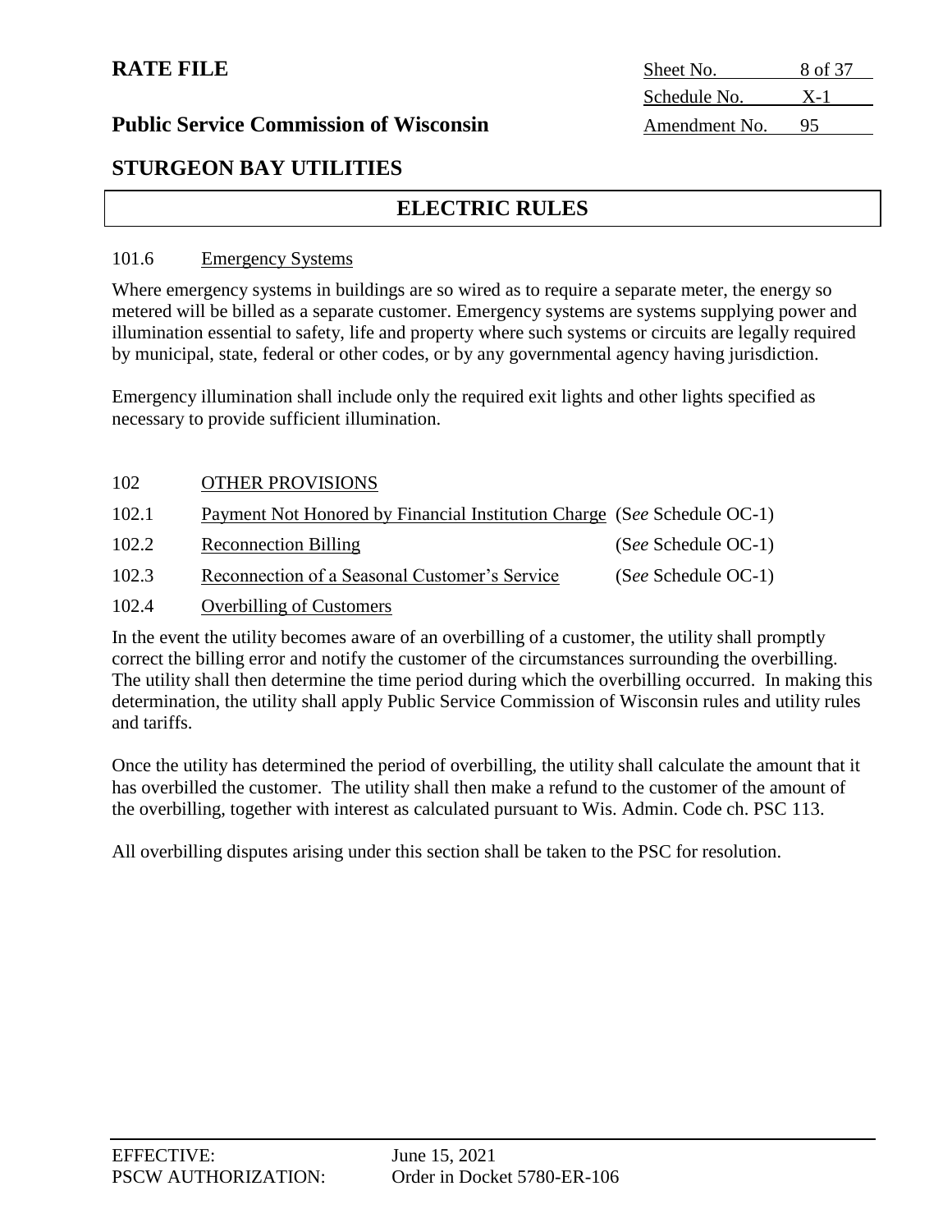# STURGEON BAY UTILITIES

## ELECTRIC RULES

101.6 Emergency Systems

Where emergency systems in buildings are so wired as to require a separate meter, the energy so metered will be billed as a separate customer. Emergency systems are systems supplying power and illumination essential to safety, life and property where such systems or circuits are legally required by municipal, state, federal or other codes, or by any governmental agency having jurisdiction.

Emergency illumination shall include only the required exit lights and other lights specified as necessary to provide sufficient illumination.

102 OTHER PROVISIONS

102.1 Payment Not Honored by Financial Institution Charge (S*ee* Schedule OC-1)

102.2 Reconnection Billing (S*ee* Schedule OC-1)

102.3 Reconnection of a Seasonal Customer's Service (S*ee* Schedule OC-1)

102.4 Overbilling of Customers

In the event the utility becomes aware of an overbilling of a customer, the utility shall promptly correct the billing error and notify the customer of the circumstances surrounding the overbilling. The utility shall then determine the time period during which the overbilling occurred. In making this determination, the utility shall apply Public Service Commission of Wisconsin rules and utility rules and tariffs.

Once the utility has determined the period of overbilling, the utility shall calculate the amount that it has overbilled the customer. The utility shall then make a refund to the customer of the amount of the overbilling, together with interest as calculated pursuant to Wis. Admin. Code ch. PSC 113.

All overbilling disputes arising under this section shall be taken to the PSC for resolution.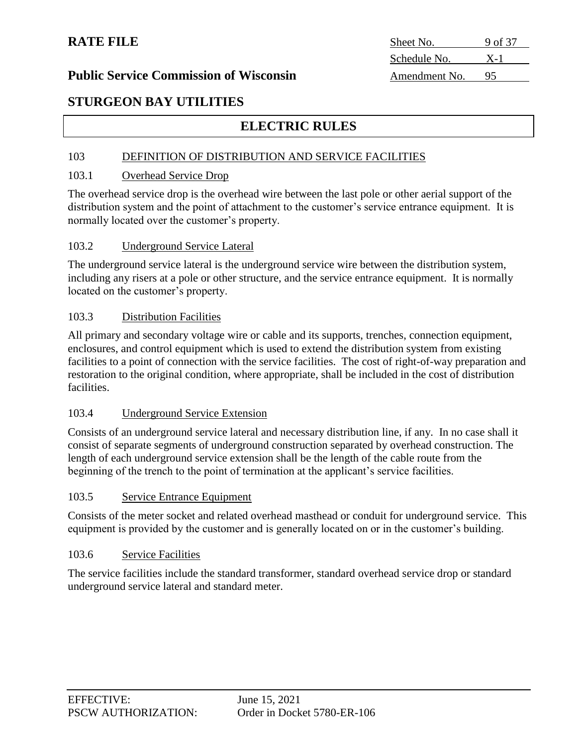## ELECTRIC RULES

### 103 DEFINITION OF DISTRIBUTION AND SERVICE FACILITIES

#### 103.1 Overhead Service Drop

The overhead service drop is the overhead wire between the last pole or other aerial support of the distribution system and the point of attachment to the customer's service entrance equipment. It is normally located over the customer's property.

#### 103.2 Underground Service Lateral

The underground service lateral is the underground service wire between the distribution system, including any risers at a pole or other structure, and the service entrance equipment. It is normally located on the customer's property.

#### 103.3 Distribution Facilities

All primary and secondary voltage wire or cable and its supports, trenches, connection equipment, enclosures, and control equipment which is used to extend the distribution system from existing facilities to a point of connection with the service facilities. The cost of right-of-way preparation and restoration to the original condition, where appropriate, shall be included in the cost of distribution facilities.

#### 103.4 Underground Service Extension

Consists of an underground service lateral and necessary distribution line, if any. In no case shall it consist of separate segments of underground construction separated by overhead construction. The length of each underground service extension shall be the length of the cable route from the beginning of the trench to the point of termination at the applicant's service facilities.

#### 103.5 Service Entrance Equipment

Consists of the meter socket and related overhead masthead or conduit for underground service. This equipment is provided by the customer and is generally located on or in the customer's building.

#### 103.6 Service Facilities

The service facilities include the standard transformer, standard overhead service drop or standard underground service lateral and standard meter.

EFFECTIVE: June 15, 2021
PSCW AUTHORIZATION: Order in Docket 5780-ER-106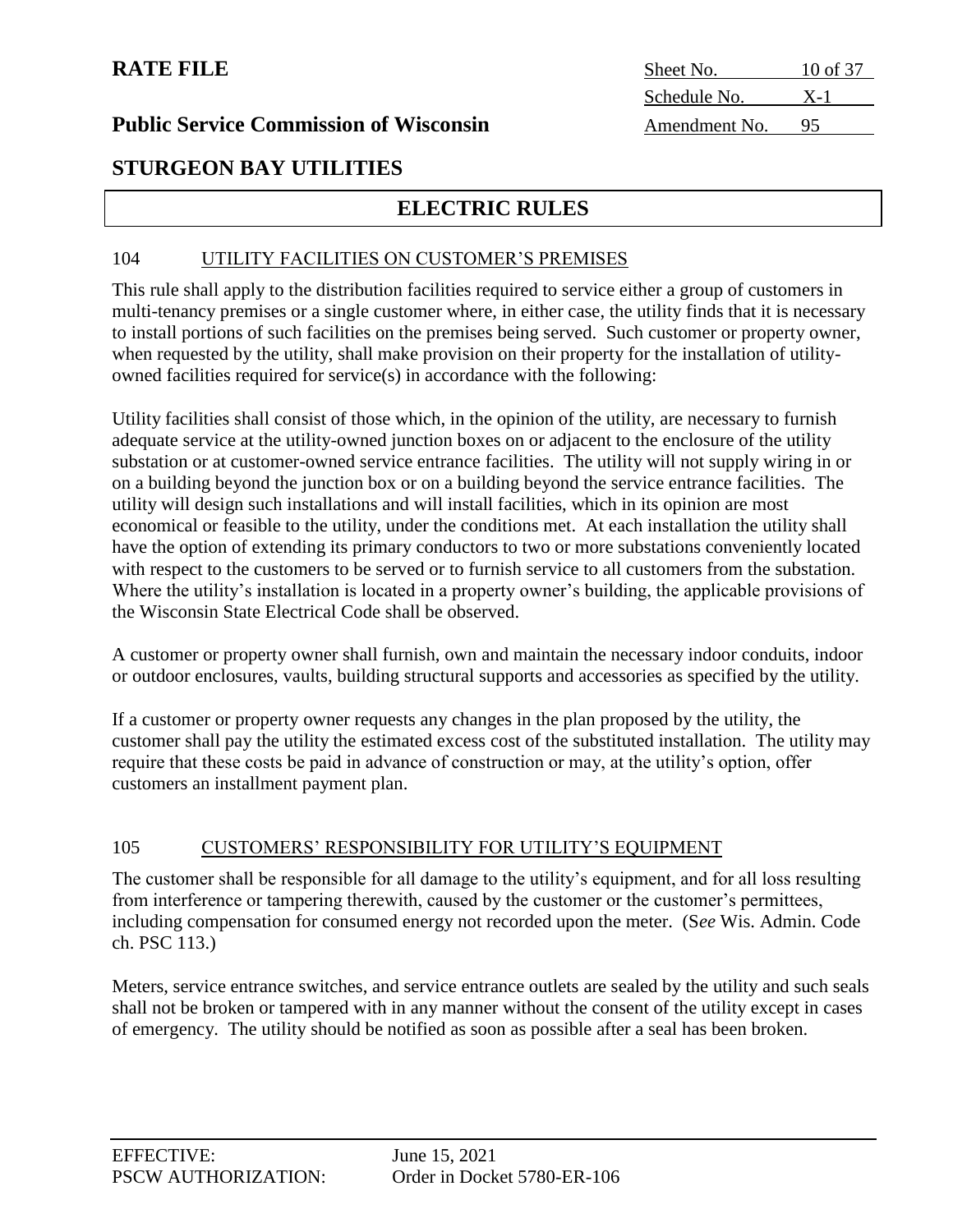# STURGEON BAY UTILITIES

## ELECTRIC RULES

### 104 UTILITY FACILITIES ON CUSTOMER'S PREMISES

This rule shall apply to the distribution facilities required to service either a group of customers in multi-tenancy premises or a single customer where, in either case, the utility finds that it is necessary to install portions of such facilities on the premises being served. Such customer or property owner, when requested by the utility, shall make provision on their property for the installation of utility-owned facilities required for service(s) in accordance with the following:

Utility facilities shall consist of those which, in the opinion of the utility, are necessary to furnish adequate service at the utility-owned junction boxes on or adjacent to the enclosure of the utility substation or at customer-owned service entrance facilities. The utility will not supply wiring in or on a building beyond the junction box or on a building beyond the service entrance facilities. The utility will design such installations and will install facilities, which in its opinion are most economical or feasible to the utility, under the conditions met. At each installation the utility shall have the option of extending its primary conductors to two or more substations conveniently located with respect to the customers to be served or to furnish service to all customers from the substation. Where the utility's installation is located in a property owner's building, the applicable provisions of the Wisconsin State Electrical Code shall be observed.

A customer or property owner shall furnish, own and maintain the necessary indoor conduits, indoor or outdoor enclosures, vaults, building structural supports and accessories as specified by the utility.

If a customer or property owner requests any changes in the plan proposed by the utility, the customer shall pay the utility the estimated excess cost of the substituted installation. The utility may require that these costs be paid in advance of construction or may, at the utility's option, offer customers an installment payment plan.

### 105 CUSTOMERS' RESPONSIBILITY FOR UTILITY'S EQUIPMENT

The customer shall be responsible for all damage to the utility's equipment, and for all loss resulting from interference or tampering therewith, caused by the customer or the customer's permittees, including compensation for consumed energy not recorded upon the meter. (S*ee* Wis. Admin. Code ch. PSC 113.)

Meters, service entrance switches, and service entrance outlets are sealed by the utility and such seals shall not be broken or tampered with in any manner without the consent of the utility except in cases of emergency. The utility should be notified as soon as possible after a seal has been broken.

EFFECTIVE: June 15, 2021
PSCW AUTHORIZATION: Order in Docket 5780-ER-106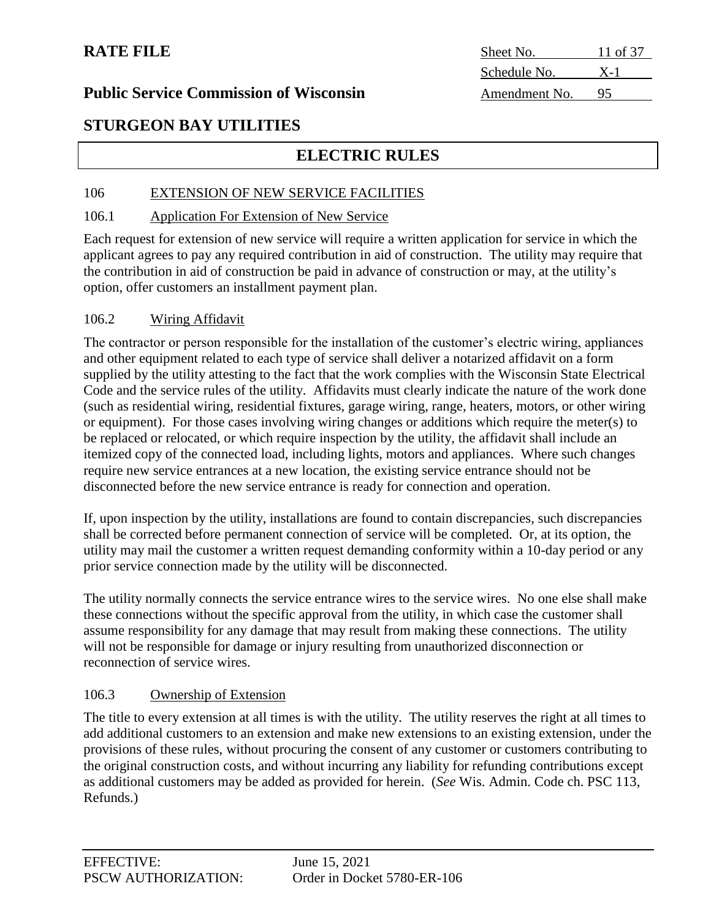# ELECTRIC RULES

## 106 EXTENSION OF NEW SERVICE FACILITIES

### 106.1 Application For Extension of New Service

Each request for extension of new service will require a written application for service in which the applicant agrees to pay any required contribution in aid of construction. The utility may require that the contribution in aid of construction be paid in advance of construction or may, at the utility's option, offer customers an installment payment plan.

### 106.2 Wiring Affidavit

The contractor or person responsible for the installation of the customer's electric wiring, appliances and other equipment related to each type of service shall deliver a notarized affidavit on a form supplied by the utility attesting to the fact that the work complies with the Wisconsin State Electrical Code and the service rules of the utility. Affidavits must clearly indicate the nature of the work done (such as residential wiring, residential fixtures, garage wiring, range, heaters, motors, or other wiring or equipment). For those cases involving wiring changes or additions which require the meter(s) to be replaced or relocated, or which require inspection by the utility, the affidavit shall include an itemized copy of the connected load, including lights, motors and appliances. Where such changes require new service entrances at a new location, the existing service entrance should not be disconnected before the new service entrance is ready for connection and operation.

If, upon inspection by the utility, installations are found to contain discrepancies, such discrepancies shall be corrected before permanent connection of service will be completed. Or, at its option, the utility may mail the customer a written request demanding conformity within a 10-day period or any prior service connection made by the utility will be disconnected.

The utility normally connects the service entrance wires to the service wires. No one else shall make these connections without the specific approval from the utility, in which case the customer shall assume responsibility for any damage that may result from making these connections. The utility will not be responsible for damage or injury resulting from unauthorized disconnection or reconnection of service wires.

### 106.3 Ownership of Extension

The title to every extension at all times is with the utility. The utility reserves the right at all times to add additional customers to an extension and make new extensions to an existing extension, under the provisions of these rules, without procuring the consent of any customer or customers contributing to the original construction costs, and without incurring any liability for refunding contributions except as additional customers may be added as provided for herein. (*See* Wis. Admin. Code ch. PSC 113, Refunds.)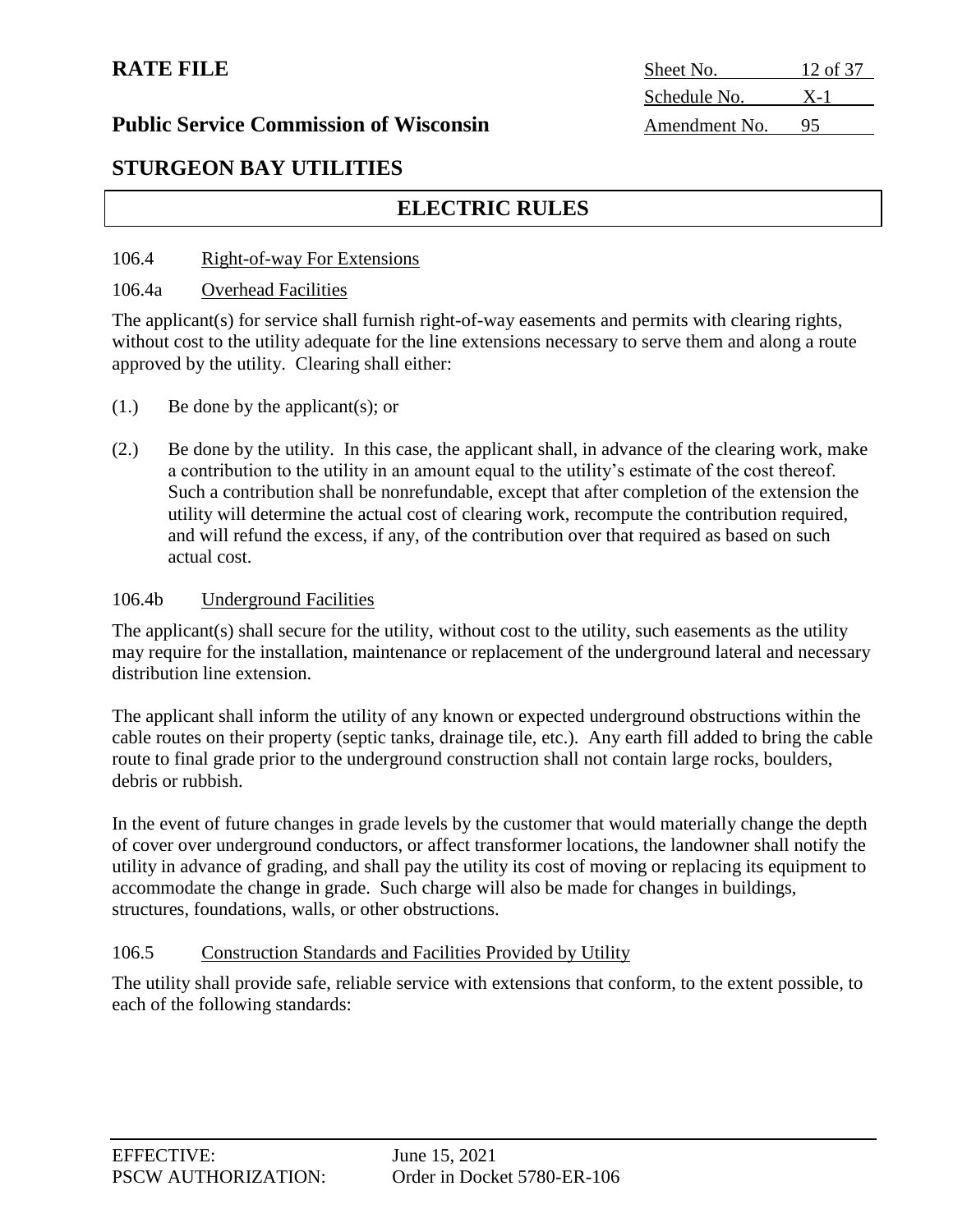## ELECTRIC RULES

### 106.4 Right-of-way For Extensions

#### 106.4a Overhead Facilities

The applicant(s) for service shall furnish right-of-way easements and permits with clearing rights, without cost to the utility adequate for the line extensions necessary to serve them and along a route approved by the utility. Clearing shall either:

(1.) Be done by the applicant(s); or

(2.) Be done by the utility. In this case, the applicant shall, in advance of the clearing work, make a contribution to the utility in an amount equal to the utility's estimate of the cost thereof. Such a contribution shall be nonrefundable, except that after completion of the extension the utility will determine the actual cost of clearing work, recompute the contribution required, and will refund the excess, if any, of the contribution over that required as based on such actual cost.

#### 106.4b Underground Facilities

The applicant(s) shall secure for the utility, without cost to the utility, such easements as the utility may require for the installation, maintenance or replacement of the underground lateral and necessary distribution line extension.

The applicant shall inform the utility of any known or expected underground obstructions within the cable routes on their property (septic tanks, drainage tile, etc.). Any earth fill added to bring the cable route to final grade prior to the underground construction shall not contain large rocks, boulders, debris or rubbish.

In the event of future changes in grade levels by the customer that would materially change the depth of cover over underground conductors, or affect transformer locations, the landowner shall notify the utility in advance of grading, and shall pay the utility its cost of moving or replacing its equipment to accommodate the change in grade. Such charge will also be made for changes in buildings, structures, foundations, walls, or other obstructions.

### 106.5 Construction Standards and Facilities Provided by Utility

The utility shall provide safe, reliable service with extensions that conform, to the extent possible, to each of the following standards: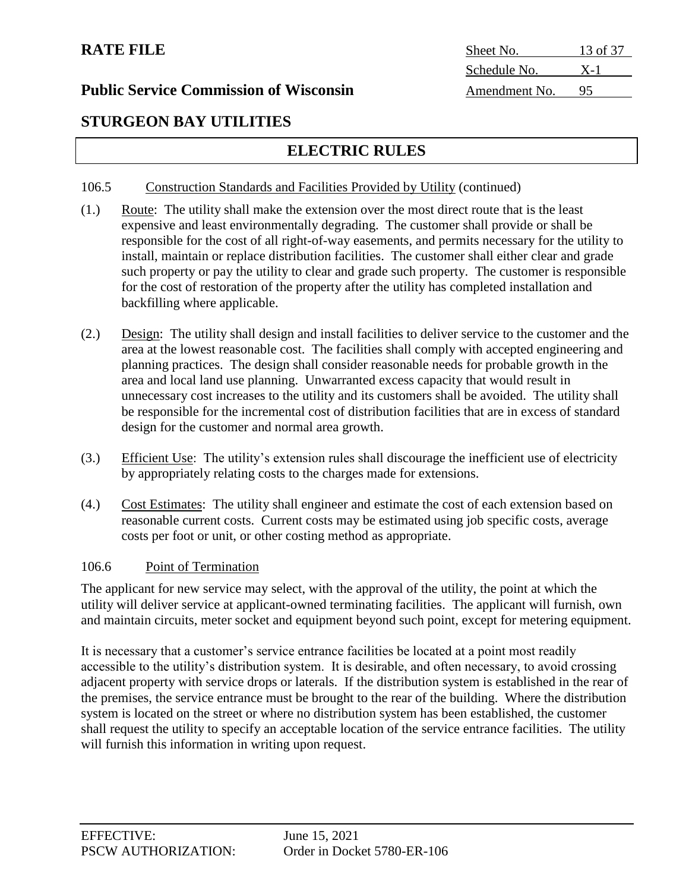**RATE FILE**

**Public Service Commission of Wisconsin**

| Sheet No. | 13 of 37 |
|---|---|
| Schedule No. | X-1 |
| Amendment No. | 95 |

## STURGEON BAY UTILITIES

## ELECTRIC RULES

106.5 Construction Standards and Facilities Provided by Utility (continued)

(1.) Route: The utility shall make the extension over the most direct route that is the least expensive and least environmentally degrading. The customer shall provide or shall be responsible for the cost of all right-of-way easements, and permits necessary for the utility to install, maintain or replace distribution facilities. The customer shall either clear and grade such property or pay the utility to clear and grade such property. The customer is responsible for the cost of restoration of the property after the utility has completed installation and backfilling where applicable.

(2.) Design: The utility shall design and install facilities to deliver service to the customer and the area at the lowest reasonable cost. The facilities shall comply with accepted engineering and planning practices. The design shall consider reasonable needs for probable growth in the area and local land use planning. Unwarranted excess capacity that would result in unnecessary cost increases to the utility and its customers shall be avoided. The utility shall be responsible for the incremental cost of distribution facilities that are in excess of standard design for the customer and normal area growth.

(3.) Efficient Use: The utility's extension rules shall discourage the inefficient use of electricity by appropriately relating costs to the charges made for extensions.

(4.) Cost Estimates: The utility shall engineer and estimate the cost of each extension based on reasonable current costs. Current costs may be estimated using job specific costs, average costs per foot or unit, or other costing method as appropriate.

106.6 Point of Termination

The applicant for new service may select, with the approval of the utility, the point at which the utility will deliver service at applicant-owned terminating facilities. The applicant will furnish, own and maintain circuits, meter socket and equipment beyond such point, except for metering equipment.

It is necessary that a customer's service entrance facilities be located at a point most readily accessible to the utility's distribution system. It is desirable, and often necessary, to avoid crossing adjacent property with service drops or laterals. If the distribution system is established in the rear of the premises, the service entrance must be brought to the rear of the building. Where the distribution system is located on the street or where no distribution system has been established, the customer shall request the utility to specify an acceptable location of the service entrance facilities. The utility will furnish this information in writing upon request.

EFFECTIVE: June 15, 2021
PSCW AUTHORIZATION: Order in Docket 5780-ER-106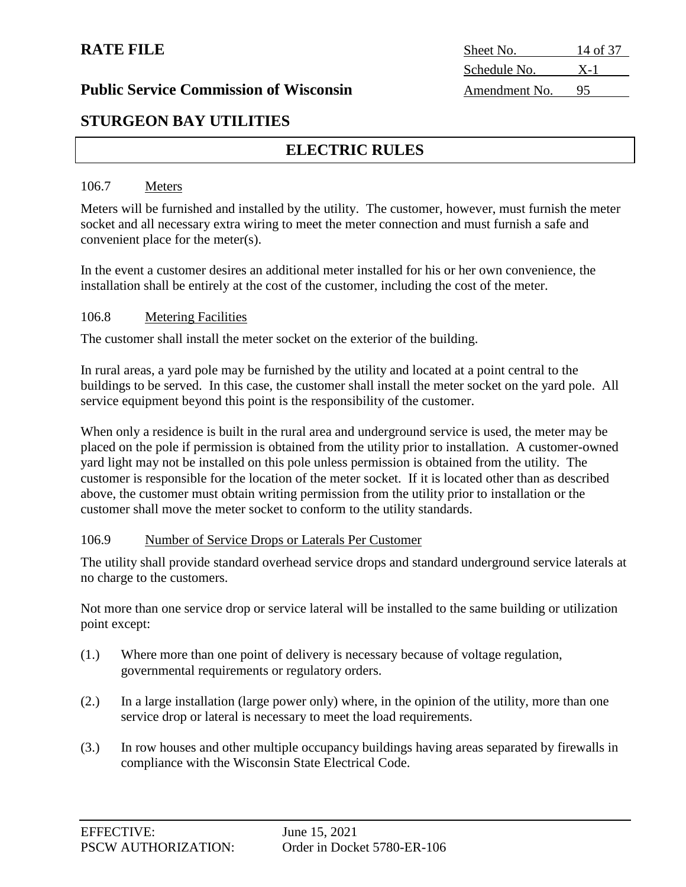## ELECTRIC RULES

### 106.7 Meters

Meters will be furnished and installed by the utility. The customer, however, must furnish the meter socket and all necessary extra wiring to meet the meter connection and must furnish a safe and convenient place for the meter(s).

In the event a customer desires an additional meter installed for his or her own convenience, the installation shall be entirely at the cost of the customer, including the cost of the meter.

### 106.8 Metering Facilities

The customer shall install the meter socket on the exterior of the building.

In rural areas, a yard pole may be furnished by the utility and located at a point central to the buildings to be served. In this case, the customer shall install the meter socket on the yard pole. All service equipment beyond this point is the responsibility of the customer.

When only a residence is built in the rural area and underground service is used, the meter may be placed on the pole if permission is obtained from the utility prior to installation. A customer-owned yard light may not be installed on this pole unless permission is obtained from the utility. The customer is responsible for the location of the meter socket. If it is located other than as described above, the customer must obtain writing permission from the utility prior to installation or the customer shall move the meter socket to conform to the utility standards.

### 106.9 Number of Service Drops or Laterals Per Customer

The utility shall provide standard overhead service drops and standard underground service laterals at no charge to the customers.

Not more than one service drop or service lateral will be installed to the same building or utilization point except:

(1.) Where more than one point of delivery is necessary because of voltage regulation, governmental requirements or regulatory orders.

(2.) In a large installation (large power only) where, in the opinion of the utility, more than one service drop or lateral is necessary to meet the load requirements.

(3.) In row houses and other multiple occupancy buildings having areas separated by firewalls in compliance with the Wisconsin State Electrical Code.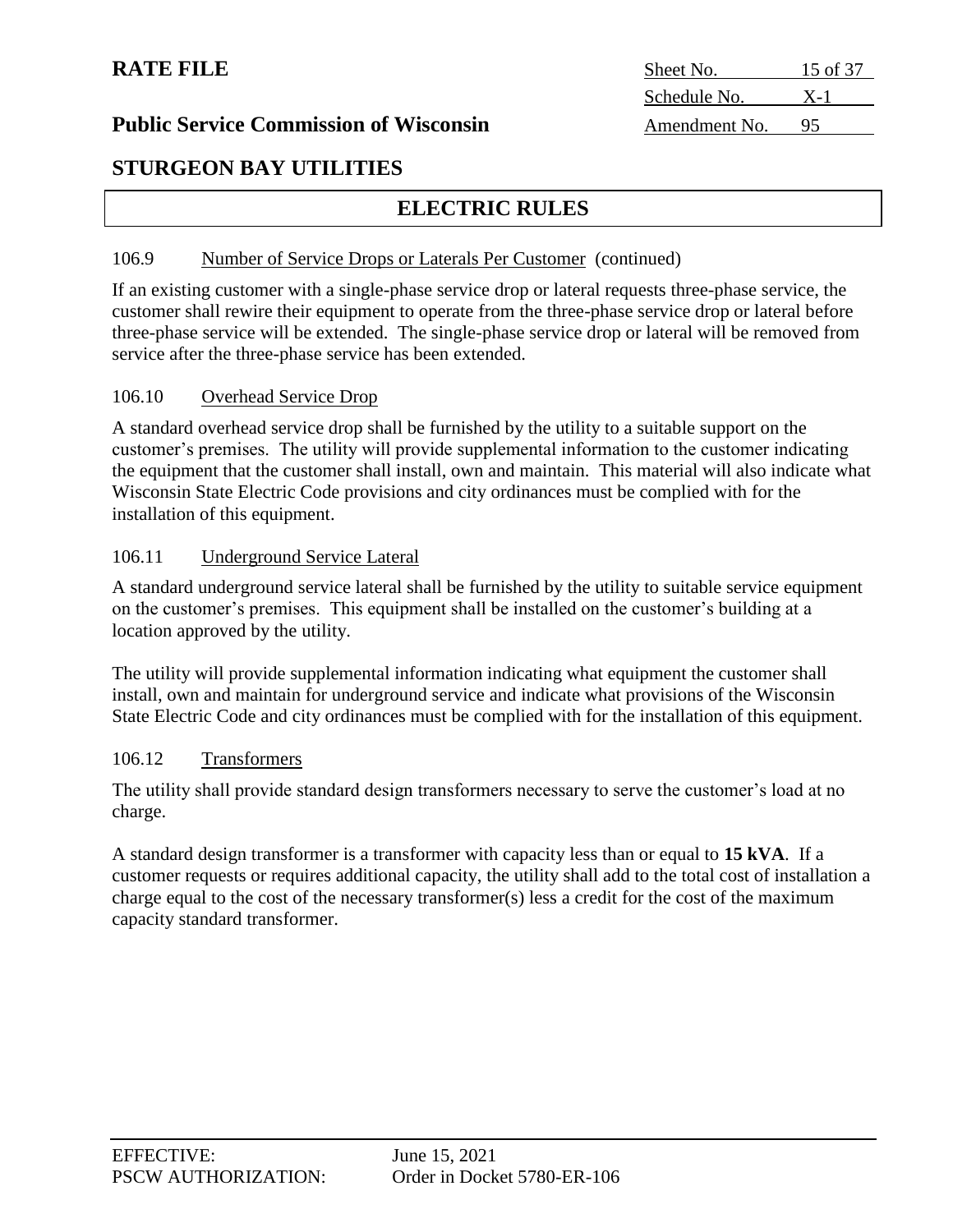## ELECTRIC RULES

106.9 Number of Service Drops or Laterals Per Customer (continued)

If an existing customer with a single-phase service drop or lateral requests three-phase service, the customer shall rewire their equipment to operate from the three-phase service drop or lateral before three-phase service will be extended. The single-phase service drop or lateral will be removed from service after the three-phase service has been extended.

106.10 Overhead Service Drop

A standard overhead service drop shall be furnished by the utility to a suitable support on the customer's premises. The utility will provide supplemental information to the customer indicating the equipment that the customer shall install, own and maintain. This material will also indicate what Wisconsin State Electric Code provisions and city ordinances must be complied with for the installation of this equipment.

106.11 Underground Service Lateral

A standard underground service lateral shall be furnished by the utility to suitable service equipment on the customer's premises. This equipment shall be installed on the customer's building at a location approved by the utility.

The utility will provide supplemental information indicating what equipment the customer shall install, own and maintain for underground service and indicate what provisions of the Wisconsin State Electric Code and city ordinances must be complied with for the installation of this equipment.

106.12 Transformers

The utility shall provide standard design transformers necessary to serve the customer's load at no charge.

A standard design transformer is a transformer with capacity less than or equal to **15 kVA**. If a customer requests or requires additional capacity, the utility shall add to the total cost of installation a charge equal to the cost of the necessary transformer(s) less a credit for the cost of the maximum capacity standard transformer.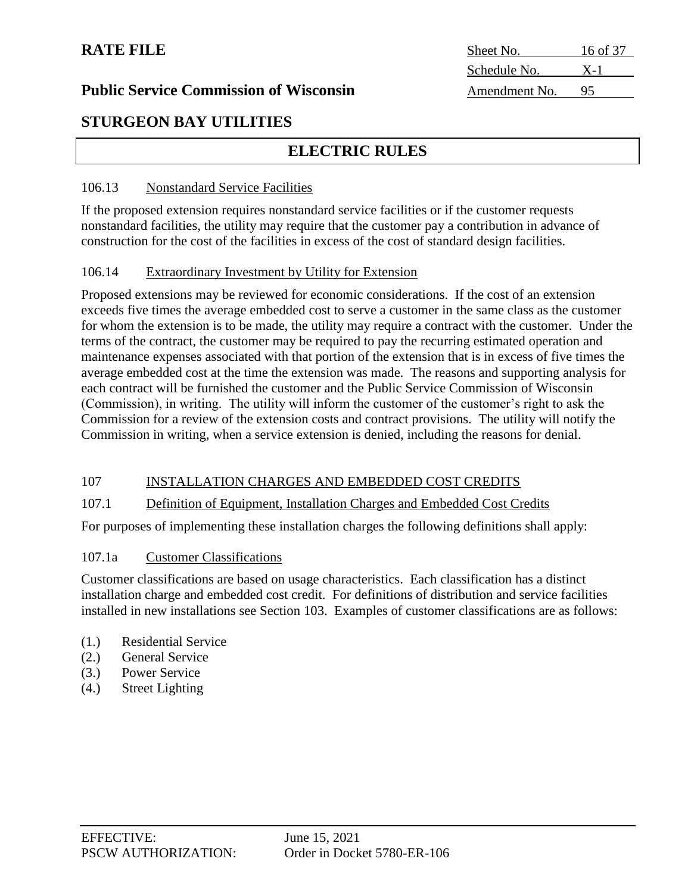## ELECTRIC RULES

106.13 Nonstandard Service Facilities

If the proposed extension requires nonstandard service facilities or if the customer requests nonstandard facilities, the utility may require that the customer pay a contribution in advance of construction for the cost of the facilities in excess of the cost of standard design facilities.

106.14 Extraordinary Investment by Utility for Extension

Proposed extensions may be reviewed for economic considerations. If the cost of an extension exceeds five times the average embedded cost to serve a customer in the same class as the customer for whom the extension is to be made, the utility may require a contract with the customer. Under the terms of the contract, the customer may be required to pay the recurring estimated operation and maintenance expenses associated with that portion of the extension that is in excess of five times the average embedded cost at the time the extension was made. The reasons and supporting analysis for each contract will be furnished the customer and the Public Service Commission of Wisconsin (Commission), in writing. The utility will inform the customer of the customer's right to ask the Commission for a review of the extension costs and contract provisions. The utility will notify the Commission in writing, when a service extension is denied, including the reasons for denial.

107 INSTALLATION CHARGES AND EMBEDDED COST CREDITS

107.1 Definition of Equipment, Installation Charges and Embedded Cost Credits

For purposes of implementing these installation charges the following definitions shall apply:

107.1a Customer Classifications

Customer classifications are based on usage characteristics. Each classification has a distinct installation charge and embedded cost credit. For definitions of distribution and service facilities installed in new installations see Section 103. Examples of customer classifications are as follows:

(1.) Residential Service
(2.) General Service
(3.) Power Service
(4.) Street Lighting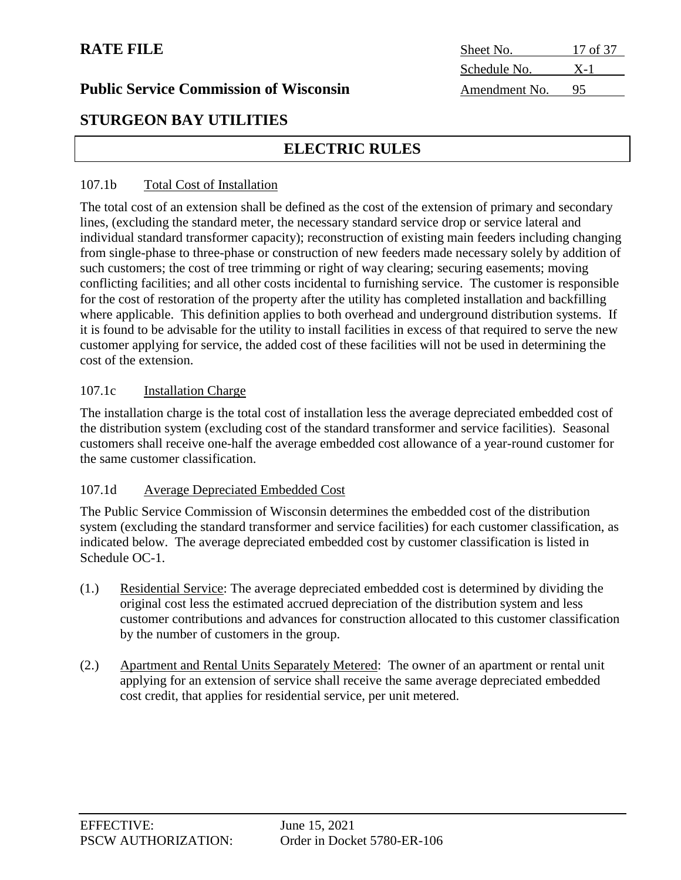## ELECTRIC RULES

### 107.1b Total Cost of Installation

The total cost of an extension shall be defined as the cost of the extension of primary and secondary lines, (excluding the standard meter, the necessary standard service drop or service lateral and individual standard transformer capacity); reconstruction of existing main feeders including changing from single-phase to three-phase or construction of new feeders made necessary solely by addition of such customers; the cost of tree trimming or right of way clearing; securing easements; moving conflicting facilities; and all other costs incidental to furnishing service. The customer is responsible for the cost of restoration of the property after the utility has completed installation and backfilling where applicable. This definition applies to both overhead and underground distribution systems. If it is found to be advisable for the utility to install facilities in excess of that required to serve the new customer applying for service, the added cost of these facilities will not be used in determining the cost of the extension.

### 107.1c Installation Charge

The installation charge is the total cost of installation less the average depreciated embedded cost of the distribution system (excluding cost of the standard transformer and service facilities). Seasonal customers shall receive one-half the average embedded cost allowance of a year-round customer for the same customer classification.

### 107.1d Average Depreciated Embedded Cost

The Public Service Commission of Wisconsin determines the embedded cost of the distribution system (excluding the standard transformer and service facilities) for each customer classification, as indicated below. The average depreciated embedded cost by customer classification is listed in Schedule OC-1.

(1.) Residential Service: The average depreciated embedded cost is determined by dividing the original cost less the estimated accrued depreciation of the distribution system and less customer contributions and advances for construction allocated to this customer classification by the number of customers in the group.

(2.) Apartment and Rental Units Separately Metered: The owner of an apartment or rental unit applying for an extension of service shall receive the same average depreciated embedded cost credit, that applies for residential service, per unit metered.

EFFECTIVE: June 15, 2021
PSCW AUTHORIZATION: Order in Docket 5780-ER-106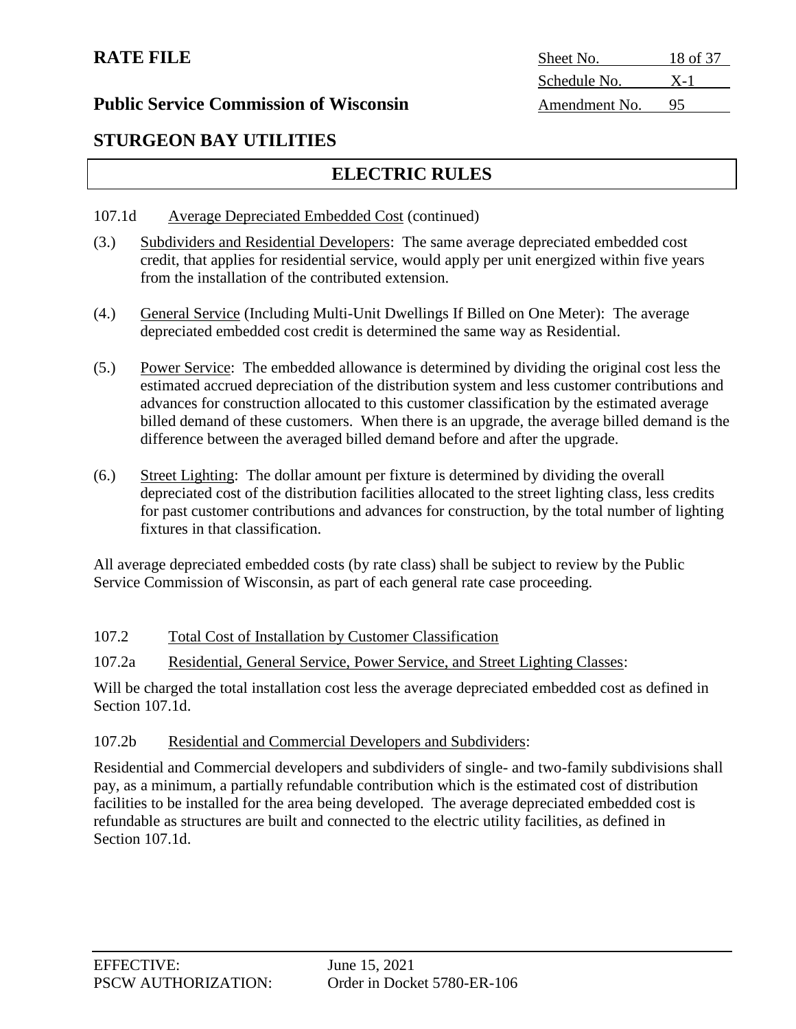## ELECTRIC RULES

107.1d Average Depreciated Embedded Cost (continued)

(3.) Subdividers and Residential Developers: The same average depreciated embedded cost credit, that applies for residential service, would apply per unit energized within five years from the installation of the contributed extension.

(4.) General Service (Including Multi-Unit Dwellings If Billed on One Meter): The average depreciated embedded cost credit is determined the same way as Residential.

(5.) Power Service: The embedded allowance is determined by dividing the original cost less the estimated accrued depreciation of the distribution system and less customer contributions and advances for construction allocated to this customer classification by the estimated average billed demand of these customers. When there is an upgrade, the average billed demand is the difference between the averaged billed demand before and after the upgrade.

(6.) Street Lighting: The dollar amount per fixture is determined by dividing the overall depreciated cost of the distribution facilities allocated to the street lighting class, less credits for past customer contributions and advances for construction, by the total number of lighting fixtures in that classification.

All average depreciated embedded costs (by rate class) shall be subject to review by the Public Service Commission of Wisconsin, as part of each general rate case proceeding.

107.2 Total Cost of Installation by Customer Classification

107.2a Residential, General Service, Power Service, and Street Lighting Classes:

Will be charged the total installation cost less the average depreciated embedded cost as defined in Section 107.1d.

107.2b Residential and Commercial Developers and Subdividers:

Residential and Commercial developers and subdividers of single- and two-family subdivisions shall pay, as a minimum, a partially refundable contribution which is the estimated cost of distribution facilities to be installed for the area being developed. The average depreciated embedded cost is refundable as structures are built and connected to the electric utility facilities, as defined in Section 107.1d.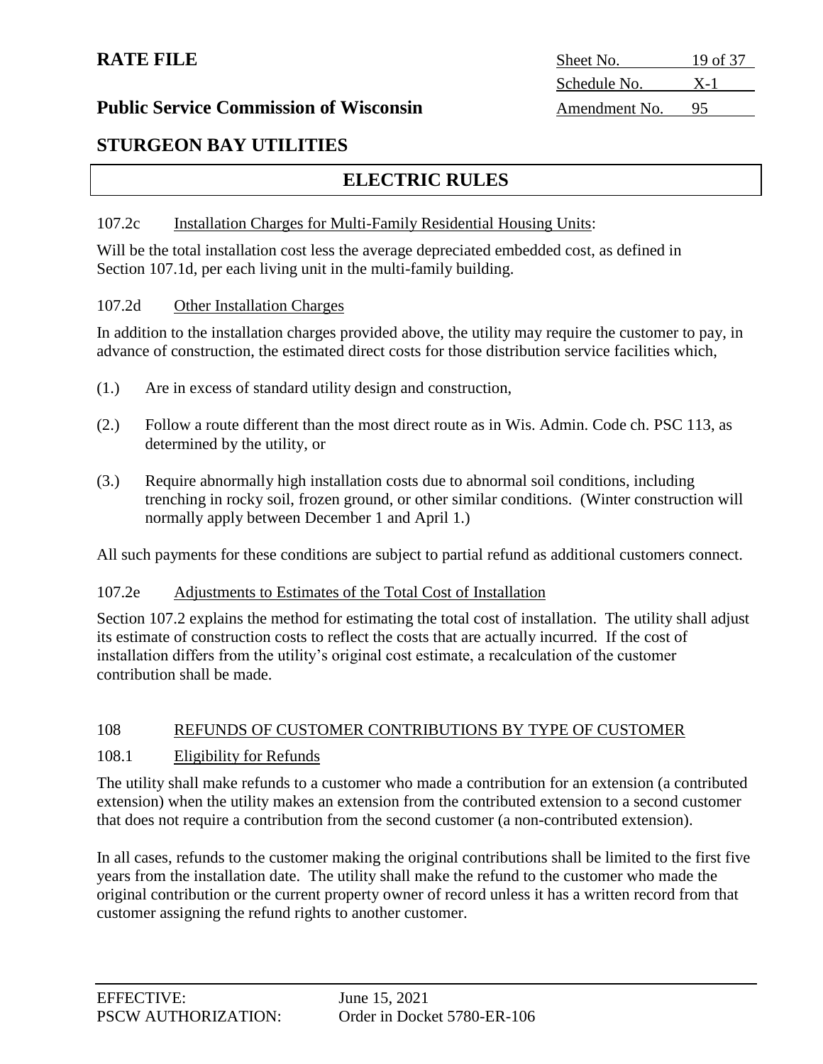## ELECTRIC RULES

### 107.2c Installation Charges for Multi-Family Residential Housing Units:

Will be the total installation cost less the average depreciated embedded cost, as defined in Section 107.1d, per each living unit in the multi-family building.

### 107.2d Other Installation Charges

In addition to the installation charges provided above, the utility may require the customer to pay, in advance of construction, the estimated direct costs for those distribution service facilities which,

(1.) Are in excess of standard utility design and construction,

(2.) Follow a route different than the most direct route as in Wis. Admin. Code ch. PSC 113, as determined by the utility, or

(3.) Require abnormally high installation costs due to abnormal soil conditions, including trenching in rocky soil, frozen ground, or other similar conditions. (Winter construction will normally apply between December 1 and April 1.)

All such payments for these conditions are subject to partial refund as additional customers connect.

### 107.2e Adjustments to Estimates of the Total Cost of Installation

Section 107.2 explains the method for estimating the total cost of installation. The utility shall adjust its estimate of construction costs to reflect the costs that are actually incurred. If the cost of installation differs from the utility's original cost estimate, a recalculation of the customer contribution shall be made.

## 108 REFUNDS OF CUSTOMER CONTRIBUTIONS BY TYPE OF CUSTOMER

### 108.1 Eligibility for Refunds

The utility shall make refunds to a customer who made a contribution for an extension (a contributed extension) when the utility makes an extension from the contributed extension to a second customer that does not require a contribution from the second customer (a non-contributed extension).

In all cases, refunds to the customer making the original contributions shall be limited to the first five years from the installation date. The utility shall make the refund to the customer who made the original contribution or the current property owner of record unless it has a written record from that customer assigning the refund rights to another customer.

EFFECTIVE: June 15, 2021
PSCW AUTHORIZATION: Order in Docket 5780-ER-106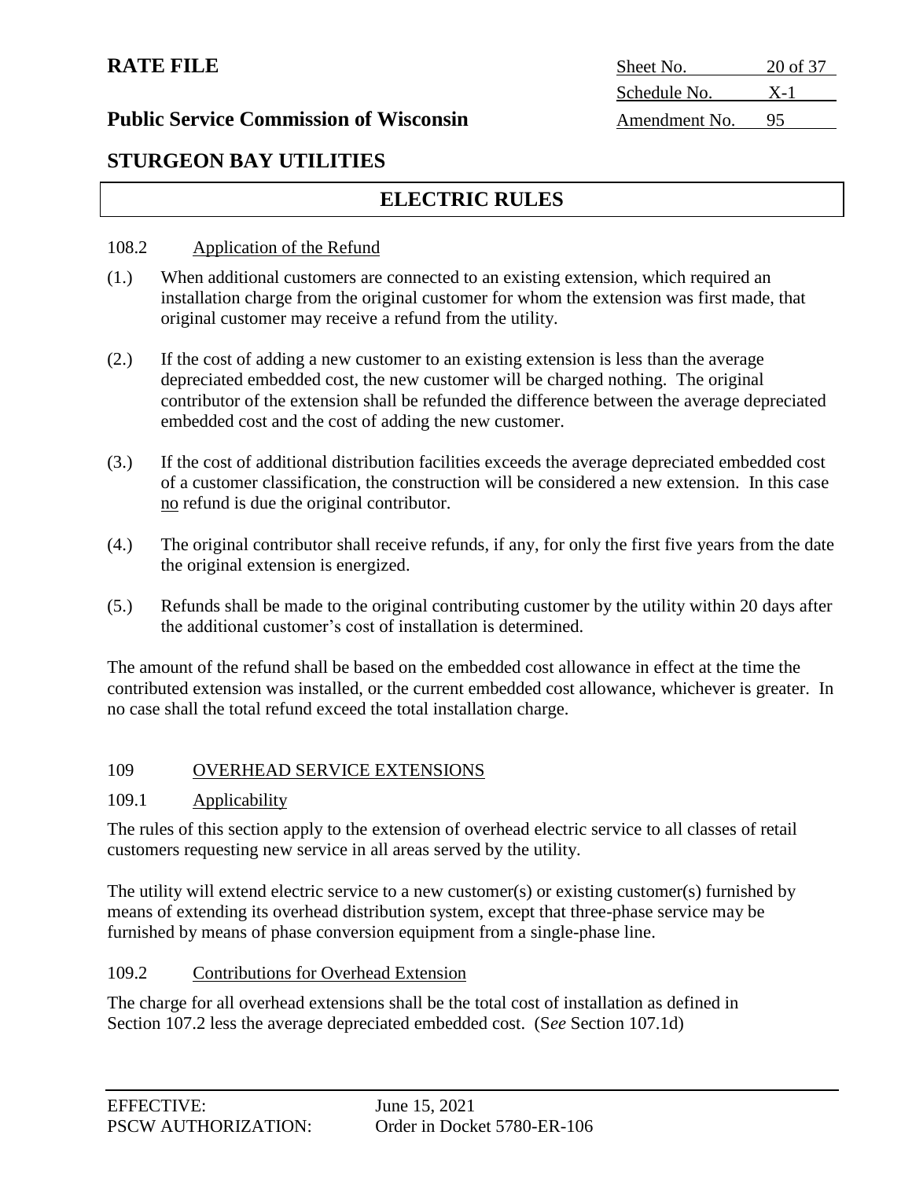**RATE FILE**

**Public Service Commission of Wisconsin**

| Sheet No. | 20 of 37 |
|---|---|
| Schedule No. | X-1 |
| Amendment No. | 95 |

## STURGEON BAY UTILITIES

## ELECTRIC RULES

108.2 Application of the Refund

(1.) When additional customers are connected to an existing extension, which required an installation charge from the original customer for whom the extension was first made, that original customer may receive a refund from the utility.

(2.) If the cost of adding a new customer to an existing extension is less than the average depreciated embedded cost, the new customer will be charged nothing. The original contributor of the extension shall be refunded the difference between the average depreciated embedded cost and the cost of adding the new customer.

(3.) If the cost of additional distribution facilities exceeds the average depreciated embedded cost of a customer classification, the construction will be considered a new extension. In this case no refund is due the original contributor.

(4.) The original contributor shall receive refunds, if any, for only the first five years from the date the original extension is energized.

(5.) Refunds shall be made to the original contributing customer by the utility within 20 days after the additional customer's cost of installation is determined.

The amount of the refund shall be based on the embedded cost allowance in effect at the time the contributed extension was installed, or the current embedded cost allowance, whichever is greater. In no case shall the total refund exceed the total installation charge.

109 OVERHEAD SERVICE EXTENSIONS

109.1 Applicability

The rules of this section apply to the extension of overhead electric service to all classes of retail customers requesting new service in all areas served by the utility.

The utility will extend electric service to a new customer(s) or existing customer(s) furnished by means of extending its overhead distribution system, except that three-phase service may be furnished by means of phase conversion equipment from a single-phase line.

109.2 Contributions for Overhead Extension

The charge for all overhead extensions shall be the total cost of installation as defined in Section 107.2 less the average depreciated embedded cost. (S*ee* Section 107.1d)

EFFECTIVE: June 15, 2021
PSCW AUTHORIZATION: Order in Docket 5780-ER-106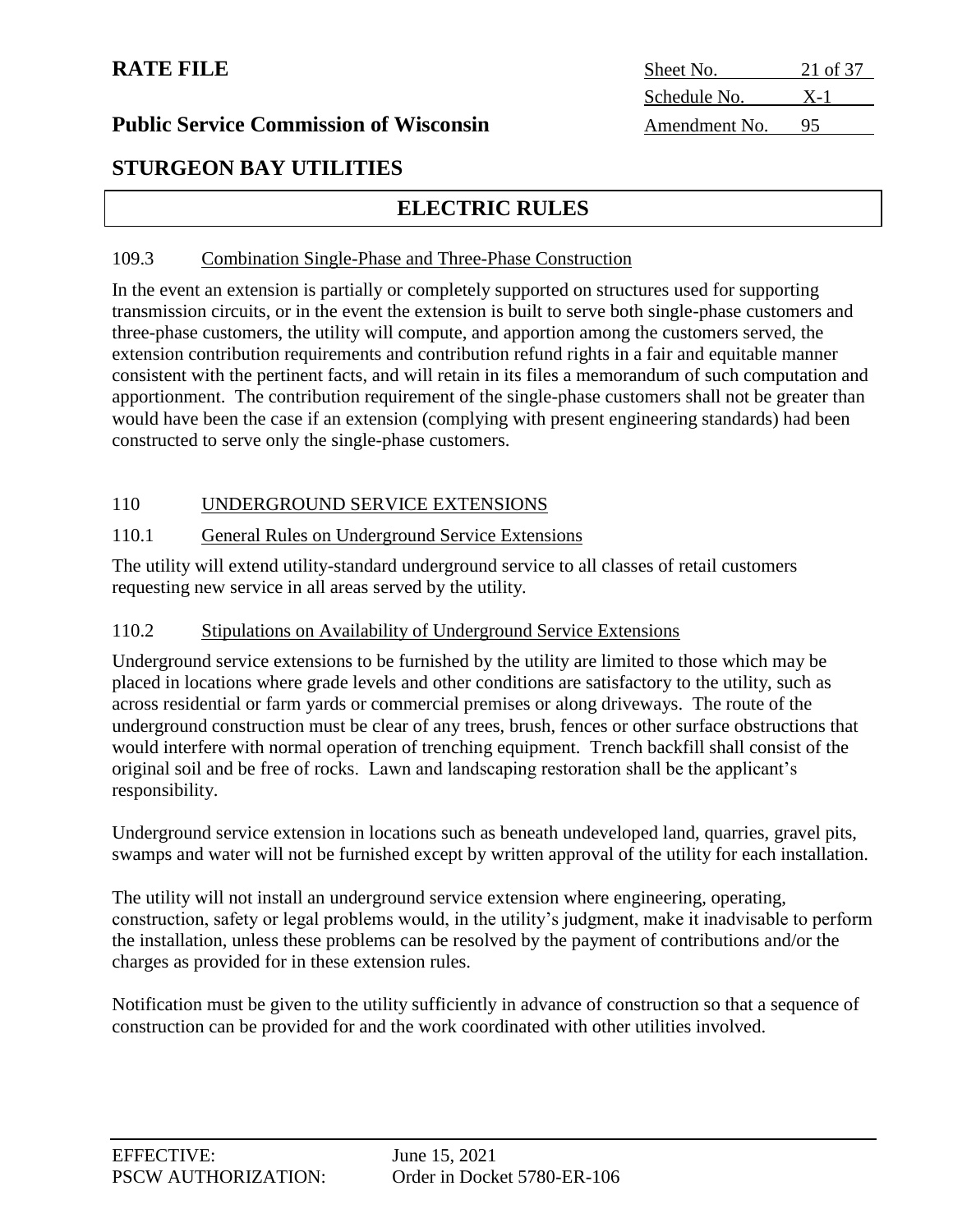### 109.3 Combination Single-Phase and Three-Phase Construction

In the event an extension is partially or completely supported on structures used for supporting transmission circuits, or in the event the extension is built to serve both single-phase customers and three-phase customers, the utility will compute, and apportion among the customers served, the extension contribution requirements and contribution refund rights in a fair and equitable manner consistent with the pertinent facts, and will retain in its files a memorandum of such computation and apportionment. The contribution requirement of the single-phase customers shall not be greater than would have been the case if an extension (complying with present engineering standards) had been constructed to serve only the single-phase customers.

## 110 UNDERGROUND SERVICE EXTENSIONS

### 110.1 General Rules on Underground Service Extensions

The utility will extend utility-standard underground service to all classes of retail customers requesting new service in all areas served by the utility.

### 110.2 Stipulations on Availability of Underground Service Extensions

Underground service extensions to be furnished by the utility are limited to those which may be placed in locations where grade levels and other conditions are satisfactory to the utility, such as across residential or farm yards or commercial premises or along driveways. The route of the underground construction must be clear of any trees, brush, fences or other surface obstructions that would interfere with normal operation of trenching equipment. Trench backfill shall consist of the original soil and be free of rocks. Lawn and landscaping restoration shall be the applicant's responsibility.

Underground service extension in locations such as beneath undeveloped land, quarries, gravel pits, swamps and water will not be furnished except by written approval of the utility for each installation.

The utility will not install an underground service extension where engineering, operating, construction, safety or legal problems would, in the utility's judgment, make it inadvisable to perform the installation, unless these problems can be resolved by the payment of contributions and/or the charges as provided for in these extension rules.

Notification must be given to the utility sufficiently in advance of construction so that a sequence of construction can be provided for and the work coordinated with other utilities involved.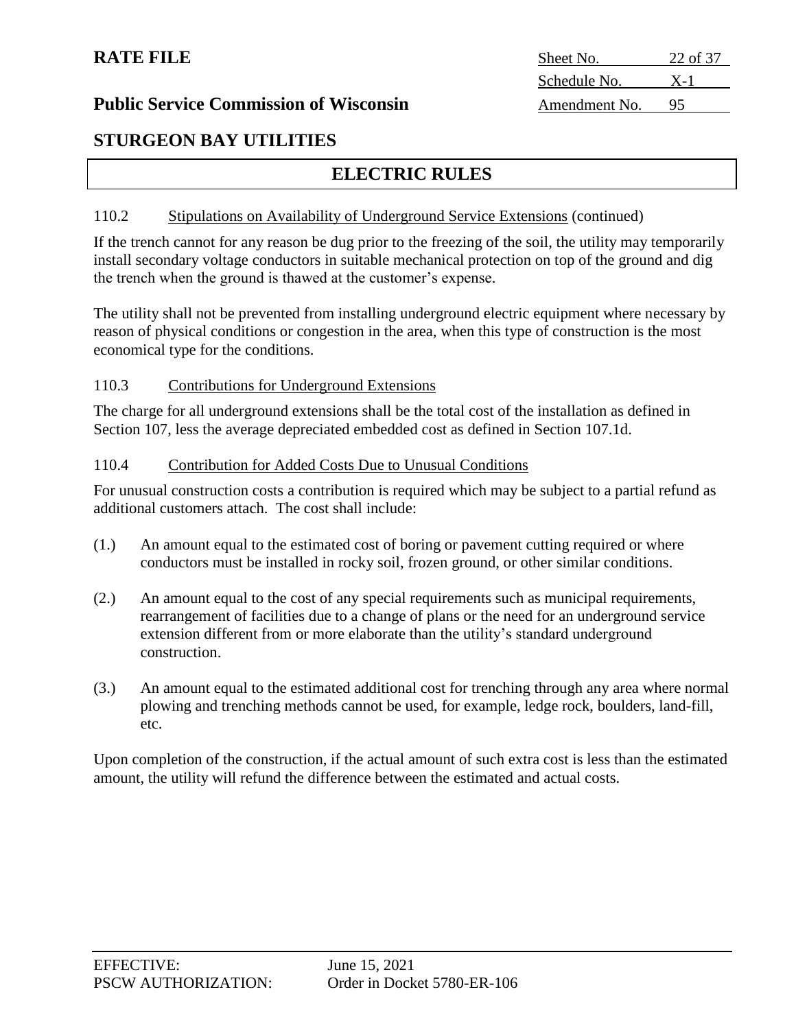110.2 Stipulations on Availability of Underground Service Extensions (continued)

If the trench cannot for any reason be dug prior to the freezing of the soil, the utility may temporarily install secondary voltage conductors in suitable mechanical protection on top of the ground and dig the trench when the ground is thawed at the customer's expense.

The utility shall not be prevented from installing underground electric equipment where necessary by reason of physical conditions or congestion in the area, when this type of construction is the most economical type for the conditions.

110.3 Contributions for Underground Extensions

The charge for all underground extensions shall be the total cost of the installation as defined in Section 107, less the average depreciated embedded cost as defined in Section 107.1d.

110.4 Contribution for Added Costs Due to Unusual Conditions

For unusual construction costs a contribution is required which may be subject to a partial refund as additional customers attach. The cost shall include:

(1.) An amount equal to the estimated cost of boring or pavement cutting required or where conductors must be installed in rocky soil, frozen ground, or other similar conditions.

(2.) An amount equal to the cost of any special requirements such as municipal requirements, rearrangement of facilities due to a change of plans or the need for an underground service extension different from or more elaborate than the utility's standard underground construction.

(3.) An amount equal to the estimated additional cost for trenching through any area where normal plowing and trenching methods cannot be used, for example, ledge rock, boulders, land-fill, etc.

Upon completion of the construction, if the actual amount of such extra cost is less than the estimated amount, the utility will refund the difference between the estimated and actual costs.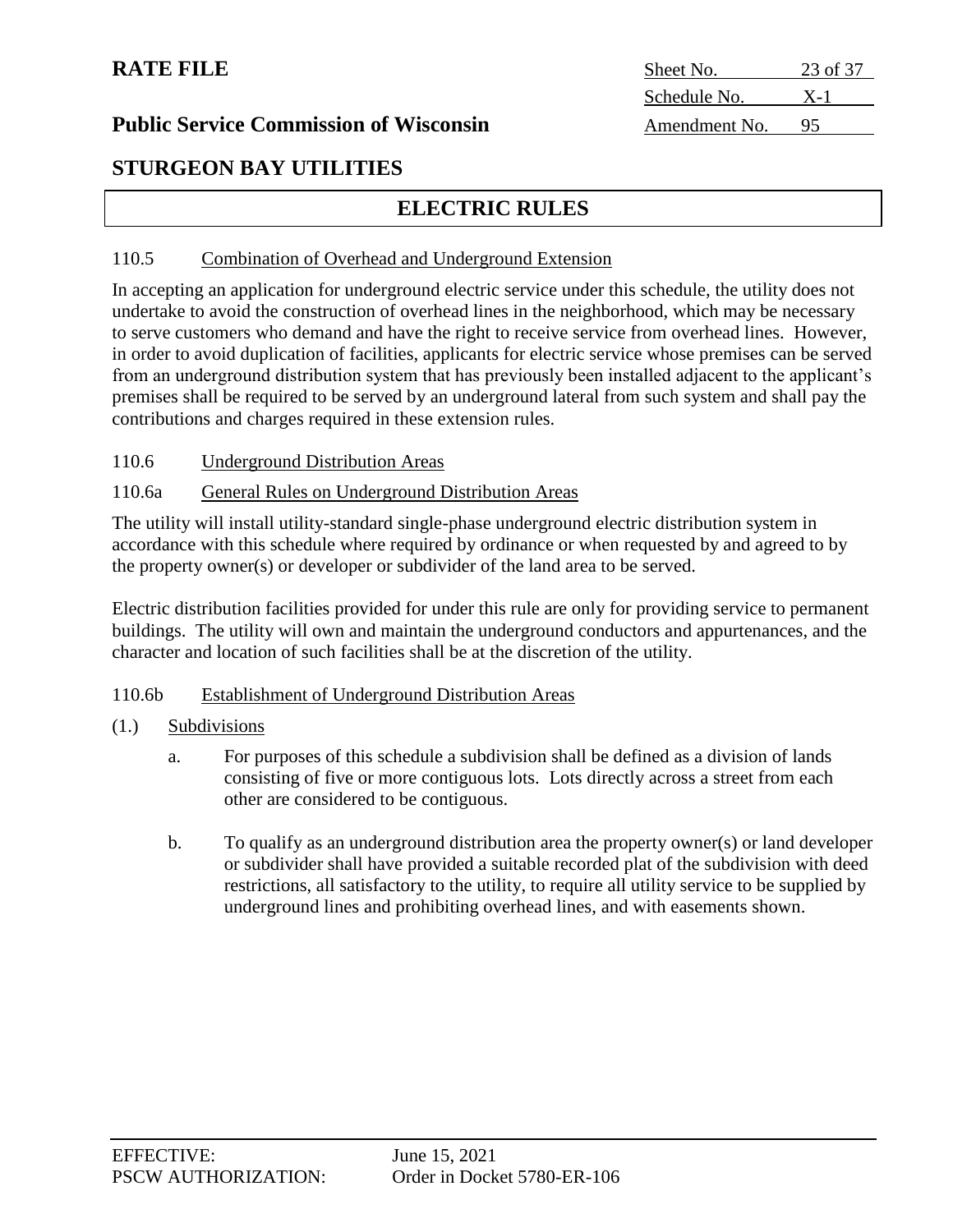## ELECTRIC RULES

### 110.5 Combination of Overhead and Underground Extension

In accepting an application for underground electric service under this schedule, the utility does not undertake to avoid the construction of overhead lines in the neighborhood, which may be necessary to serve customers who demand and have the right to receive service from overhead lines. However, in order to avoid duplication of facilities, applicants for electric service whose premises can be served from an underground distribution system that has previously been installed adjacent to the applicant's premises shall be required to be served by an underground lateral from such system and shall pay the contributions and charges required in these extension rules.

### 110.6 Underground Distribution Areas

### 110.6a General Rules on Underground Distribution Areas

The utility will install utility-standard single-phase underground electric distribution system in accordance with this schedule where required by ordinance or when requested by and agreed to by the property owner(s) or developer or subdivider of the land area to be served.

Electric distribution facilities provided for under this rule are only for providing service to permanent buildings. The utility will own and maintain the underground conductors and appurtenances, and the character and location of such facilities shall be at the discretion of the utility.

### 110.6b Establishment of Underground Distribution Areas

(1.) Subdivisions

a. For purposes of this schedule a subdivision shall be defined as a division of lands consisting of five or more contiguous lots. Lots directly across a street from each other are considered to be contiguous.

b. To qualify as an underground distribution area the property owner(s) or land developer or subdivider shall have provided a suitable recorded plat of the subdivision with deed restrictions, all satisfactory to the utility, to require all utility service to be supplied by underground lines and prohibiting overhead lines, and with easements shown.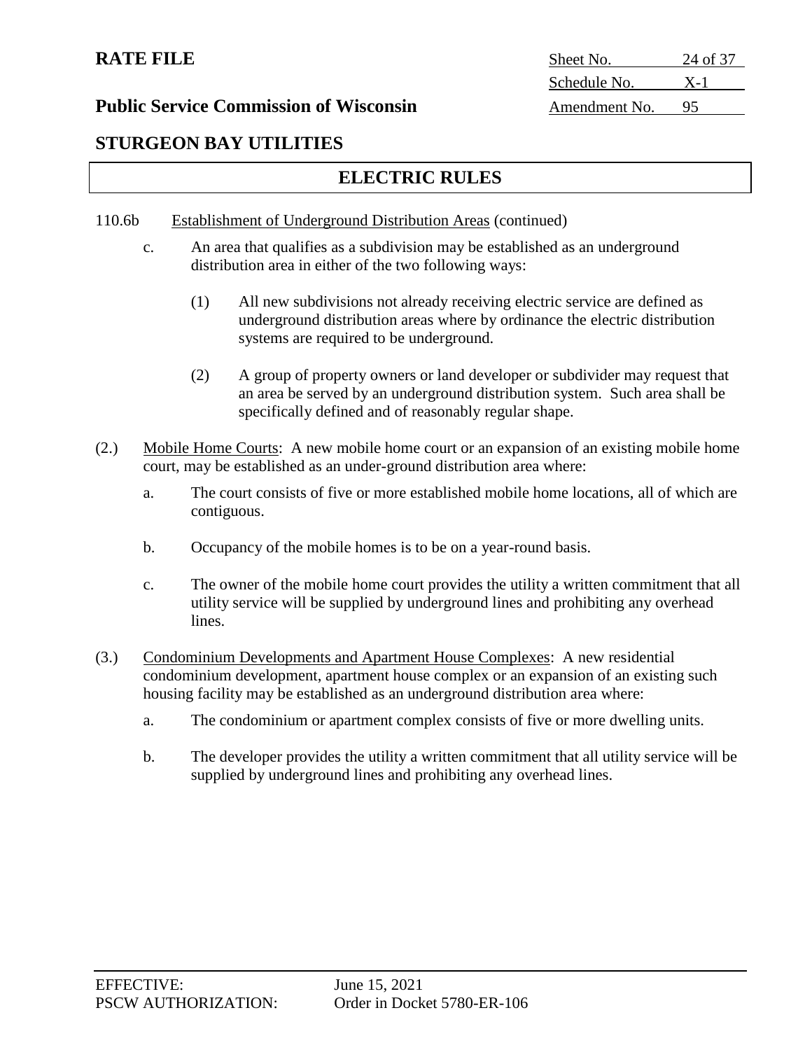110.6b Establishment of Underground Distribution Areas (continued)

c. An area that qualifies as a subdivision may be established as an underground distribution area in either of the two following ways:

(1) All new subdivisions not already receiving electric service are defined as underground distribution areas where by ordinance the electric distribution systems are required to be underground.

(2) A group of property owners or land developer or subdivider may request that an area be served by an underground distribution system. Such area shall be specifically defined and of reasonably regular shape.

(2.) Mobile Home Courts: A new mobile home court or an expansion of an existing mobile home court, may be established as an under-ground distribution area where:

a. The court consists of five or more established mobile home locations, all of which are contiguous.

b. Occupancy of the mobile homes is to be on a year-round basis.

c. The owner of the mobile home court provides the utility a written commitment that all utility service will be supplied by underground lines and prohibiting any overhead lines.

(3.) Condominium Developments and Apartment House Complexes: A new residential condominium development, apartment house complex or an expansion of an existing such housing facility may be established as an underground distribution area where:

a. The condominium or apartment complex consists of five or more dwelling units.

b. The developer provides the utility a written commitment that all utility service will be supplied by underground lines and prohibiting any overhead lines.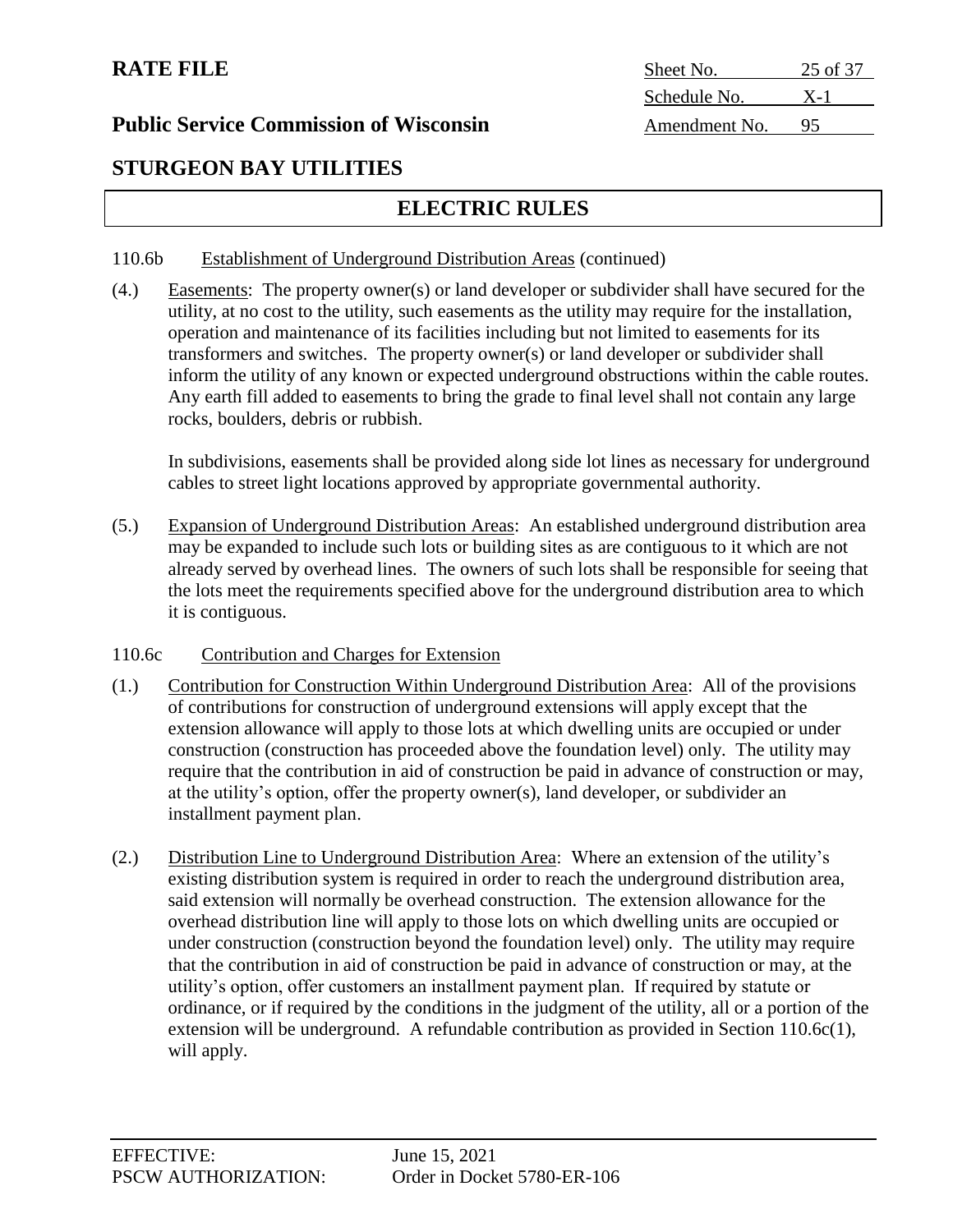# RATE FILE

## Public Service Commission of Wisconsin

| Sheet No. | 25 of 37 |
|---|---|
| Schedule No. | X-1 |
| Amendment No. | 95 |

## STURGEON BAY UTILITIES

## ELECTRIC RULES

110.6b Establishment of Underground Distribution Areas (continued)

(4.) Easements: The property owner(s) or land developer or subdivider shall have secured for the utility, at no cost to the utility, such easements as the utility may require for the installation, operation and maintenance of its facilities including but not limited to easements for its transformers and switches. The property owner(s) or land developer or subdivider shall inform the utility of any known or expected underground obstructions within the cable routes. Any earth fill added to easements to bring the grade to final level shall not contain any large rocks, boulders, debris or rubbish.

In subdivisions, easements shall be provided along side lot lines as necessary for underground cables to street light locations approved by appropriate governmental authority.

(5.) Expansion of Underground Distribution Areas: An established underground distribution area may be expanded to include such lots or building sites as are contiguous to it which are not already served by overhead lines. The owners of such lots shall be responsible for seeing that the lots meet the requirements specified above for the underground distribution area to which it is contiguous.

110.6c Contribution and Charges for Extension

(1.) Contribution for Construction Within Underground Distribution Area: All of the provisions of contributions for construction of underground extensions will apply except that the extension allowance will apply to those lots at which dwelling units are occupied or under construction (construction has proceeded above the foundation level) only. The utility may require that the contribution in aid of construction be paid in advance of construction or may, at the utility's option, offer the property owner(s), land developer, or subdivider an installment payment plan.

(2.) Distribution Line to Underground Distribution Area: Where an extension of the utility's existing distribution system is required in order to reach the underground distribution area, said extension will normally be overhead construction. The extension allowance for the overhead distribution line will apply to those lots on which dwelling units are occupied or under construction (construction beyond the foundation level) only. The utility may require that the contribution in aid of construction be paid in advance of construction or may, at the utility's option, offer customers an installment payment plan. If required by statute or ordinance, or if required by the conditions in the judgment of the utility, all or a portion of the extension will be underground. A refundable contribution as provided in Section 110.6c(1), will apply.

EFFECTIVE: June 15, 2021
PSCW AUTHORIZATION: Order in Docket 5780-ER-106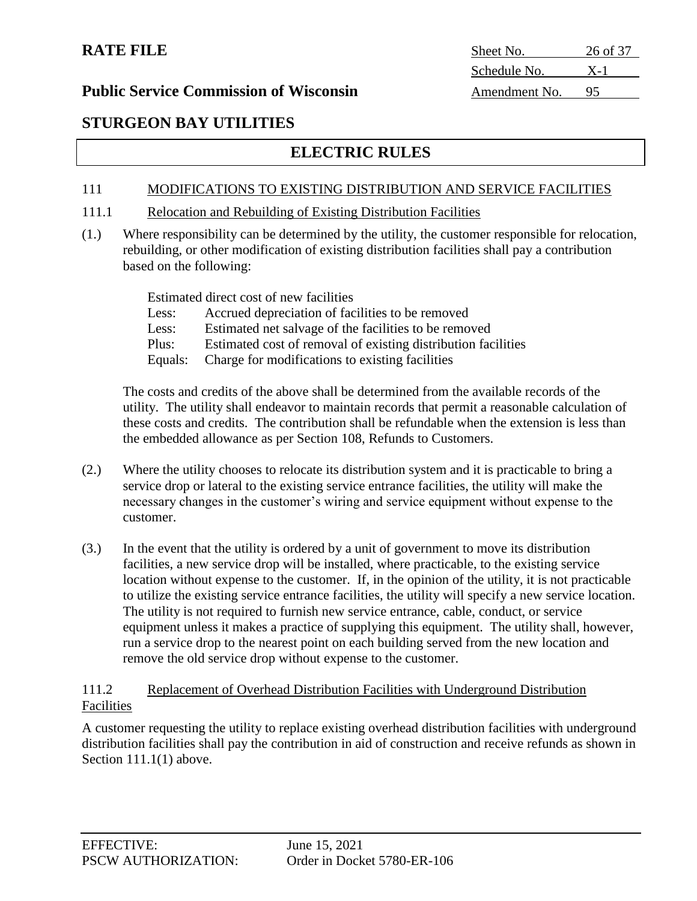**RATE FILE**

**Public Service Commission of Wisconsin**

| Sheet No. | 26 of 37 |
|---|---|
| Schedule No. | X-1 |
| Amendment No. | 95 |

## STURGEON BAY UTILITIES

## ELECTRIC RULES

### 111 MODIFICATIONS TO EXISTING DISTRIBUTION AND SERVICE FACILITIES

#### 111.1 Relocation and Rebuilding of Existing Distribution Facilities

(1.) Where responsibility can be determined by the utility, the customer responsible for relocation, rebuilding, or other modification of existing distribution facilities shall pay a contribution based on the following:

Estimated direct cost of new facilities
Less: Accrued depreciation of facilities to be removed
Less: Estimated net salvage of the facilities to be removed
Plus: Estimated cost of removal of existing distribution facilities
Equals: Charge for modifications to existing facilities

The costs and credits of the above shall be determined from the available records of the utility. The utility shall endeavor to maintain records that permit a reasonable calculation of these costs and credits. The contribution shall be refundable when the extension is less than the embedded allowance as per Section 108, Refunds to Customers.

(2.) Where the utility chooses to relocate its distribution system and it is practicable to bring a service drop or lateral to the existing service entrance facilities, the utility will make the necessary changes in the customer's wiring and service equipment without expense to the customer.

(3.) In the event that the utility is ordered by a unit of government to move its distribution facilities, a new service drop will be installed, where practicable, to the existing service location without expense to the customer. If, in the opinion of the utility, it is not practicable to utilize the existing service entrance facilities, the utility will specify a new service location. The utility is not required to furnish new service entrance, cable, conduct, or service equipment unless it makes a practice of supplying this equipment. The utility shall, however, run a service drop to the nearest point on each building served from the new location and remove the old service drop without expense to the customer.

#### 111.2 Replacement of Overhead Distribution Facilities with Underground Distribution Facilities

A customer requesting the utility to replace existing overhead distribution facilities with underground distribution facilities shall pay the contribution in aid of construction and receive refunds as shown in Section 111.1(1) above.

EFFECTIVE: June 15, 2021
PSCW AUTHORIZATION: Order in Docket 5780-ER-106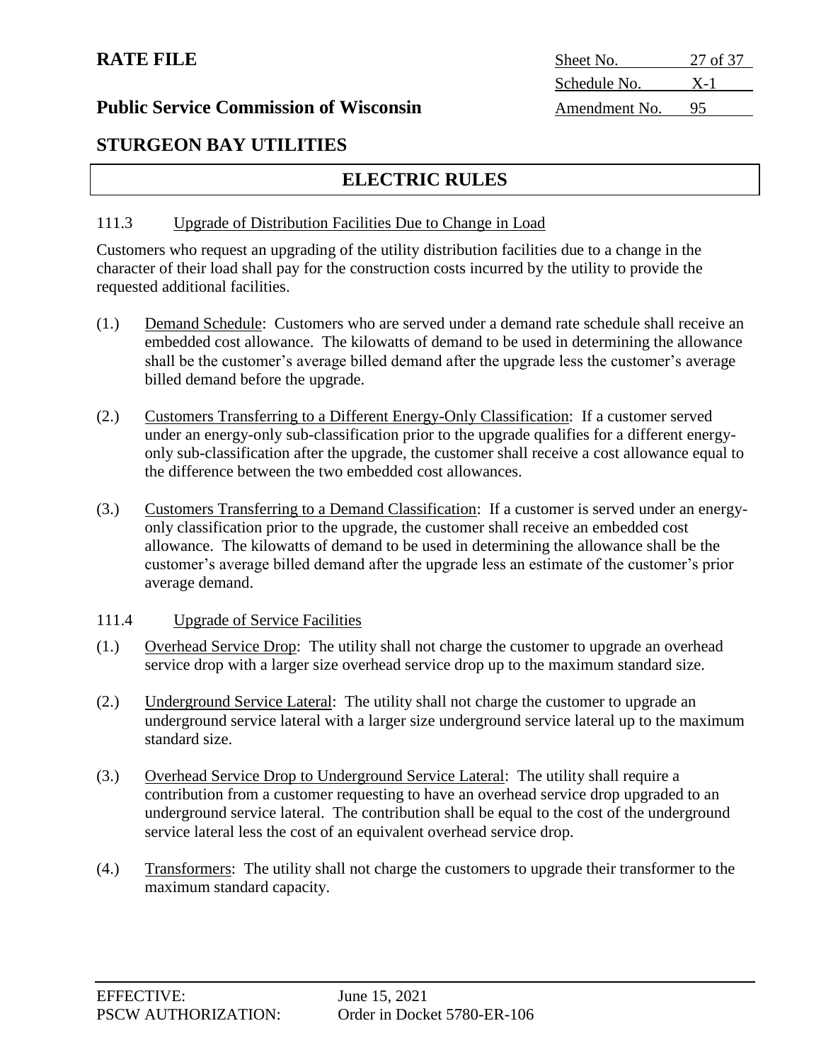### 111.3 Upgrade of Distribution Facilities Due to Change in Load

Customers who request an upgrading of the utility distribution facilities due to a change in the character of their load shall pay for the construction costs incurred by the utility to provide the requested additional facilities.

(1.) Demand Schedule: Customers who are served under a demand rate schedule shall receive an embedded cost allowance. The kilowatts of demand to be used in determining the allowance shall be the customer's average billed demand after the upgrade less the customer's average billed demand before the upgrade.

(2.) Customers Transferring to a Different Energy-Only Classification: If a customer served under an energy-only sub-classification prior to the upgrade qualifies for a different energy-only sub-classification after the upgrade, the customer shall receive a cost allowance equal to the difference between the two embedded cost allowances.

(3.) Customers Transferring to a Demand Classification: If a customer is served under an energy-only classification prior to the upgrade, the customer shall receive an embedded cost allowance. The kilowatts of demand to be used in determining the allowance shall be the customer's average billed demand after the upgrade less an estimate of the customer's prior average demand.

### 111.4 Upgrade of Service Facilities

(1.) Overhead Service Drop: The utility shall not charge the customer to upgrade an overhead service drop with a larger size overhead service drop up to the maximum standard size.

(2.) Underground Service Lateral: The utility shall not charge the customer to upgrade an underground service lateral with a larger size underground service lateral up to the maximum standard size.

(3.) Overhead Service Drop to Underground Service Lateral: The utility shall require a contribution from a customer requesting to have an overhead service drop upgraded to an underground service lateral. The contribution shall be equal to the cost of the underground service lateral less the cost of an equivalent overhead service drop.

(4.) Transformers: The utility shall not charge the customers to upgrade their transformer to the maximum standard capacity.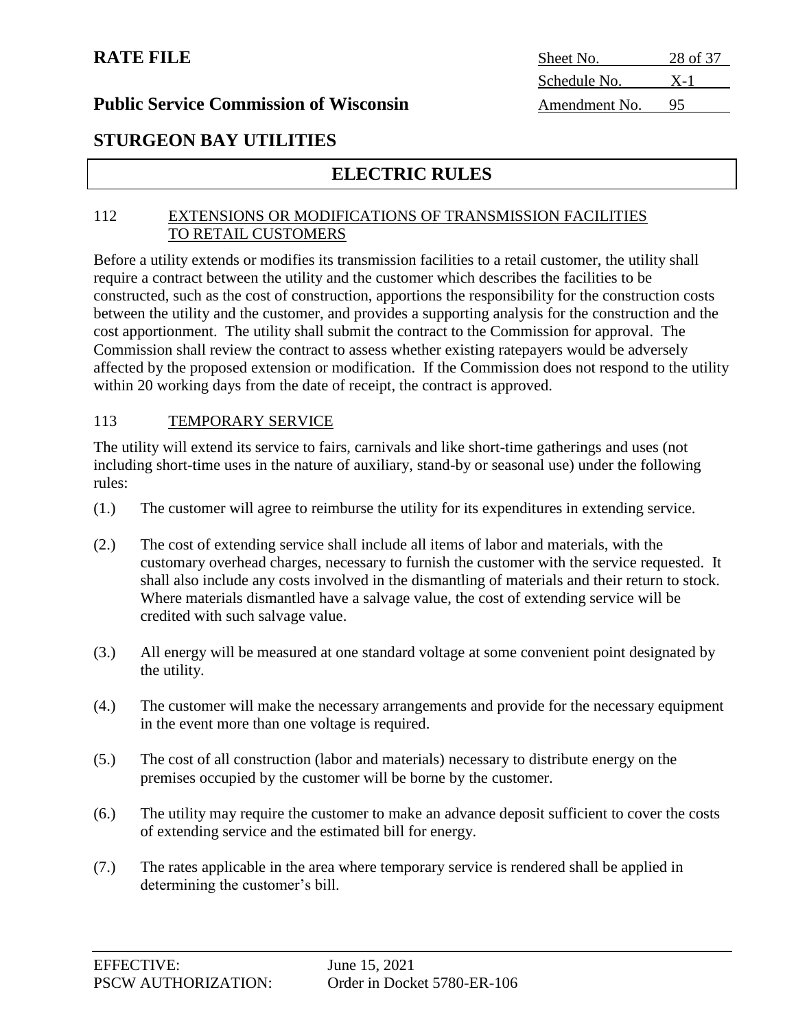## STURGEON BAY UTILITIES

## ELECTRIC RULES

### 112 EXTENSIONS OR MODIFICATIONS OF TRANSMISSION FACILITIES TO RETAIL CUSTOMERS

Before a utility extends or modifies its transmission facilities to a retail customer, the utility shall require a contract between the utility and the customer which describes the facilities to be constructed, such as the cost of construction, apportions the responsibility for the construction costs between the utility and the customer, and provides a supporting analysis for the construction and the cost apportionment. The utility shall submit the contract to the Commission for approval. The Commission shall review the contract to assess whether existing ratepayers would be adversely affected by the proposed extension or modification. If the Commission does not respond to the utility within 20 working days from the date of receipt, the contract is approved.

### 113 TEMPORARY SERVICE

The utility will extend its service to fairs, carnivals and like short-time gatherings and uses (not including short-time uses in the nature of auxiliary, stand-by or seasonal use) under the following rules:

(1.) The customer will agree to reimburse the utility for its expenditures in extending service.

(2.) The cost of extending service shall include all items of labor and materials, with the customary overhead charges, necessary to furnish the customer with the service requested. It shall also include any costs involved in the dismantling of materials and their return to stock. Where materials dismantled have a salvage value, the cost of extending service will be credited with such salvage value.

(3.) All energy will be measured at one standard voltage at some convenient point designated by the utility.

(4.) The customer will make the necessary arrangements and provide for the necessary equipment in the event more than one voltage is required.

(5.) The cost of all construction (labor and materials) necessary to distribute energy on the premises occupied by the customer will be borne by the customer.

(6.) The utility may require the customer to make an advance deposit sufficient to cover the costs of extending service and the estimated bill for energy.

(7.) The rates applicable in the area where temporary service is rendered shall be applied in determining the customer's bill.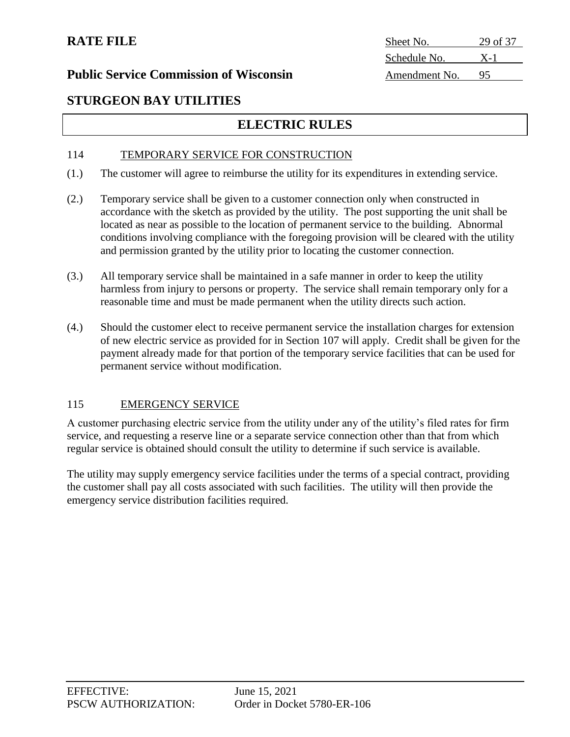## ELECTRIC RULES

### 114 TEMPORARY SERVICE FOR CONSTRUCTION

(1.) The customer will agree to reimburse the utility for its expenditures in extending service.

(2.) Temporary service shall be given to a customer connection only when constructed in accordance with the sketch as provided by the utility. The post supporting the unit shall be located as near as possible to the location of permanent service to the building. Abnormal conditions involving compliance with the foregoing provision will be cleared with the utility and permission granted by the utility prior to locating the customer connection.

(3.) All temporary service shall be maintained in a safe manner in order to keep the utility harmless from injury to persons or property. The service shall remain temporary only for a reasonable time and must be made permanent when the utility directs such action.

(4.) Should the customer elect to receive permanent service the installation charges for extension of new electric service as provided for in Section 107 will apply. Credit shall be given for the payment already made for that portion of the temporary service facilities that can be used for permanent service without modification.

### 115 EMERGENCY SERVICE

A customer purchasing electric service from the utility under any of the utility's filed rates for firm service, and requesting a reserve line or a separate service connection other than that from which regular service is obtained should consult the utility to determine if such service is available.

The utility may supply emergency service facilities under the terms of a special contract, providing the customer shall pay all costs associated with such facilities. The utility will then provide the emergency service distribution facilities required.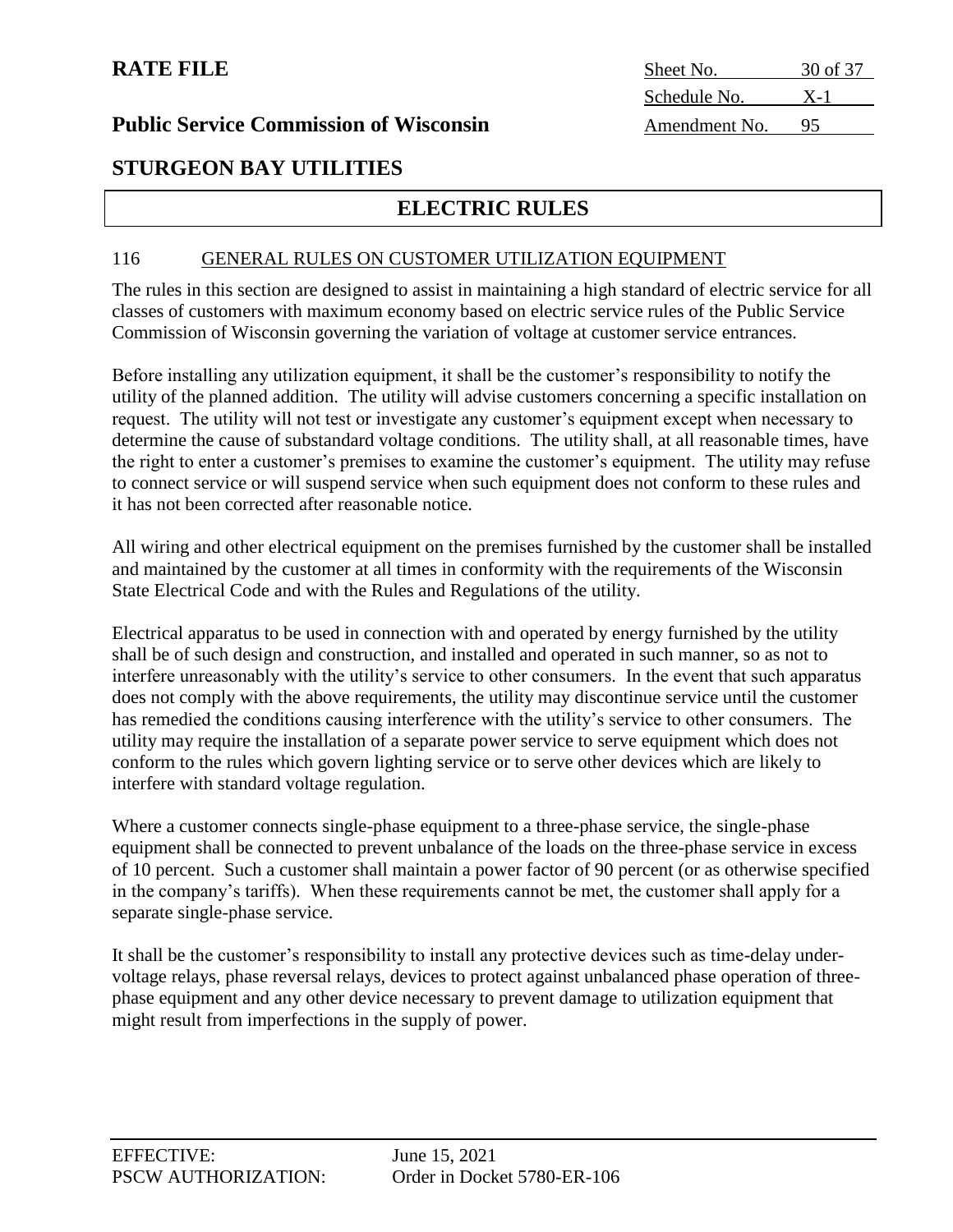## 116 GENERAL RULES ON CUSTOMER UTILIZATION EQUIPMENT

The rules in this section are designed to assist in maintaining a high standard of electric service for all classes of customers with maximum economy based on electric service rules of the Public Service Commission of Wisconsin governing the variation of voltage at customer service entrances.

Before installing any utilization equipment, it shall be the customer's responsibility to notify the utility of the planned addition. The utility will advise customers concerning a specific installation on request. The utility will not test or investigate any customer's equipment except when necessary to determine the cause of substandard voltage conditions. The utility shall, at all reasonable times, have the right to enter a customer's premises to examine the customer's equipment. The utility may refuse to connect service or will suspend service when such equipment does not conform to these rules and it has not been corrected after reasonable notice.

All wiring and other electrical equipment on the premises furnished by the customer shall be installed and maintained by the customer at all times in conformity with the requirements of the Wisconsin State Electrical Code and with the Rules and Regulations of the utility.

Electrical apparatus to be used in connection with and operated by energy furnished by the utility shall be of such design and construction, and installed and operated in such manner, so as not to interfere unreasonably with the utility's service to other consumers. In the event that such apparatus does not comply with the above requirements, the utility may discontinue service until the customer has remedied the conditions causing interference with the utility's service to other consumers. The utility may require the installation of a separate power service to serve equipment which does not conform to the rules which govern lighting service or to serve other devices which are likely to interfere with standard voltage regulation.

Where a customer connects single-phase equipment to a three-phase service, the single-phase equipment shall be connected to prevent unbalance of the loads on the three-phase service in excess of 10 percent. Such a customer shall maintain a power factor of 90 percent (or as otherwise specified in the company's tariffs). When these requirements cannot be met, the customer shall apply for a separate single-phase service.

It shall be the customer's responsibility to install any protective devices such as time-delay under-voltage relays, phase reversal relays, devices to protect against unbalanced phase operation of three-phase equipment and any other device necessary to prevent damage to utilization equipment that might result from imperfections in the supply of power.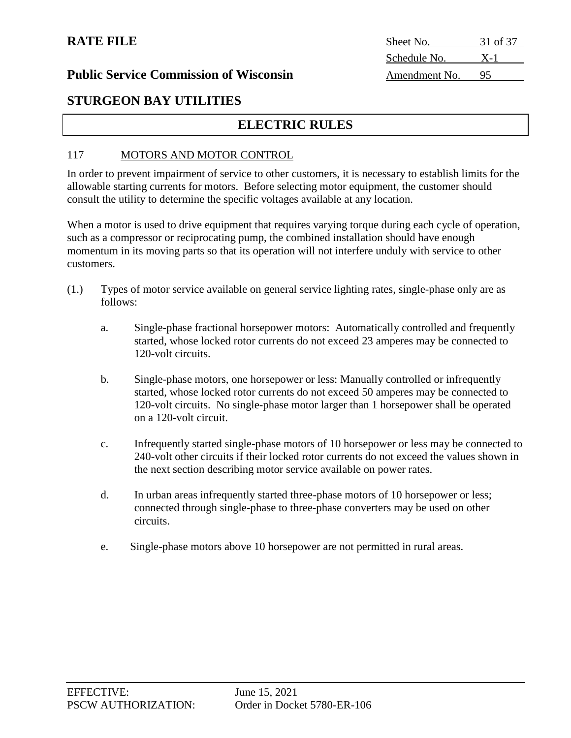**RATE FILE**

**Public Service Commission of Wisconsin**

| Sheet No. | 31 of 37 |
| --- | --- |
| Schedule No. | X-1 |
| Amendment No. | 95 |

## STURGEON BAY UTILITIES

## ELECTRIC RULES

117 MOTORS AND MOTOR CONTROL

In order to prevent impairment of service to other customers, it is necessary to establish limits for the allowable starting currents for motors. Before selecting motor equipment, the customer should consult the utility to determine the specific voltages available at any location.

When a motor is used to drive equipment that requires varying torque during each cycle of operation, such as a compressor or reciprocating pump, the combined installation should have enough momentum in its moving parts so that its operation will not interfere unduly with service to other customers.

(1.) Types of motor service available on general service lighting rates, single-phase only are as follows:

a. Single-phase fractional horsepower motors: Automatically controlled and frequently started, whose locked rotor currents do not exceed 23 amperes may be connected to 120-volt circuits.

b. Single-phase motors, one horsepower or less: Manually controlled or infrequently started, whose locked rotor currents do not exceed 50 amperes may be connected to 120-volt circuits. No single-phase motor larger than 1 horsepower shall be operated on a 120-volt circuit.

c. Infrequently started single-phase motors of 10 horsepower or less may be connected to 240-volt other circuits if their locked rotor currents do not exceed the values shown in the next section describing motor service available on power rates.

d. In urban areas infrequently started three-phase motors of 10 horsepower or less; connected through single-phase to three-phase converters may be used on other circuits.

e. Single-phase motors above 10 horsepower are not permitted in rural areas.

EFFECTIVE: June 15, 2021
PSCW AUTHORIZATION: Order in Docket 5780-ER-106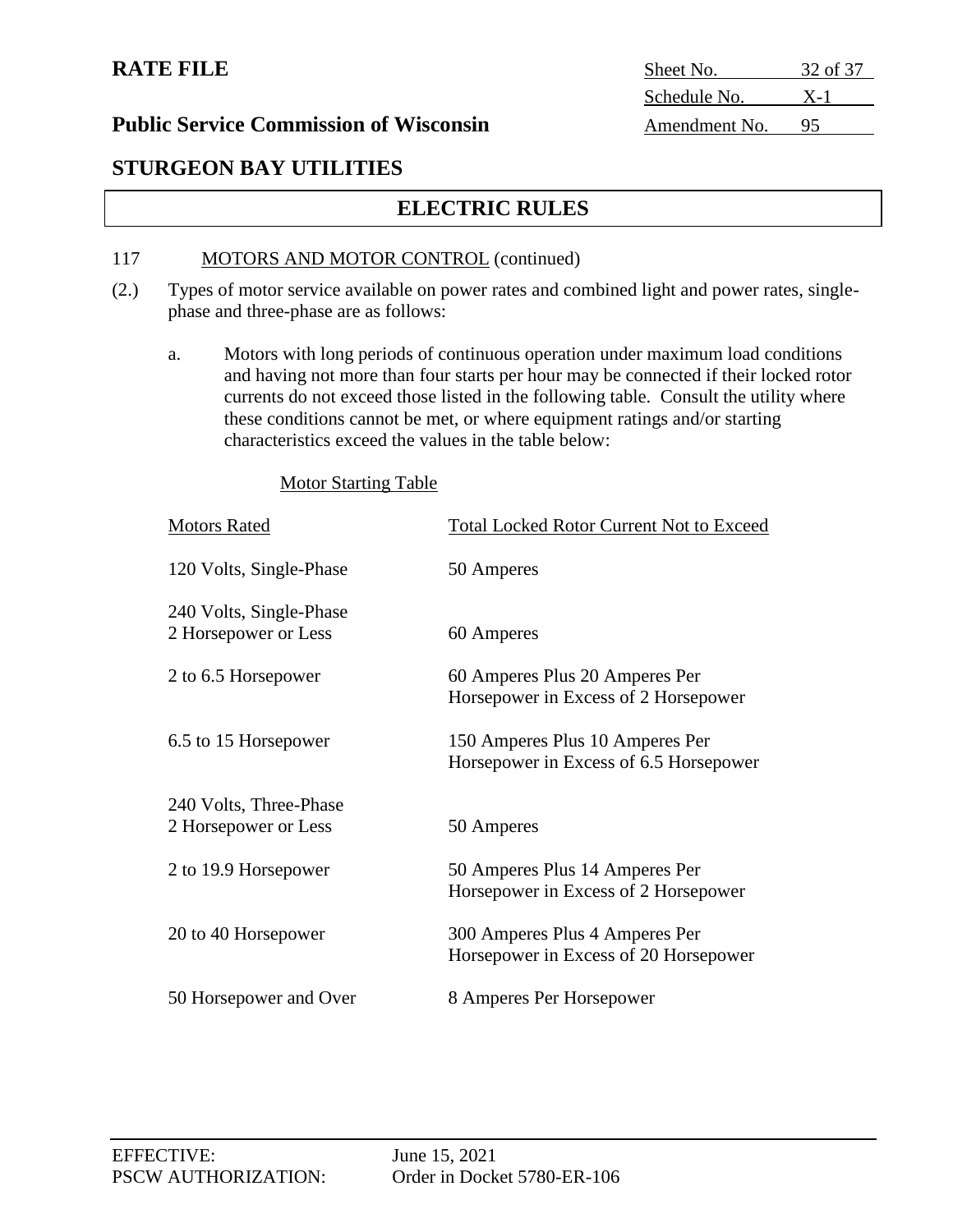# RATE FILE

**Public Service Commission of Wisconsin**

| Sheet No. | 32 of 37 |
|---|---|
| Schedule No. | X-1 |
| Amendment No. | 95 |

## STURGEON BAY UTILITIES

## ELECTRIC RULES

117 MOTORS AND MOTOR CONTROL (continued)

(2.) Types of motor service available on power rates and combined light and power rates, single-phase and three-phase are as follows:

a. Motors with long periods of continuous operation under maximum load conditions and having not more than four starts per hour may be connected if their locked rotor currents do not exceed those listed in the following table. Consult the utility where these conditions cannot be met, or where equipment ratings and/or starting characteristics exceed the values in the table below:

Motor Starting Table

| Motors Rated | Total Locked Rotor Current Not to Exceed |
|---|---|
| 120 Volts, Single-Phase | 50 Amperes |
| 240 Volts, Single-Phase | |
| 2 Horsepower or Less | 60 Amperes |
| 2 to 6.5 Horsepower | 60 Amperes Plus 20 Amperes Per Horsepower in Excess of 2 Horsepower |
| 6.5 to 15 Horsepower | 150 Amperes Plus 10 Amperes Per Horsepower in Excess of 6.5 Horsepower |
| 240 Volts, Three-Phase | |
| 2 Horsepower or Less | 50 Amperes |
| 2 to 19.9 Horsepower | 50 Amperes Plus 14 Amperes Per Horsepower in Excess of 2 Horsepower |
| 20 to 40 Horsepower | 300 Amperes Plus 4 Amperes Per Horsepower in Excess of 20 Horsepower |
| 50 Horsepower and Over | 8 Amperes Per Horsepower |

EFFECTIVE: June 15, 2021
PSCW AUTHORIZATION: Order in Docket 5780-ER-106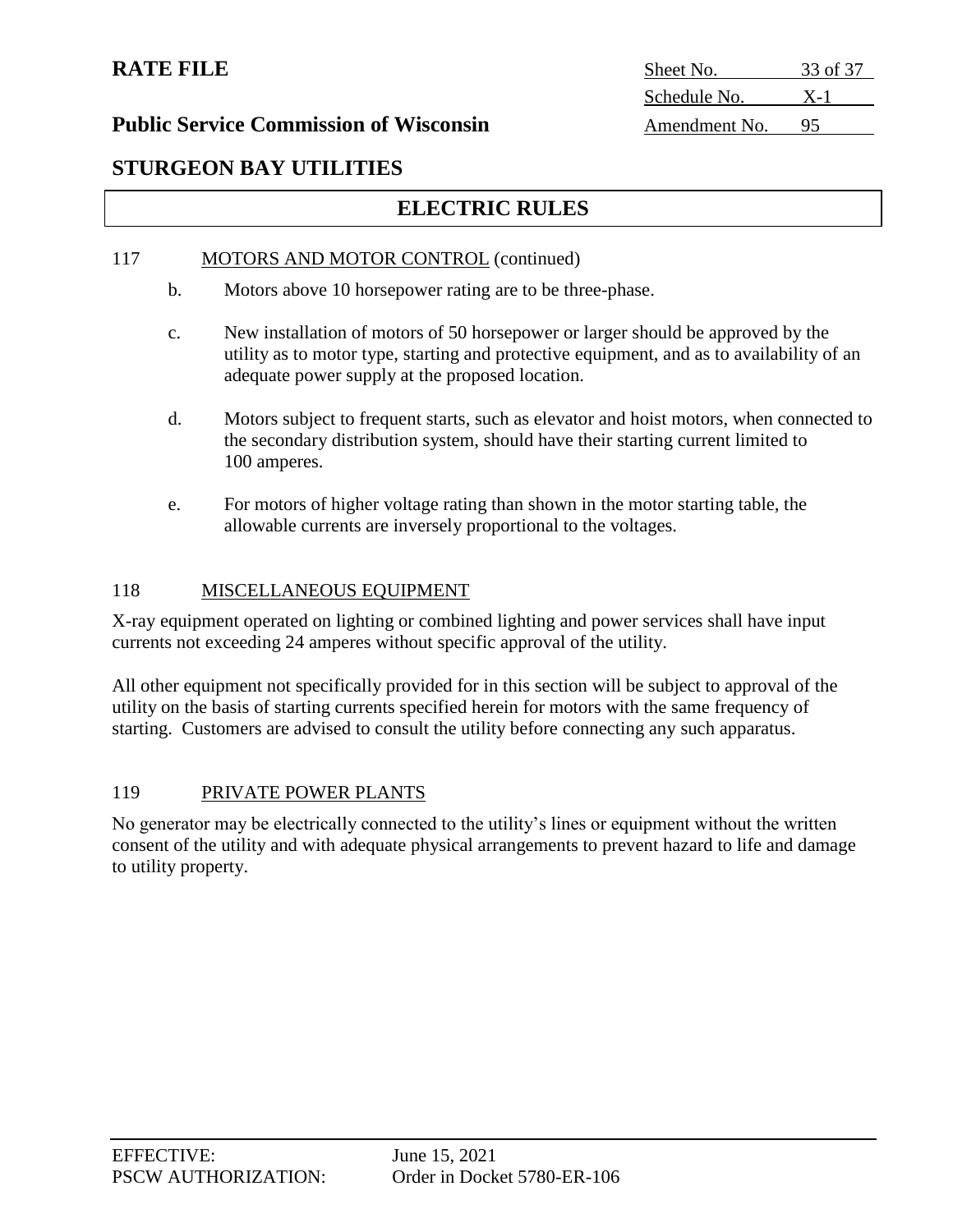## ELECTRIC RULES

117 MOTORS AND MOTOR CONTROL (continued)

b. Motors above 10 horsepower rating are to be three-phase.

c. New installation of motors of 50 horsepower or larger should be approved by the utility as to motor type, starting and protective equipment, and as to availability of an adequate power supply at the proposed location.

d. Motors subject to frequent starts, such as elevator and hoist motors, when connected to the secondary distribution system, should have their starting current limited to 100 amperes.

e. For motors of higher voltage rating than shown in the motor starting table, the allowable currents are inversely proportional to the voltages.

118 MISCELLANEOUS EQUIPMENT

X-ray equipment operated on lighting or combined lighting and power services shall have input currents not exceeding 24 amperes without specific approval of the utility.

All other equipment not specifically provided for in this section will be subject to approval of the utility on the basis of starting currents specified herein for motors with the same frequency of starting. Customers are advised to consult the utility before connecting any such apparatus.

119 PRIVATE POWER PLANTS

No generator may be electrically connected to the utility's lines or equipment without the written consent of the utility and with adequate physical arrangements to prevent hazard to life and damage to utility property.

EFFECTIVE: June 15, 2021
PSCW AUTHORIZATION: Order in Docket 5780-ER-106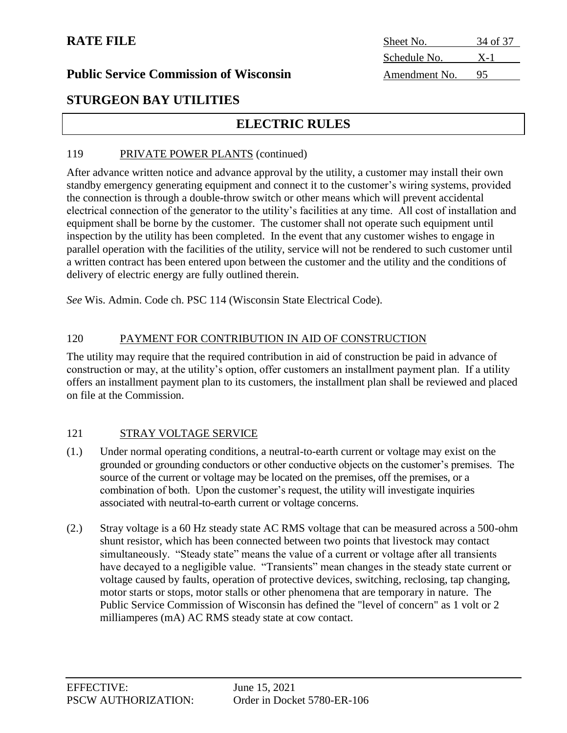# RATE FILE

## Public Service Commission of Wisconsin

| Sheet No. | 34 of 37 |
|---|---|
| Schedule No. | X-1 |
| Amendment No. | 95 |

## STURGEON BAY UTILITIES

## ELECTRIC RULES

### 119 PRIVATE POWER PLANTS (continued)

After advance written notice and advance approval by the utility, a customer may install their own standby emergency generating equipment and connect it to the customer's wiring systems, provided the connection is through a double-throw switch or other means which will prevent accidental electrical connection of the generator to the utility's facilities at any time. All cost of installation and equipment shall be borne by the customer. The customer shall not operate such equipment until inspection by the utility has been completed. In the event that any customer wishes to engage in parallel operation with the facilities of the utility, service will not be rendered to such customer until a written contract has been entered upon between the customer and the utility and the conditions of delivery of electric energy are fully outlined therein.

*See* Wis. Admin. Code ch. PSC 114 (Wisconsin State Electrical Code).

### 120 PAYMENT FOR CONTRIBUTION IN AID OF CONSTRUCTION

The utility may require that the required contribution in aid of construction be paid in advance of construction or may, at the utility's option, offer customers an installment payment plan. If a utility offers an installment payment plan to its customers, the installment plan shall be reviewed and placed on file at the Commission.

### 121 STRAY VOLTAGE SERVICE

(1.) Under normal operating conditions, a neutral-to-earth current or voltage may exist on the grounded or grounding conductors or other conductive objects on the customer's premises. The source of the current or voltage may be located on the premises, off the premises, or a combination of both. Upon the customer's request, the utility will investigate inquiries associated with neutral-to-earth current or voltage concerns.

(2.) Stray voltage is a 60 Hz steady state AC RMS voltage that can be measured across a 500-ohm shunt resistor, which has been connected between two points that livestock may contact simultaneously. "Steady state" means the value of a current or voltage after all transients have decayed to a negligible value. "Transients" mean changes in the steady state current or voltage caused by faults, operation of protective devices, switching, reclosing, tap changing, motor starts or stops, motor stalls or other phenomena that are temporary in nature. The Public Service Commission of Wisconsin has defined the "level of concern" as 1 volt or 2 milliamperes (mA) AC RMS steady state at cow contact.

EFFECTIVE: June 15, 2021
PSCW AUTHORIZATION: Order in Docket 5780-ER-106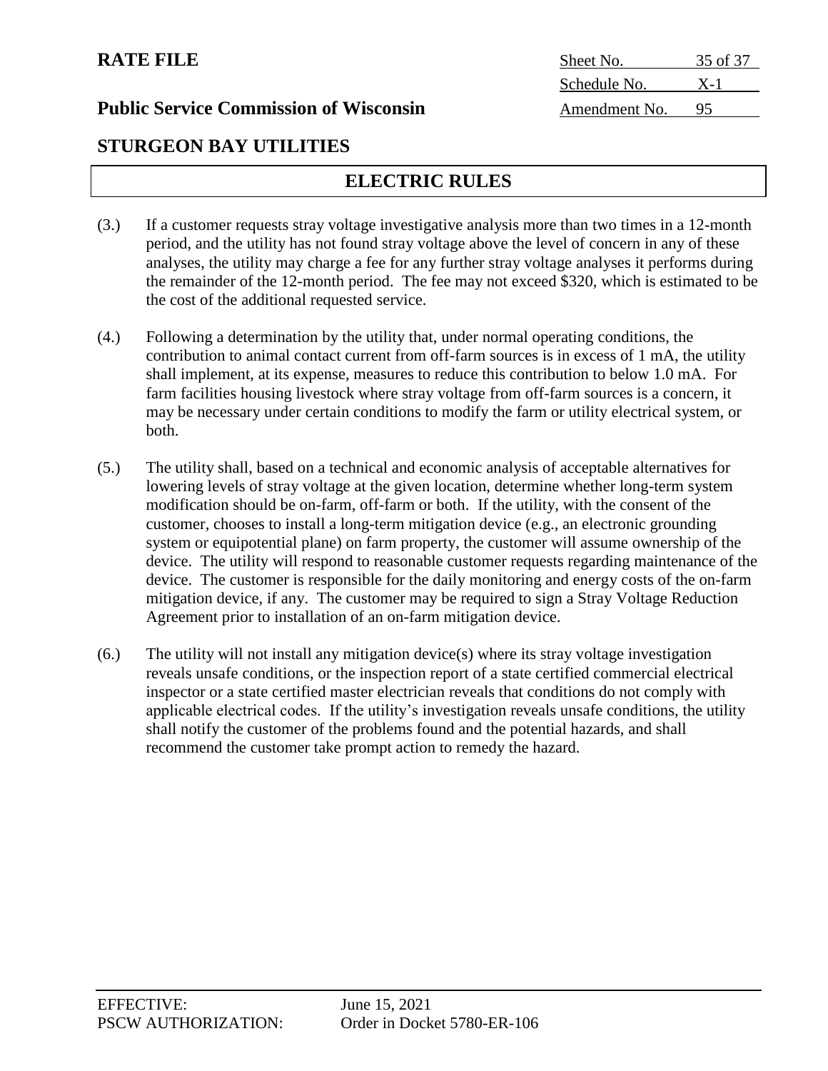## ELECTRIC RULES

(3.) If a customer requests stray voltage investigative analysis more than two times in a 12-month period, and the utility has not found stray voltage above the level of concern in any of these analyses, the utility may charge a fee for any further stray voltage analyses it performs during the remainder of the 12-month period. The fee may not exceed $320, which is estimated to be the cost of the additional requested service.

(4.) Following a determination by the utility that, under normal operating conditions, the contribution to animal contact current from off-farm sources is in excess of 1 mA, the utility shall implement, at its expense, measures to reduce this contribution to below 1.0 mA. For farm facilities housing livestock where stray voltage from off-farm sources is a concern, it may be necessary under certain conditions to modify the farm or utility electrical system, or both.

(5.) The utility shall, based on a technical and economic analysis of acceptable alternatives for lowering levels of stray voltage at the given location, determine whether long-term system modification should be on-farm, off-farm or both. If the utility, with the consent of the customer, chooses to install a long-term mitigation device (e.g., an electronic grounding system or equipotential plane) on farm property, the customer will assume ownership of the device. The utility will respond to reasonable customer requests regarding maintenance of the device. The customer is responsible for the daily monitoring and energy costs of the on-farm mitigation device, if any. The customer may be required to sign a Stray Voltage Reduction Agreement prior to installation of an on-farm mitigation device.

(6.) The utility will not install any mitigation device(s) where its stray voltage investigation reveals unsafe conditions, or the inspection report of a state certified commercial electrical inspector or a state certified master electrician reveals that conditions do not comply with applicable electrical codes. If the utility's investigation reveals unsafe conditions, the utility shall notify the customer of the problems found and the potential hazards, and shall recommend the customer take prompt action to remedy the hazard.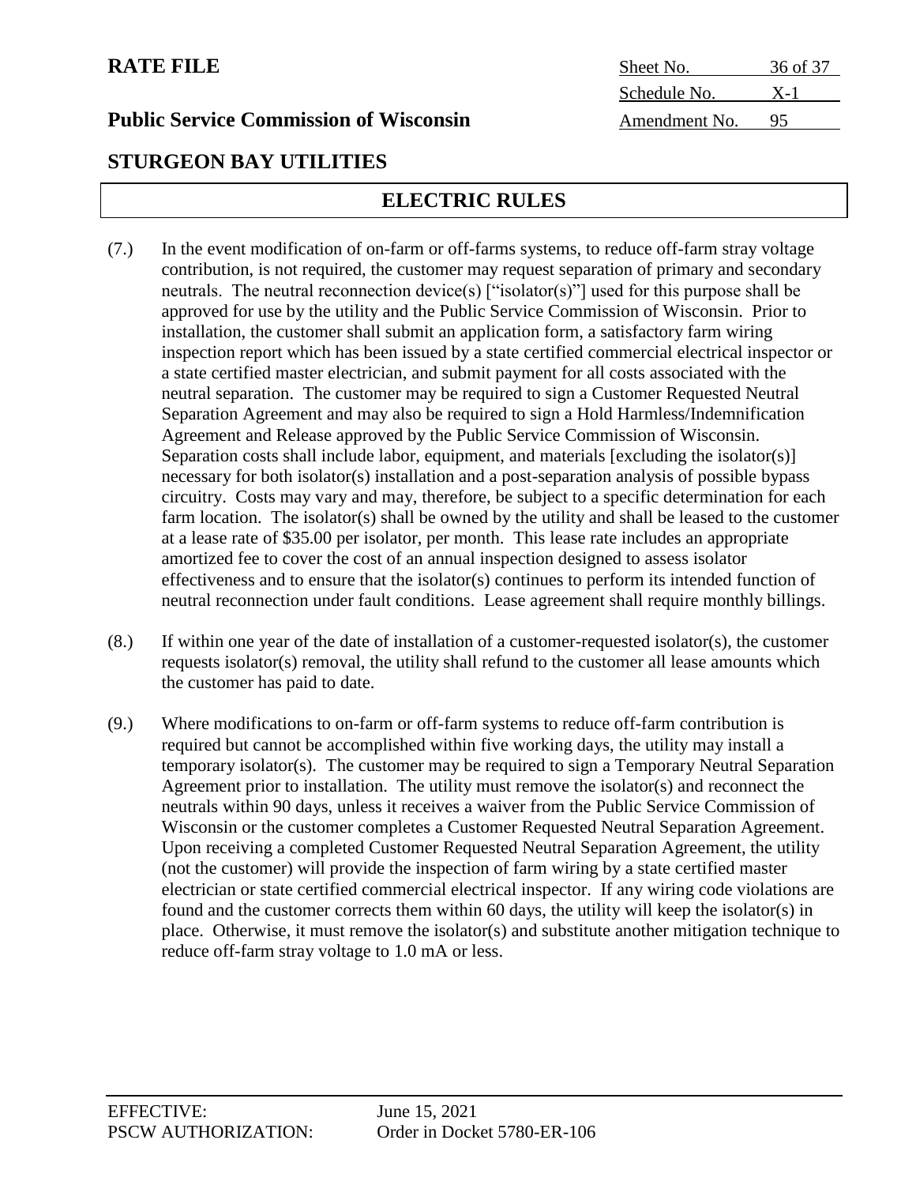**RATE FILE**

**Public Service Commission of Wisconsin**

Sheet No. 36 of 37
Schedule No. X-1
Amendment No. 95

## STURGEON BAY UTILITIES

## ELECTRIC RULES

(7.) In the event modification of on-farm or off-farms systems, to reduce off-farm stray voltage contribution, is not required, the customer may request separation of primary and secondary neutrals. The neutral reconnection device(s) ["isolator(s)"] used for this purpose shall be approved for use by the utility and the Public Service Commission of Wisconsin. Prior to installation, the customer shall submit an application form, a satisfactory farm wiring inspection report which has been issued by a state certified commercial electrical inspector or a state certified master electrician, and submit payment for all costs associated with the neutral separation. The customer may be required to sign a Customer Requested Neutral Separation Agreement and may also be required to sign a Hold Harmless/Indemnification Agreement and Release approved by the Public Service Commission of Wisconsin. Separation costs shall include labor, equipment, and materials [excluding the isolator(s)] necessary for both isolator(s) installation and a post-separation analysis of possible bypass circuitry. Costs may vary and may, therefore, be subject to a specific determination for each farm location. The isolator(s) shall be owned by the utility and shall be leased to the customer at a lease rate of $35.00 per isolator, per month. This lease rate includes an appropriate amortized fee to cover the cost of an annual inspection designed to assess isolator effectiveness and to ensure that the isolator(s) continues to perform its intended function of neutral reconnection under fault conditions. Lease agreement shall require monthly billings.

(8.) If within one year of the date of installation of a customer-requested isolator(s), the customer requests isolator(s) removal, the utility shall refund to the customer all lease amounts which the customer has paid to date.

(9.) Where modifications to on-farm or off-farm systems to reduce off-farm contribution is required but cannot be accomplished within five working days, the utility may install a temporary isolator(s). The customer may be required to sign a Temporary Neutral Separation Agreement prior to installation. The utility must remove the isolator(s) and reconnect the neutrals within 90 days, unless it receives a waiver from the Public Service Commission of Wisconsin or the customer completes a Customer Requested Neutral Separation Agreement. Upon receiving a completed Customer Requested Neutral Separation Agreement, the utility (not the customer) will provide the inspection of farm wiring by a state certified master electrician or state certified commercial electrical inspector. If any wiring code violations are found and the customer corrects them within 60 days, the utility will keep the isolator(s) in place. Otherwise, it must remove the isolator(s) and substitute another mitigation technique to reduce off-farm stray voltage to 1.0 mA or less.

EFFECTIVE: June 15, 2021
PSCW AUTHORIZATION: Order in Docket 5780-ER-106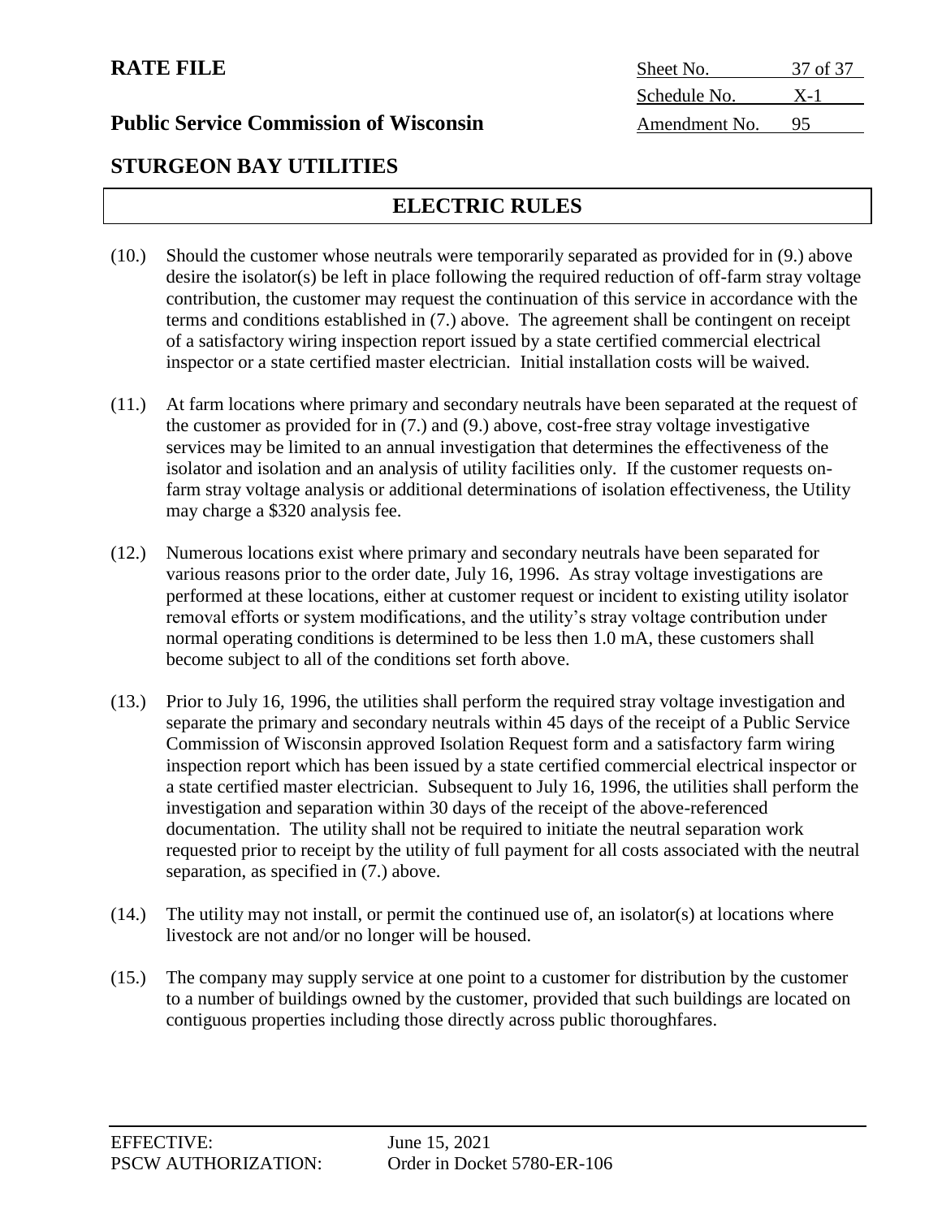## ELECTRIC RULES

(10.) Should the customer whose neutrals were temporarily separated as provided for in (9.) above desire the isolator(s) be left in place following the required reduction of off-farm stray voltage contribution, the customer may request the continuation of this service in accordance with the terms and conditions established in (7.) above. The agreement shall be contingent on receipt of a satisfactory wiring inspection report issued by a state certified commercial electrical inspector or a state certified master electrician. Initial installation costs will be waived.

(11.) At farm locations where primary and secondary neutrals have been separated at the request of the customer as provided for in (7.) and (9.) above, cost-free stray voltage investigative services may be limited to an annual investigation that determines the effectiveness of the isolator and isolation and an analysis of utility facilities only. If the customer requests on-farm stray voltage analysis or additional determinations of isolation effectiveness, the Utility may charge a $320 analysis fee.

(12.) Numerous locations exist where primary and secondary neutrals have been separated for various reasons prior to the order date, July 16, 1996. As stray voltage investigations are performed at these locations, either at customer request or incident to existing utility isolator removal efforts or system modifications, and the utility's stray voltage contribution under normal operating conditions is determined to be less then 1.0 mA, these customers shall become subject to all of the conditions set forth above.

(13.) Prior to July 16, 1996, the utilities shall perform the required stray voltage investigation and separate the primary and secondary neutrals within 45 days of the receipt of a Public Service Commission of Wisconsin approved Isolation Request form and a satisfactory farm wiring inspection report which has been issued by a state certified commercial electrical inspector or a state certified master electrician. Subsequent to July 16, 1996, the utilities shall perform the investigation and separation within 30 days of the receipt of the above-referenced documentation. The utility shall not be required to initiate the neutral separation work requested prior to receipt by the utility of full payment for all costs associated with the neutral separation, as specified in (7.) above.

(14.) The utility may not install, or permit the continued use of, an isolator(s) at locations where livestock are not and/or no longer will be housed.

(15.) The company may supply service at one point to a customer for distribution by the customer to a number of buildings owned by the customer, provided that such buildings are located on contiguous properties including those directly across public thoroughfares.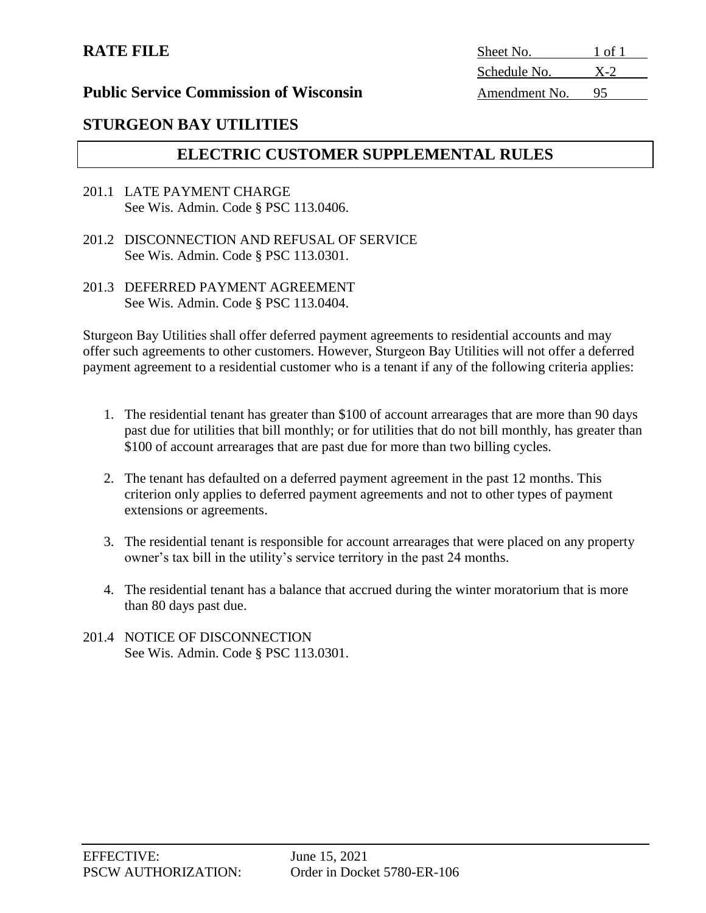**RATE FILE**

| | |
|---|---|
| Sheet No. | 1 of 1 |
| Schedule No. | X-2 |
| Amendment No. | 95 |

**Public Service Commission of Wisconsin**

## STURGEON BAY UTILITIES

## ELECTRIC CUSTOMER SUPPLEMENTAL RULES

201.1 LATE PAYMENT CHARGE
See Wis. Admin. Code § PSC 113.0406.

201.2 DISCONNECTION AND REFUSAL OF SERVICE
See Wis. Admin. Code § PSC 113.0301.

201.3 DEFERRED PAYMENT AGREEMENT
See Wis. Admin. Code § PSC 113.0404.

Sturgeon Bay Utilities shall offer deferred payment agreements to residential accounts and may offer such agreements to other customers. However, Sturgeon Bay Utilities will not offer a deferred payment agreement to a residential customer who is a tenant if any of the following criteria applies:

1. The residential tenant has greater than $100 of account arrearages that are more than 90 days past due for utilities that bill monthly; or for utilities that do not bill monthly, has greater than $100 of account arrearages that are past due for more than two billing cycles.

2. The tenant has defaulted on a deferred payment agreement in the past 12 months. This criterion only applies to deferred payment agreements and not to other types of payment extensions or agreements.

3. The residential tenant is responsible for account arrearages that were placed on any property owner's tax bill in the utility's service territory in the past 24 months.

4. The residential tenant has a balance that accrued during the winter moratorium that is more than 80 days past due.

201.4 NOTICE OF DISCONNECTION
See Wis. Admin. Code § PSC 113.0301.

EFFECTIVE: June 15, 2021
PSCW AUTHORIZATION: Order in Docket 5780-ER-106